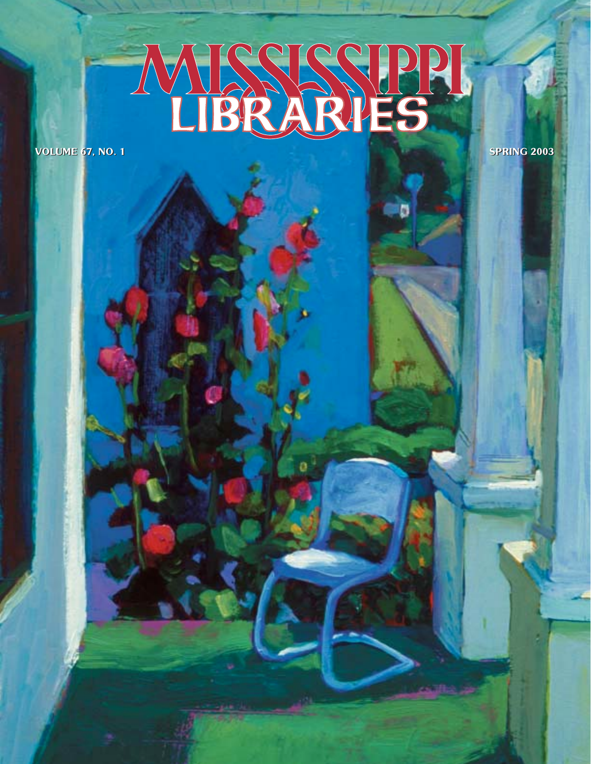# MISSISSIPPI LIBRARIES

VOLUME 67, NO. 1

SPRING 2003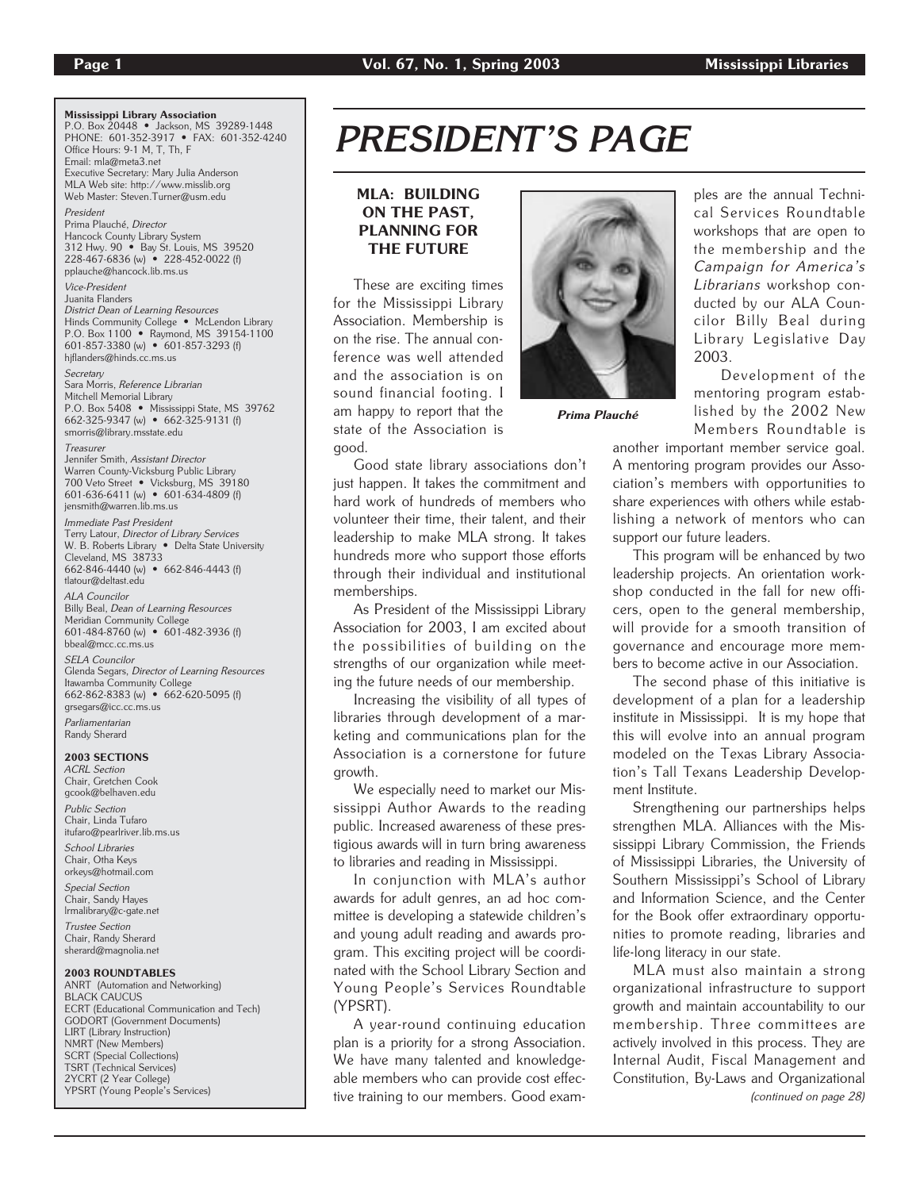**Mississippi Library Association**
P.O. Box 20448 • Jackson, MS 39289-1448
PHONE: 601-352-3917 • FAX: 601-352-4240
Office Hours: 9-1 M, T, Th, F
Email: mla@meta3.net
Executive Secretary: Mary Julia Anderson
MLA Web site: http://www.misslib.org
Web Master: Steven.Turner@usm.edu

*President*
Prima Plauché, *Director*
Hancock County Library System
312 Hwy. 90 • Bay St. Louis, MS 39520
228-467-6836 (w) • 228-452-0022 (f)
pplauche@hancock.lib.ms.us

*Vice-President*
Juanita Flanders
*District Dean of Learning Resources*
Hinds Community College • McLendon Library
P.O. Box 1100 • Raymond, MS 39154-1100
601-857-3380 (w) • 601-857-3293 (f)
hjflanders@hinds.cc.ms.us

*Secretary*
Sara Morris, *Reference Librarian*
Mitchell Memorial Library
P.O. Box 5408 • Mississippi State, MS 39762
662-325-9347 (w) • 662-325-9131 (f)
smorris@library.msstate.edu

*Treasurer*
Jennifer Smith, *Assistant Director*
Warren County-Vicksburg Public Library
700 Veto Street • Vicksburg, MS 39180
601-636-6411 (w) • 601-634-4809 (f)
jensmith@warren.lib.ms.us

*Immediate Past President*
Terry Latour, *Director of Library Services*
W. B. Roberts Library • Delta State University
Cleveland, MS 38733
662-846-4440 (w) • 662-846-4443 (f)
tlatour@deltast.edu

*ALA Councilor*
Billy Beal, *Dean of Learning Resources*
Meridian Community College
601-484-8760 (w) • 601-482-3936 (f)
bbeal@mcc.cc.ms.us

*SELA Councilor*
Glenda Segars, *Director of Learning Resources*
Itawamba Community College
662-862-8383 (w) • 662-620-5095 (f)
grsegars@icc.cc.ms.us

*Parliamentarian*
Randy Sherard

**2003 SECTIONS**

*ACRL Section*
Chair, Gretchen Cook
gcook@belhaven.edu

*Public Section*
Chair, Linda Tufaro
ltufaro@pearlriver.lib.ms.us

*School Libraries*
Chair, Otha Keys
orkeys@hotmail.com

*Special Section*
Chair, Sandy Hayes
lrmalibrary@c-gate.net

*Trustee Section*
Chair, Randy Sherard
sherard@magnolia.net

**2003 ROUNDTABLES**

ANRT (Automation and Networking)
BLACK CAUCUS
ECRT (Educational Communication and Tech)
GODORT (Government Documents)
LIRT (Library Instruction)
NMRT (New Members)
SCRT (Special Collections)
TSRT (Technical Services)
2YCRT (2 Year College)
YPSRT (Young People's Services)

# PRESIDENT'S PAGE

## MLA: BUILDING ON THE PAST, PLANNING FOR THE FUTURE

***Prima Plauché***

These are exciting times for the Mississippi Library Association. Membership is on the rise. The annual conference was well attended and the association is on sound financial footing. I am happy to report that the state of the Association is good.

Good state library associations don't just happen. It takes the commitment and hard work of hundreds of members who volunteer their time, their talent, and their leadership to make MLA strong. It takes hundreds more who support those efforts through their individual and institutional memberships.

As President of the Mississippi Library Association for 2003, I am excited about the possibilities of building on the strengths of our organization while meeting the future needs of our membership.

Increasing the visibility of all types of libraries through development of a marketing and communications plan for the Association is a cornerstone for future growth.

We especially need to market our Mississippi Author Awards to the reading public. Increased awareness of these prestigious awards will in turn bring awareness to libraries and reading in Mississippi.

In conjunction with MLA's author awards for adult genres, an ad hoc committee is developing a statewide children's and young adult reading and awards program. This exciting project will be coordinated with the School Library Section and Young People's Services Roundtable (YPSRT).

A year-round continuing education plan is a priority for a strong Association. We have many talented and knowledgeable members who can provide cost effective training to our members. Good examples are the annual Technical Services Roundtable workshops that are open to the membership and the *Campaign for America's Librarians* workshop conducted by our ALA Councilor Billy Beal during Library Legislative Day 2003.

Development of the mentoring program established by the 2002 New Members Roundtable is another important member service goal. A mentoring program provides our Association's members with opportunities to share experiences with others while establishing a network of mentors who can support our future leaders.

This program will be enhanced by two leadership projects. An orientation workshop conducted in the fall for new officers, open to the general membership, will provide for a smooth transition of governance and encourage more members to become active in our Association.

The second phase of this initiative is development of a plan for a leadership institute in Mississippi. It is my hope that this will evolve into an annual program modeled on the Texas Library Association's Tall Texans Leadership Development Institute.

Strengthening our partnerships helps strengthen MLA. Alliances with the Mississippi Library Commission, the Friends of Mississippi Libraries, the University of Southern Mississippi's School of Library and Information Science, and the Center for the Book offer extraordinary opportunities to promote reading, libraries and life-long literacy in our state.

MLA must also maintain a strong organizational infrastructure to support growth and maintain accountability to our membership. Three committees are actively involved in this process. They are Internal Audit, Fiscal Management and Constitution, By-Laws and Organizational

*(continued on page 28)*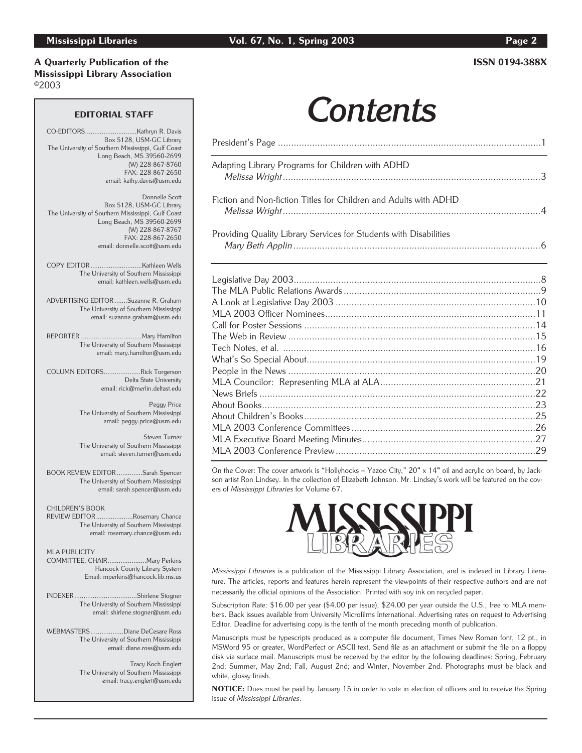**A Quarterly Publication of the Mississippi Library Association**
©2003

ISSN 0194-388X

## EDITORIAL STAFF

CO-EDITORS............................Kathryn R. Davis
Box 5128, USM-GC Library
The University of Southern Mississippi, Gulf Coast
Long Beach, MS 39560-2699
(W) 228-867-8760
FAX: 228-867-2650
email: kathy.davis@usm.edu

Donnelle Scott
Box 5128, USM-GC Library
The University of Southern Mississippi, Gulf Coast
Long Beach, MS 39560-2699
(W) 228-867-8767
FAX: 228-867-2650
email: donnelle.scott@usm.edu

COPY EDITOR............................Kathleen Wells
The University of Southern Mississippi
email: kathleen.wells@usm.edu

ADVERTISING EDITOR.......Suzanne R. Graham
The University of Southern Mississippi
email: suzanne.graham@usm.edu

REPORTER ................................Mary Hamilton
The University of Southern Mississippi
email: mary.hamilton@usm.edu

COLUMN EDITORS...................Rick Torgerson
Delta State University
email: rick@merlin.deltast.edu

Peggy Price
The University of Southern Mississippi
email: peggy.price@usm.edu

Steven Turner
The University of Southern Mississippi
email: steven.turner@usm.edu

BOOK REVIEW EDITOR..............Sarah Spencer
The University of Southern Mississippi
email: sarah.spencer@usm.edu

CHILDREN'S BOOK REVIEW EDITOR...................Rosemary Chance
The University of Southern Mississippi
email: rosemary.chance@usm.edu

MLA PUBLICITY COMMITTEE, CHAIR....................Mary Perkins
Hancock County Library System
Email: mperkins@hancock.lib.ms.us

INDEXER.................................Shirlene Stogner
The University of Southern Mississippi
email: shirlene.stogner@usm.edu

WEBMASTERS..................Diane DeCesare Ross
The University of Southern Mississippi
email: diane.ross@usm.edu

Tracy Koch Englert
The University of Southern Mississippi
email: tracy.englert@usm.edu

# *Contents*

President's Page ....................................................1

Adapting Library Programs for Children with ADHD
*Melissa Wright* ....................................................3

Fiction and Non-fiction Titles for Children and Adults with ADHD
*Melissa Wright* ....................................................4

Providing Quality Library Services for Students with Disabilities
*Mary Beth Applin* ....................................................6

Legislative Day 2003....................................................8
The MLA Public Relations Awards....................................................9
A Look at Legislative Day 2003....................................................10
MLA 2003 Officer Nominees....................................................11
Call for Poster Sessions....................................................14
The Web in Review....................................................15
Tech Notes, et al. ....................................................16
What's So Special About....................................................19
People in the News....................................................20
MLA Councilor: Representing MLA at ALA....................................................21
News Briefs....................................................22
About Books....................................................23
About Children's Books....................................................25
MLA 2003 Conference Committees....................................................26
MLA Executive Board Meeting Minutes....................................................27
MLA 2003 Conference Preview....................................................29

On the Cover: The cover artwork is "Hollyhocks – Yazoo City," 20" x 14" oil and acrylic on board, by Jackson artist Ron Lindsey. In the collection of Elizabeth Johnson. Mr. Lindsey's work will be featured on the covers of *Mississippi Libraries* for Volume 67.

MISSISSIPPI LIBRARIES

*Mississippi Libraries* is a publication of the Mississippi Library Association, and is indexed in Library Literature. The articles, reports and features herein represent the viewpoints of their respective authors and are not necessarily the official opinions of the Association. Printed with soy ink on recycled paper.

Subscription Rate: $16.00 per year ($4.00 per issue), $24.00 per year outside the U.S., free to MLA members. Back issues available from University Microfilms International. Advertising rates on request to Advertising Editor. Deadline for advertising copy is the tenth of the month preceding month of publication.

Manuscripts must be typescripts produced as a computer file document, Times New Roman font, 12 pt., in MSWord 95 or greater, WordPerfect or ASCII text. Send file as an attachment or submit the file on a floppy disk via surface mail. Manuscripts must be received by the editor by the following deadlines: Spring, February 2nd; Summer, May 2nd; Fall, August 2nd; and Winter, November 2nd. Photographs must be black and white, glossy finish.

**NOTICE:** Dues must be paid by January 15 in order to vote in election of officers and to receive the Spring issue of *Mississippi Libraries*.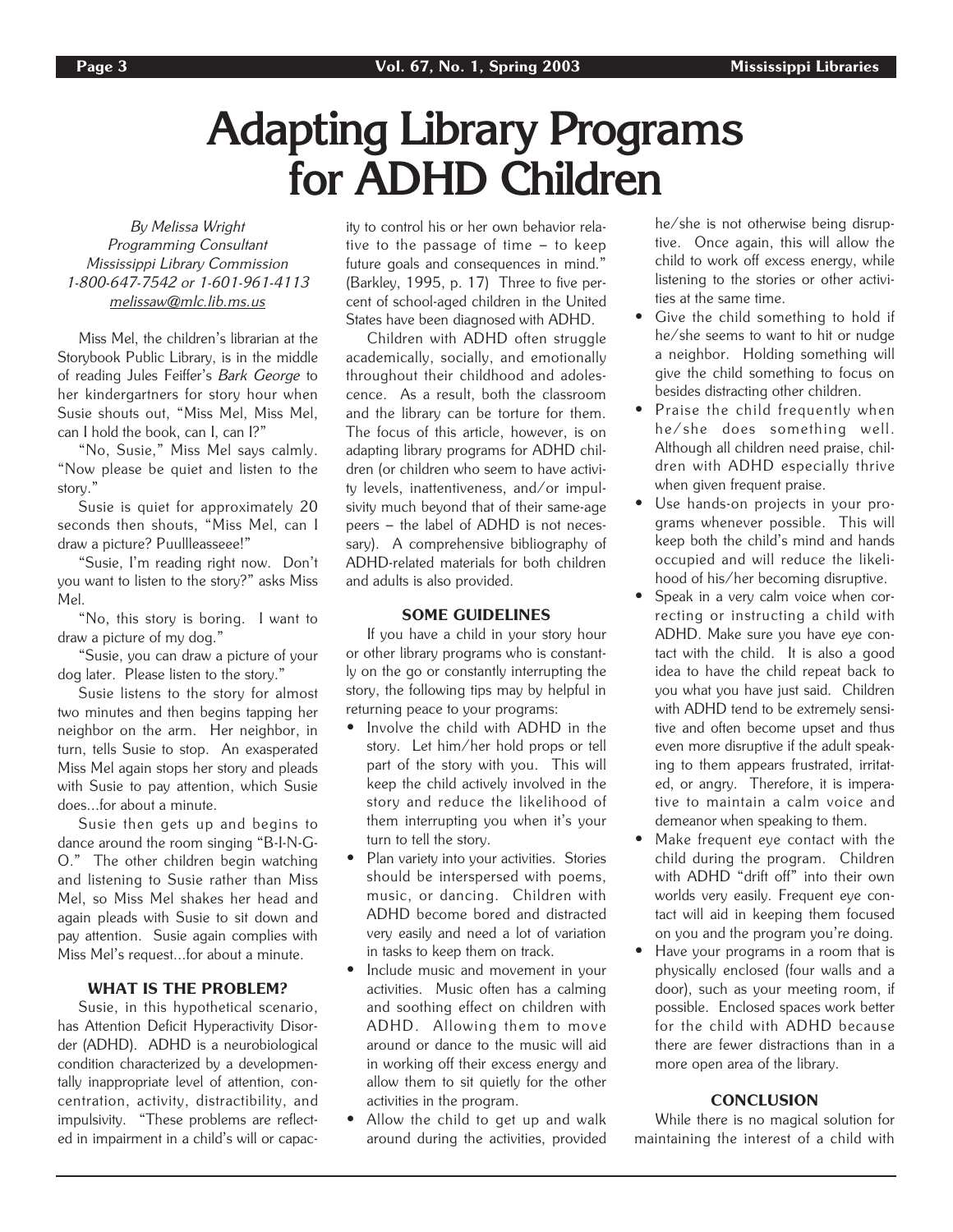# Adapting Library Programs for ADHD Children

*By Melissa Wright*
*Programming Consultant*
*Mississippi Library Commission*
*1-800-647-7542 or 1-601-961-4113*
*melissaw@mlc.lib.ms.us*

Miss Mel, the children's librarian at the Storybook Public Library, is in the middle of reading Jules Feiffer's *Bark George* to her kindergartners for story hour when Susie shouts out, "Miss Mel, Miss Mel, can I hold the book, can I, can I?"

"No, Susie," Miss Mel says calmly. "Now please be quiet and listen to the story."

Susie is quiet for approximately 20 seconds then shouts, "Miss Mel, can I draw a picture? Puullleasseee!"

"Susie, I'm reading right now. Don't you want to listen to the story?" asks Miss Mel.

"No, this story is boring. I want to draw a picture of my dog."

"Susie, you can draw a picture of your dog later. Please listen to the story."

Susie listens to the story for almost two minutes and then begins tapping her neighbor on the arm. Her neighbor, in turn, tells Susie to stop. An exasperated Miss Mel again stops her story and pleads with Susie to pay attention, which Susie does...for about a minute.

Susie then gets up and begins to dance around the room singing "B-I-N-G-O." The other children begin watching and listening to Susie rather than Miss Mel, so Miss Mel shakes her head and again pleads with Susie to sit down and pay attention. Susie again complies with Miss Mel's request...for about a minute.

## WHAT IS THE PROBLEM?

Susie, in this hypothetical scenario, has Attention Deficit Hyperactivity Disorder (ADHD). ADHD is a neurobiological condition characterized by a developmentally inappropriate level of attention, concentration, activity, distractibility, and impulsivity. "These problems are reflected in impairment in a child's will or capacity to control his or her own behavior relative to the passage of time – to keep future goals and consequences in mind." (Barkley, 1995, p. 17) Three to five percent of school-aged children in the United States have been diagnosed with ADHD.

Children with ADHD often struggle academically, socially, and emotionally throughout their childhood and adolescence. As a result, both the classroom and the library can be torture for them. The focus of this article, however, is on adapting library programs for ADHD children (or children who seem to have activity levels, inattentiveness, and/or impulsivity much beyond that of their same-age peers – the label of ADHD is not necessary). A comprehensive bibliography of ADHD-related materials for both children and adults is also provided.

## SOME GUIDELINES

If you have a child in your story hour or other library programs who is constantly on the go or constantly interrupting the story, the following tips may by helpful in returning peace to your programs:

- Involve the child with ADHD in the story. Let him/her hold props or tell part of the story with you. This will keep the child actively involved in the story and reduce the likelihood of them interrupting you when it's your turn to tell the story.
- Plan variety into your activities. Stories should be interspersed with poems, music, or dancing. Children with ADHD become bored and distracted very easily and need a lot of variation in tasks to keep them on track.
- Include music and movement in your activities. Music often has a calming and soothing effect on children with ADHD. Allowing them to move around or dance to the music will aid in working off their excess energy and allow them to sit quietly for the other activities in the program.
- Allow the child to get up and walk around during the activities, provided he/she is not otherwise being disruptive. Once again, this will allow the child to work off excess energy, while listening to the stories or other activities at the same time.
- Give the child something to hold if he/she seems to want to hit or nudge a neighbor. Holding something will give the child something to focus on besides distracting other children.
- Praise the child frequently when he/she does something well. Although all children need praise, children with ADHD especially thrive when given frequent praise.
- Use hands-on projects in your programs whenever possible. This will keep both the child's mind and hands occupied and will reduce the likelihood of his/her becoming disruptive.
- Speak in a very calm voice when correcting or instructing a child with ADHD. Make sure you have eye contact with the child. It is also a good idea to have the child repeat back to you what you have just said. Children with ADHD tend to be extremely sensitive and often become upset and thus even more disruptive if the adult speaking to them appears frustrated, irritated, or angry. Therefore, it is imperative to maintain a calm voice and demeanor when speaking to them.
- Make frequent eye contact with the child during the program. Children with ADHD "drift off" into their own worlds very easily. Frequent eye contact will aid in keeping them focused on you and the program you're doing.
- Have your programs in a room that is physically enclosed (four walls and a door), such as your meeting room, if possible. Enclosed spaces work better for the child with ADHD because there are fewer distractions than in a more open area of the library.

## CONCLUSION

While there is no magical solution for maintaining the interest of a child with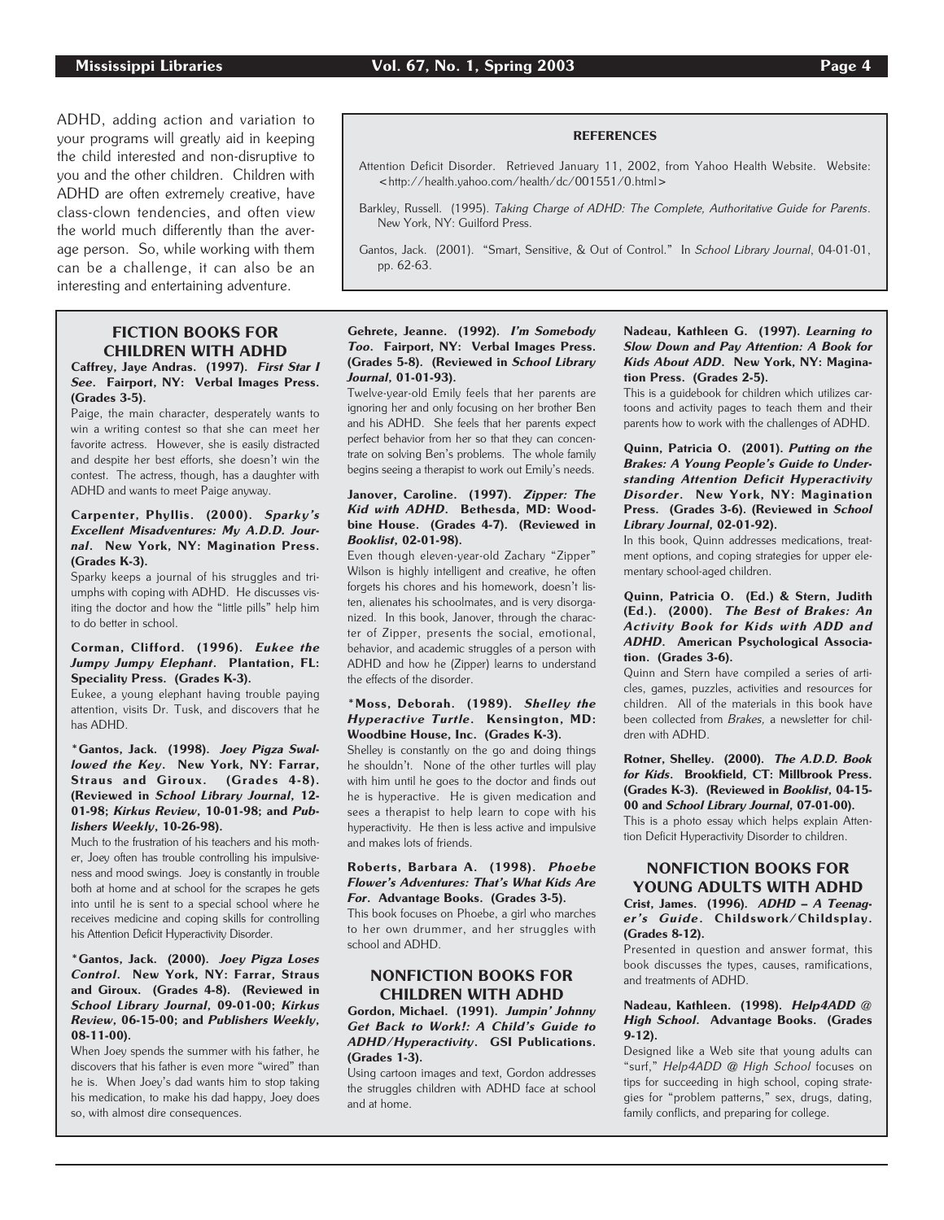ADHD, adding action and variation to your programs will greatly aid in keeping the child interested and non-disruptive to you and the other children. Children with ADHD are often extremely creative, have class-clown tendencies, and often view the world much differently than the average person. So, while working with them can be a challenge, it can also be an interesting and entertaining adventure.

**REFERENCES**

Attention Deficit Disorder. Retrieved January 11, 2002, from Yahoo Health Website. Website: <http://health.yahoo.com/health/dc/001551/0.html>

Barkley, Russell. (1995). *Taking Charge of ADHD: The Complete, Authoritative Guide for Parents*. New York, NY: Guilford Press.

Gantos, Jack. (2001). "Smart, Sensitive, & Out of Control." In *School Library Journal*, 04-01-01, pp. 62-63.

## FICTION BOOKS FOR CHILDREN WITH ADHD

**Caffrey, Jaye Andras. (1997). *First Star I See*. Fairport, NY: Verbal Images Press. (Grades 3-5).**

Paige, the main character, desperately wants to win a writing contest so that she can meet her favorite actress. However, she is easily distracted and despite her best efforts, she doesn't win the contest. The actress, though, has a daughter with ADHD and wants to meet Paige anyway.

**Carpenter, Phyllis. (2000). *Sparky's Excellent Misadventures: My A.D.D. Journal*. New York, NY: Magination Press. (Grades K-3).**

Sparky keeps a journal of his struggles and triumphs with coping with ADHD. He discusses visiting the doctor and how the "little pills" help him to do better in school.

**Corman, Clifford. (1996). *Eukee the Jumpy Jumpy Elephant*. Plantation, FL: Speciality Press. (Grades K-3).**

Eukee, a young elephant having trouble paying attention, visits Dr. Tusk, and discovers that he has ADHD.

**\*Gantos, Jack. (1998). *Joey Pigza Swallowed the Key*. New York, NY: Farrar, Straus and Giroux. (Grades 4-8). (Reviewed in *School Library Journal*, 12-01-98; *Kirkus Review*, 10-01-98; and *Publishers Weekly*, 10-26-98).**

Much to the frustration of his teachers and his mother, Joey often has trouble controlling his impulsiveness and mood swings. Joey is constantly in trouble both at home and at school for the scrapes he gets into until he is sent to a special school where he receives medicine and coping skills for controlling his Attention Deficit Hyperactivity Disorder.

**\*Gantos, Jack. (2000). *Joey Pigza Loses Control*. New York, NY: Farrar, Straus and Giroux. (Grades 4-8). (Reviewed in *School Library Journal*, 09-01-00; *Kirkus Review*, 06-15-00; and *Publishers Weekly*, 08-11-00).**

When Joey spends the summer with his father, he discovers that his father is even more "wired" than he is. When Joey's dad wants him to stop taking his medication, to make his dad happy, Joey does so, with almost dire consequences.

**Gehrete, Jeanne. (1992). *I'm Somebody Too*. Fairport, NY: Verbal Images Press. (Grades 5-8). (Reviewed in *School Library Journal*, 01-01-93).**

Twelve-year-old Emily feels that her parents are ignoring her and only focusing on her brother Ben and his ADHD. She feels that her parents expect perfect behavior from her so that they can concentrate on solving Ben's problems. The whole family begins seeing a therapist to work out Emily's needs.

**Janover, Caroline. (1997). *Zipper: The Kid with ADHD*. Bethesda, MD: Woodbine House. (Grades 4-7). (Reviewed in *Booklist*, 02-01-98).**

Even though eleven-year-old Zachary "Zipper" Wilson is highly intelligent and creative, he often forgets his chores and his homework, doesn't listen, alienates his schoolmates, and is very disorganized. In this book, Janover, through the character of Zipper, presents the social, emotional, behavior, and academic struggles of a person with ADHD and how he (Zipper) learns to understand the effects of the disorder.

**\*Moss, Deborah. (1989). *Shelley the Hyperactive Turtle*. Kensington, MD: Woodbine House, Inc. (Grades K-3).**

Shelley is constantly on the go and doing things he shouldn't. None of the other turtles will play with him until he goes to the doctor and finds out he is hyperactive. He is given medication and sees a therapist to help learn to cope with his hyperactivity. He then is less active and impulsive and makes lots of friends.

**Roberts, Barbara A. (1998). *Phoebe Flower's Adventures: That's What Kids Are For*. Advantage Books. (Grades 3-5).**

This book focuses on Phoebe, a girl who marches to her own drummer, and her struggles with school and ADHD.

## NONFICTION BOOKS FOR CHILDREN WITH ADHD

**Gordon, Michael. (1991). *Jumpin' Johnny Get Back to Work!: A Child's Guide to ADHD/Hyperactivity*. GSI Publications. (Grades 1-3).**

Using cartoon images and text, Gordon addresses the struggles children with ADHD face at school and at home.

**Nadeau, Kathleen G. (1997). *Learning to Slow Down and Pay Attention: A Book for Kids About ADD*. New York, NY: Magination Press. (Grades 2-5).**

This is a guidebook for children which utilizes cartoons and activity pages to teach them and their parents how to work with the challenges of ADHD.

**Quinn, Patricia O. (2001). *Putting on the Brakes: A Young People's Guide to Understanding Attention Deficit Hyperactivity Disorder*. New York, NY: Magination Press. (Grades 3-6). (Reviewed in *School Library Journal*, 02-01-92).**

In this book, Quinn addresses medications, treatment options, and coping strategies for upper elementary school-aged children.

**Quinn, Patricia O. (Ed.) & Stern, Judith (Ed.). (2000). *The Best of Brakes: An Activity Book for Kids with ADD and ADHD*. American Psychological Association. (Grades 3-6).**

Quinn and Stern have compiled a series of articles, games, puzzles, activities and resources for children. All of the materials in this book have been collected from *Brakes,* a newsletter for children with ADHD.

**Rotner, Shelley. (2000). *The A.D.D. Book for Kids*. Brookfield, CT: Millbrook Press. (Grades K-3). (Reviewed in *Booklist*, 04-15-00 and *School Library Journal*, 07-01-00).**

This is a photo essay which helps explain Attention Deficit Hyperactivity Disorder to children.

## NONFICTION BOOKS FOR YOUNG ADULTS WITH ADHD

**Crist, James. (1996). *ADHD – A Teenager's Guide*. Childswork/Childsplay. (Grades 8-12).**

Presented in question and answer format, this book discusses the types, causes, ramifications, and treatments of ADHD.

**Nadeau, Kathleen. (1998). *Help4ADD @ High School*. Advantage Books. (Grades 9-12).**

Designed like a Web site that young adults can "surf," *Help4ADD @ High School* focuses on tips for succeeding in high school, coping strategies for "problem patterns," sex, drugs, dating, family conflicts, and preparing for college.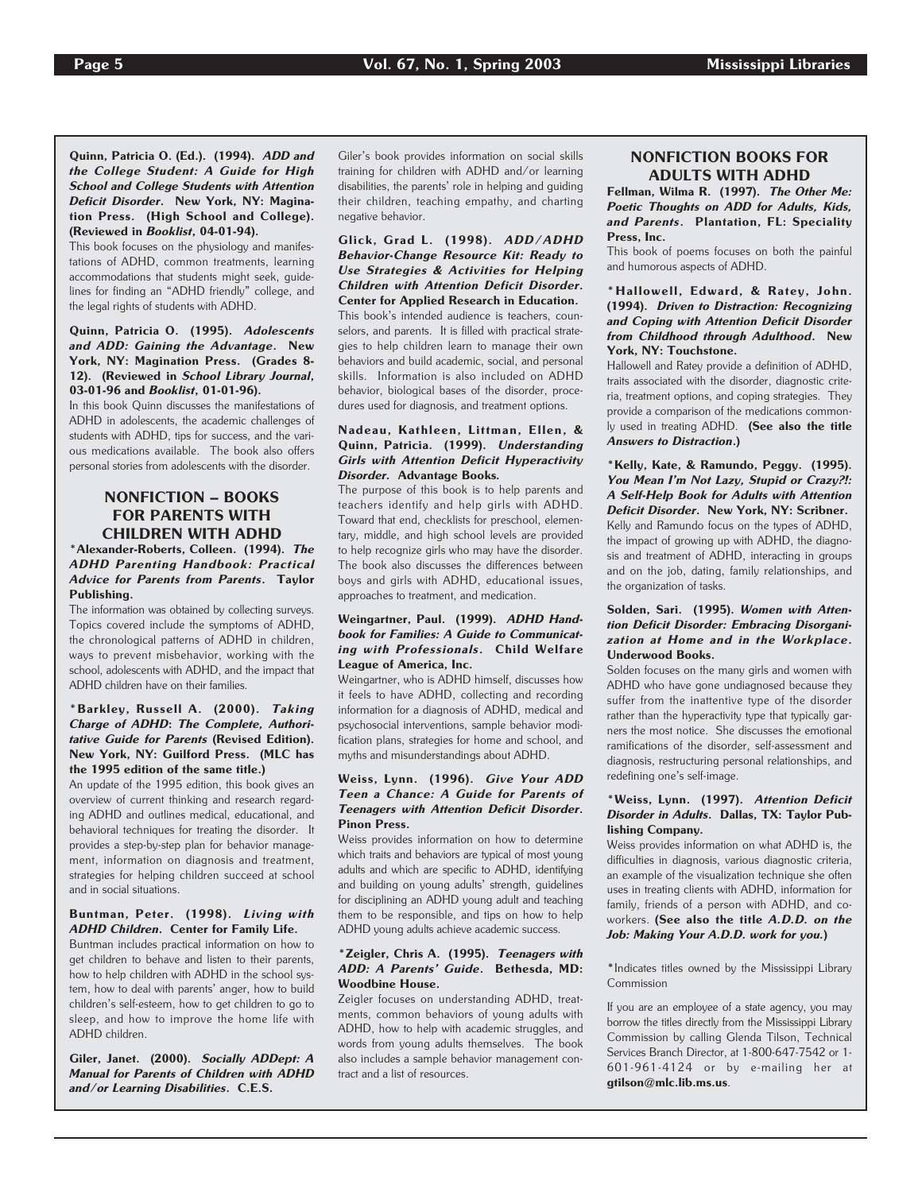**Quinn, Patricia O. (Ed.). (1994).** ***ADD and the College Student: A Guide for High School and College Students with Attention Deficit Disorder.*** **New York, NY: Magination Press. (High School and College). (Reviewed in *Booklist*, 04-01-94).**

This book focuses on the physiology and manifestations of ADHD, common treatments, learning accommodations that students might seek, guidelines for finding an "ADHD friendly" college, and the legal rights of students with ADHD.

**Quinn, Patricia O. (1995).** ***Adolescents and ADD: Gaining the Advantage.*** **New York, NY: Magination Press. (Grades 8-12). (Reviewed in *School Library Journal*, 03-01-96 and *Booklist*, 01-01-96).**

In this book Quinn discusses the manifestations of ADHD in adolescents, the academic challenges of students with ADHD, tips for success, and the various medications available. The book also offers personal stories from adolescents with the disorder.

## NONFICTION – BOOKS FOR PARENTS WITH CHILDREN WITH ADHD

**\*Alexander-Roberts, Colleen. (1994).** ***The ADHD Parenting Handbook: Practical Advice for Parents from Parents.*** **Taylor Publishing.**

The information was obtained by collecting surveys. Topics covered include the symptoms of ADHD, the chronological patterns of ADHD in children, ways to prevent misbehavior, working with the school, adolescents with ADHD, and the impact that ADHD children have on their families.

**\*Barkley, Russell A. (2000).** ***Taking Charge of ADHD: The Complete, Authoritative Guide for Parents*** **(Revised Edition). New York, NY: Guilford Press. (MLC has the 1995 edition of the same title.)**

An update of the 1995 edition, this book gives an overview of current thinking and research regarding ADHD and outlines medical, educational, and behavioral techniques for treating the disorder. It provides a step-by-step plan for behavior management, information on diagnosis and treatment, strategies for helping children succeed at school and in social situations.

**Buntman, Peter. (1998).** ***Living with ADHD Children.*** **Center for Family Life.**

Buntman includes practical information on how to get children to behave and listen to their parents, how to help children with ADHD in the school system, how to deal with parents' anger, how to build children's self-esteem, how to get children to go to sleep, and how to improve the home life with ADHD children.

**Giler, Janet. (2000).** ***Socially ADDept: A Manual for Parents of Children with ADHD and/or Learning Disabilities.*** **C.E.S.**

Giler's book provides information on social skills training for children with ADHD and/or learning disabilities, the parents' role in helping and guiding their children, teaching empathy, and charting negative behavior.

**Glick, Grad L. (1998).** ***ADD/ADHD Behavior-Change Resource Kit: Ready to Use Strategies & Activities for Helping Children with Attention Deficit Disorder.*** **Center for Applied Research in Education.**

This book's intended audience is teachers, counselors, and parents. It is filled with practical strategies to help children learn to manage their own behaviors and build academic, social, and personal skills. Information is also included on ADHD behavior, biological bases of the disorder, procedures used for diagnosis, and treatment options.

**Nadeau, Kathleen, Littman, Ellen, & Quinn, Patricia. (1999).** ***Understanding Girls with Attention Deficit Hyperactivity Disorder.*** **Advantage Books.**

The purpose of this book is to help parents and teachers identify and help girls with ADHD. Toward that end, checklists for preschool, elementary, middle, and high school levels are provided to help recognize girls who may have the disorder. The book also discusses the differences between boys and girls with ADHD, educational issues, approaches to treatment, and medication.

**Weingartner, Paul. (1999).** ***ADHD Handbook for Families: A Guide to Communicating with Professionals.*** **Child Welfare League of America, Inc.**

Weingartner, who is ADHD himself, discusses how it feels to have ADHD, collecting and recording information for a diagnosis of ADHD, medical and psychosocial interventions, sample behavior modification plans, strategies for home and school, and myths and misunderstandings about ADHD.

**Weiss, Lynn. (1996).** ***Give Your ADD Teen a Chance: A Guide for Parents of Teenagers with Attention Deficit Disorder.*** **Pinon Press.**

Weiss provides information on how to determine which traits and behaviors are typical of most young adults and which are specific to ADHD, identifying and building on young adults' strength, guidelines for disciplining an ADHD young adult and teaching them to be responsible, and tips on how to help ADHD young adults achieve academic success.

**\*Zeigler, Chris A. (1995).** ***Teenagers with ADD: A Parents' Guide.*** **Bethesda, MD: Woodbine House.**

Zeigler focuses on understanding ADHD, treatments, common behaviors of young adults with ADHD, how to help with academic struggles, and words from young adults themselves. The book also includes a sample behavior management contract and a list of resources.

## NONFICTION BOOKS FOR ADULTS WITH ADHD

**Fellman, Wilma R. (1997).** ***The Other Me: Poetic Thoughts on ADD for Adults, Kids, and Parents.*** **Plantation, FL: Speciality Press, Inc.**

This book of poems focuses on both the painful and humorous aspects of ADHD.

**\*Hallowell, Edward, & Ratey, John. (1994).** ***Driven to Distraction: Recognizing and Coping with Attention Deficit Disorder from Childhood through Adulthood.*** **New York, NY: Touchstone.**

Hallowell and Ratey provide a definition of ADHD, traits associated with the disorder, diagnostic criteria, treatment options, and coping strategies. They provide a comparison of the medications commonly used in treating ADHD. **(See also the title *Answers to Distraction*.)**

**\*Kelly, Kate, & Ramundo, Peggy. (1995).** ***You Mean I'm Not Lazy, Stupid or Crazy?!: A Self-Help Book for Adults with Attention Deficit Disorder.*** **New York, NY: Scribner.**

Kelly and Ramundo focus on the types of ADHD, the impact of growing up with ADHD, the diagnosis and treatment of ADHD, interacting in groups and on the job, dating, family relationships, and the organization of tasks.

**Solden, Sari. (1995).** ***Women with Attention Deficit Disorder: Embracing Disorganization at Home and in the Workplace.*** **Underwood Books.**

Solden focuses on the many girls and women with ADHD who have gone undiagnosed because they suffer from the inattentive type of the disorder rather than the hyperactivity type that typically garners the most notice. She discusses the emotional ramifications of the disorder, self-assessment and diagnosis, restructuring personal relationships, and redefining one's self-image.

**\*Weiss, Lynn. (1997).** ***Attention Deficit Disorder in Adults.*** **Dallas, TX: Taylor Publishing Company.**

Weiss provides information on what ADHD is, the difficulties in diagnosis, various diagnostic criteria, an example of the visualization technique she often uses in treating clients with ADHD, information for family, friends of a person with ADHD, and co-workers. **(See also the title *A.D.D. on the Job: Making Your A.D.D. work for you.*)**

\*Indicates titles owned by the Mississippi Library Commission

If you are an employee of a state agency, you may borrow the titles directly from the Mississippi Library Commission by calling Glenda Tilson, Technical Services Branch Director, at 1-800-647-7542 or 1-601-961-4124 or by e-mailing her at **gtilson@mlc.lib.ms.us**.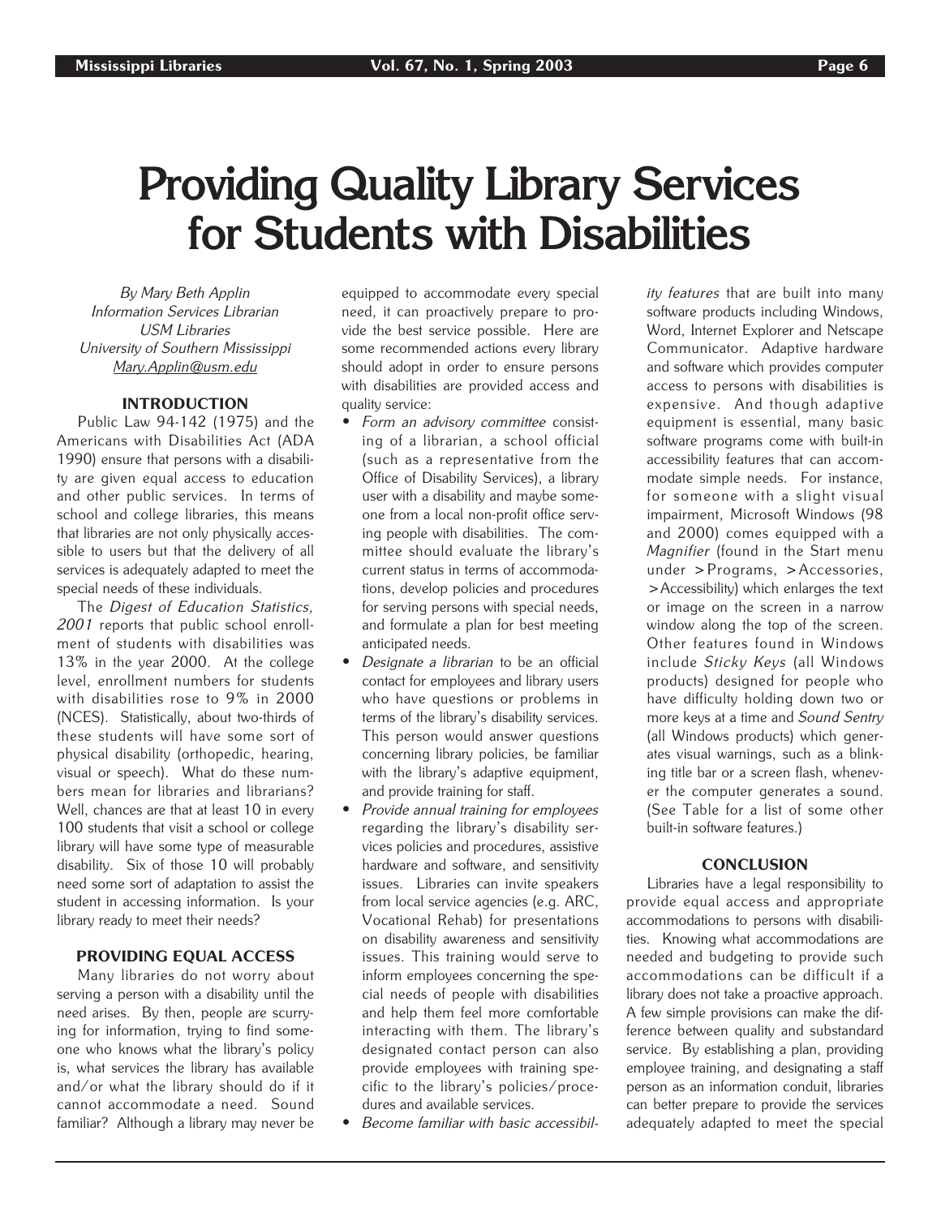# Providing Quality Library Services for Students with Disabilities

*By Mary Beth Applin*
*Information Services Librarian*
*USM Libraries*
*University of Southern Mississippi*
*Mary.Applin@usm.edu*

### INTRODUCTION

Public Law 94-142 (1975) and the Americans with Disabilities Act (ADA 1990) ensure that persons with a disability are given equal access to education and other public services. In terms of school and college libraries, this means that libraries are not only physically accessible to users but that the delivery of all services is adequately adapted to meet the special needs of these individuals.

The *Digest of Education Statistics, 2001* reports that public school enrollment of students with disabilities was 13% in the year 2000. At the college level, enrollment numbers for students with disabilities rose to 9% in 2000 (NCES). Statistically, about two-thirds of these students will have some sort of physical disability (orthopedic, hearing, visual or speech). What do these numbers mean for libraries and librarians? Well, chances are that at least 10 in every 100 students that visit a school or college library will have some type of measurable disability. Six of those 10 will probably need some sort of adaptation to assist the student in accessing information. Is your library ready to meet their needs?

### PROVIDING EQUAL ACCESS

Many libraries do not worry about serving a person with a disability until the need arises. By then, people are scurrying for information, trying to find someone who knows what the library's policy is, what services the library has available and/or what the library should do if it cannot accommodate a need. Sound familiar? Although a library may never be equipped to accommodate every special need, it can proactively prepare to provide the best service possible. Here are some recommended actions every library should adopt in order to ensure persons with disabilities are provided access and quality service:

- *Form an advisory committee* consisting of a librarian, a school official (such as a representative from the Office of Disability Services), a library user with a disability and maybe someone from a local non-profit office serving people with disabilities. The committee should evaluate the library's current status in terms of accommodations, develop policies and procedures for serving persons with special needs, and formulate a plan for best meeting anticipated needs.
- *Designate a librarian* to be an official contact for employees and library users who have questions or problems in terms of the library's disability services. This person would answer questions concerning library policies, be familiar with the library's adaptive equipment, and provide training for staff.
- *Provide annual training for employees* regarding the library's disability services policies and procedures, assistive hardware and software, and sensitivity issues. Libraries can invite speakers from local service agencies (e.g. ARC, Vocational Rehab) for presentations on disability awareness and sensitivity issues. This training would serve to inform employees concerning the special needs of people with disabilities and help them feel more comfortable interacting with them. The library's designated contact person can also provide employees with training specific to the library's policies/procedures and available services.
- *Become familiar with basic accessibility features* that are built into many software products including Windows, Word, Internet Explorer and Netscape Communicator. Adaptive hardware and software which provides computer access to persons with disabilities is expensive. And though adaptive equipment is essential, many basic software programs come with built-in accessibility features that can accommodate simple needs. For instance, for someone with a slight visual impairment, Microsoft Windows (98 and 2000) comes equipped with a *Magnifier* (found in the Start menu under >Programs, >Accessories, >Accessibility) which enlarges the text or image on the screen in a narrow window along the top of the screen. Other features found in Windows include *Sticky Keys* (all Windows products) designed for people who have difficulty holding down two or more keys at a time and *Sound Sentry* (all Windows products) which generates visual warnings, such as a blinking title bar or a screen flash, whenever the computer generates a sound. (See Table for a list of some other built-in software features.)

### CONCLUSION

Libraries have a legal responsibility to provide equal access and appropriate accommodations to persons with disabilities. Knowing what accommodations are needed and budgeting to provide such accommodations can be difficult if a library does not take a proactive approach. A few simple provisions can make the difference between quality and substandard service. By establishing a plan, providing employee training, and designating a staff person as an information conduit, libraries can better prepare to provide the services adequately adapted to meet the special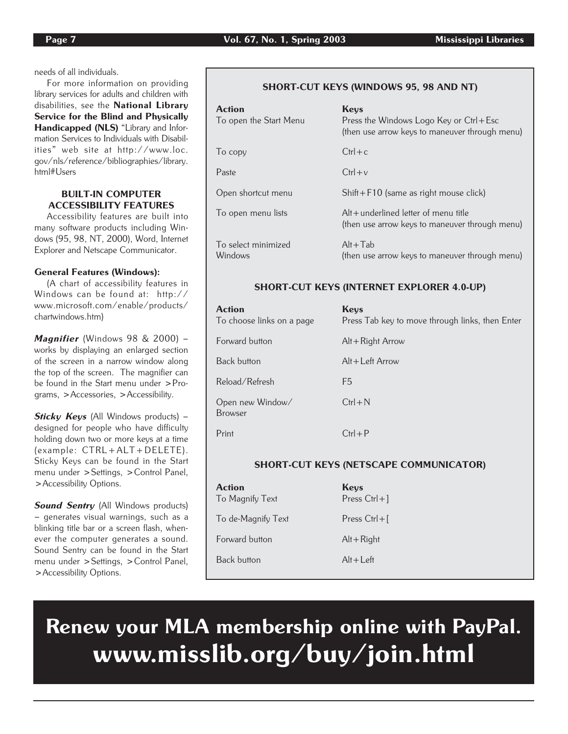needs of all individuals.

For more information on providing library services for adults and children with disabilities, see the **National Library Service for the Blind and Physically Handicapped (NLS)** "Library and Information Services to Individuals with Disabilities" web site at http://www.loc.gov/nls/reference/bibliographies/library.html#Users

### BUILT-IN COMPUTER ACCESSIBILITY FEATURES

Accessibility features are built into many software products including Windows (95, 98, NT, 2000), Word, Internet Explorer and Netscape Communicator.

**General Features (Windows):**

(A chart of accessibility features in Windows can be found at: http://www.microsoft.com/enable/products/chartwindows.htm)

***Magnifier*** (Windows 98 & 2000) – works by displaying an enlarged section of the screen in a narrow window along the top of the screen. The magnifier can be found in the Start menu under >Programs, >Accessories, >Accessibility.

***Sticky Keys*** (All Windows products) – designed for people who have difficulty holding down two or more keys at a time (example: CTRL+ALT+DELETE). Sticky Keys can be found in the Start menu under >Settings, >Control Panel, >Accessibility Options.

***Sound Sentry*** (All Windows products) – generates visual warnings, such as a blinking title bar or a screen flash, whenever the computer generates a sound. Sound Sentry can be found in the Start menu under >Settings, >Control Panel, >Accessibility Options.

### SHORT-CUT KEYS (WINDOWS 95, 98 AND NT)

| Action | Keys |
|---|---|
| To open the Start Menu | Press the Windows Logo Key or Ctrl+Esc (then use arrow keys to maneuver through menu) |
| To copy | Ctrl+c |
| Paste | Ctrl+v |
| Open shortcut menu | Shift+F10 (same as right mouse click) |
| To open menu lists | Alt+underlined letter of menu title (then use arrow keys to maneuver through menu) |
| To select minimized Windows | Alt+Tab (then use arrow keys to maneuver through menu) |

### SHORT-CUT KEYS (INTERNET EXPLORER 4.0-UP)

| Action | Keys |
|---|---|
| To choose links on a page | Press Tab key to move through links, then Enter |
| Forward button | Alt+Right Arrow |
| Back button | Alt+Left Arrow |
| Reload/Refresh | F5 |
| Open new Window/ Browser | Ctrl+N |
| Print | Ctrl+P |

### SHORT-CUT KEYS (NETSCAPE COMMUNICATOR)

| Action | Keys |
|---|---|
| To Magnify Text | Press Ctrl+] |
| To de-Magnify Text | Press Ctrl+[ |
| Forward button | Alt+Right |
| Back button | Alt+Left |

**Renew your MLA membership online with PayPal.**
**www.misslib.org/buy/join.html**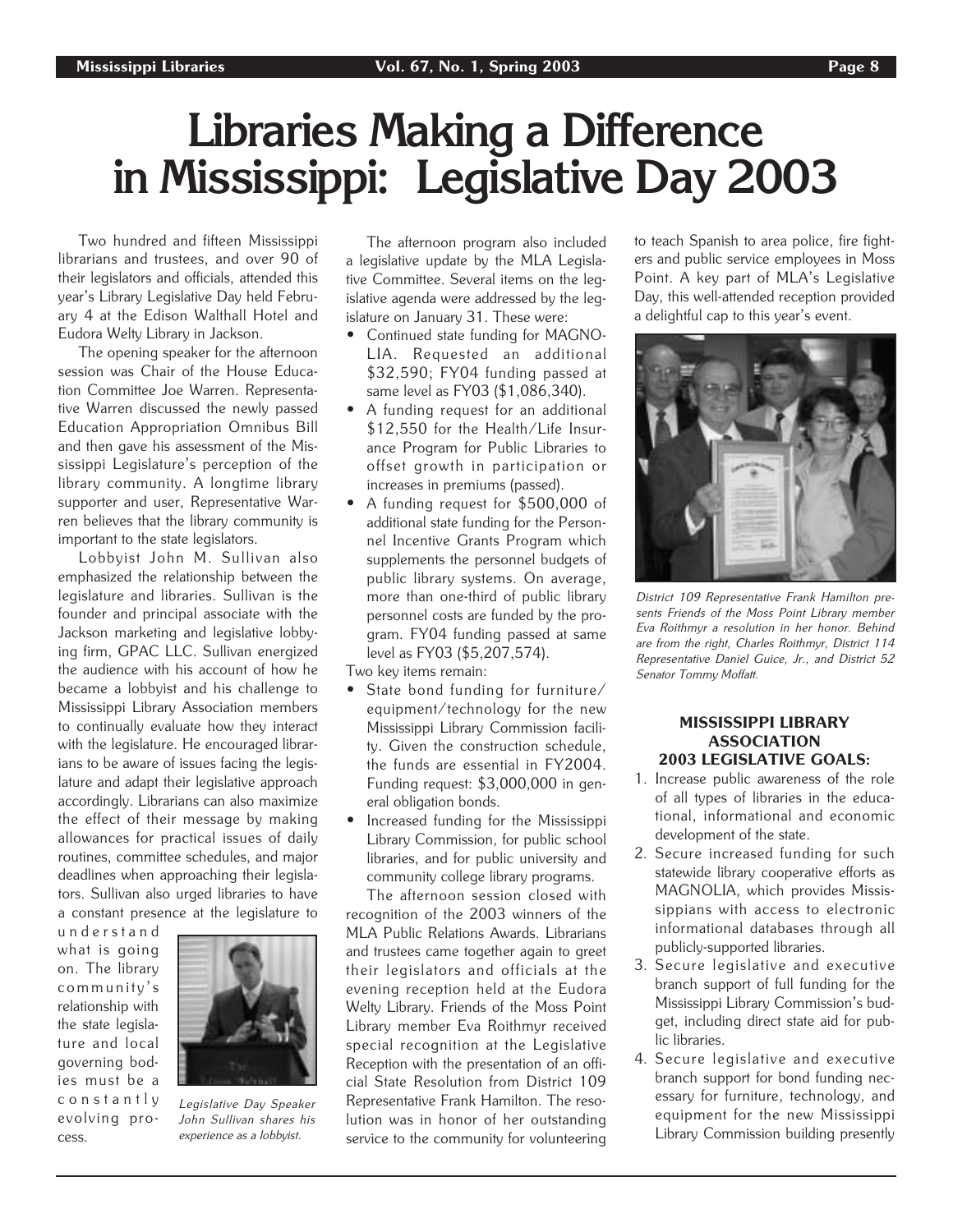# Libraries Making a Difference in Mississippi: Legislative Day 2003

Two hundred and fifteen Mississippi librarians and trustees, and over 90 of their legislators and officials, attended this year's Library Legislative Day held February 4 at the Edison Walthall Hotel and Eudora Welty Library in Jackson.

The opening speaker for the afternoon session was Chair of the House Education Committee Joe Warren. Representative Warren discussed the newly passed Education Appropriation Omnibus Bill and then gave his assessment of the Mississippi Legislature's perception of the library community. A longtime library supporter and user, Representative Warren believes that the library community is important to the state legislators.

Lobbyist John M. Sullivan also emphasized the relationship between the legislature and libraries. Sullivan is the founder and principal associate with the Jackson marketing and legislative lobbying firm, GPAC LLC. Sullivan energized the audience with his account of how he became a lobbyist and his challenge to Mississippi Library Association members to continually evaluate how they interact with the legislature. He encouraged librarians to be aware of issues facing the legislature and adapt their legislative approach accordingly. Librarians can also maximize the effect of their message by making allowances for practical issues of daily routines, committee schedules, and major deadlines when approaching their legislators. Sullivan also urged libraries to have a constant presence at the legislature to understand what is going on. The library community's relationship with the state legislature and local governing bodies must be a constantly evolving process.

*Legislative Day Speaker John Sullivan shares his experience as a lobbyist.*

The afternoon program also included a legislative update by the MLA Legislative Committee. Several items on the legislative agenda were addressed by the legislature on January 31. These were:

- Continued state funding for MAGNOLIA. Requested an additional $32,590; FY04 funding passed at same level as FY03 ($1,086,340).
- A funding request for an additional $12,550 for the Health/Life Insurance Program for Public Libraries to offset growth in participation or increases in premiums (passed).
- A funding request for $500,000 of additional state funding for the Personnel Incentive Grants Program which supplements the personnel budgets of public library systems. On average, more than one-third of public library personnel costs are funded by the program. FY04 funding passed at same level as FY03 ($5,207,574).

Two key items remain:

- State bond funding for furniture/equipment/technology for the new Mississippi Library Commission facility. Given the construction schedule, the funds are essential in FY2004. Funding request: $3,000,000 in general obligation bonds.
- Increased funding for the Mississippi Library Commission, for public school libraries, and for public university and community college library programs.

The afternoon session closed with recognition of the 2003 winners of the MLA Public Relations Awards. Librarians and trustees came together again to greet their legislators and officials at the evening reception held at the Eudora Welty Library. Friends of the Moss Point Library member Eva Roithmyr received special recognition at the Legislative Reception with the presentation of an official State Resolution from District 109 Representative Frank Hamilton. The resolution was in honor of her outstanding service to the community for volunteering to teach Spanish to area police, fire fighters and public service employees in Moss Point. A key part of MLA's Legislative Day, this well-attended reception provided a delightful cap to this year's event.

*District 109 Representative Frank Hamilton presents Friends of the Moss Point Library member Eva Roithmyr a resolution in her honor. Behind are from the right, Charles Roithmyr, District 114 Representative Daniel Guice, Jr., and District 52 Senator Tommy Moffatt.*

### MISSISSIPPI LIBRARY ASSOCIATION 2003 LEGISLATIVE GOALS:

1. Increase public awareness of the role of all types of libraries in the educational, informational and economic development of the state.
2. Secure increased funding for such statewide library cooperative efforts as MAGNOLIA, which provides Mississippians with access to electronic informational databases through all publicly-supported libraries.
3. Secure legislative and executive branch support of full funding for the Mississippi Library Commission's budget, including direct state aid for public libraries.
4. Secure legislative and executive branch support for bond funding necessary for furniture, technology, and equipment for the new Mississippi Library Commission building presently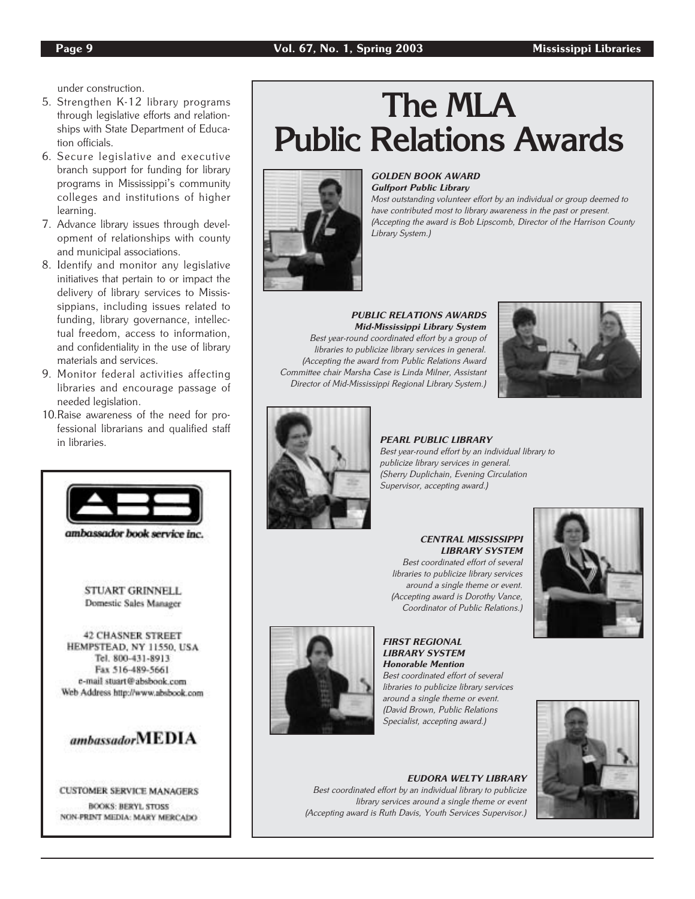under construction.

5. Strengthen K-12 library programs through legislative efforts and relationships with State Department of Education officials.
6. Secure legislative and executive branch support for funding for library programs in Mississippi's community colleges and institutions of higher learning.
7. Advance library issues through development of relationships with county and municipal associations.
8. Identify and monitor any legislative initiatives that pertain to or impact the delivery of library services to Mississippians, including issues related to funding, library governance, intellectual freedom, access to information, and confidentiality in the use of library materials and services.
9. Monitor federal activities affecting libraries and encourage passage of needed legislation.
10. Raise awareness of the need for professional librarians and qualified staff in libraries.

ambassador book service inc.

STUART GRINNELL
Domestic Sales Manager

42 CHASNER STREET
HEMPSTEAD, NY 11550, USA
Tel. 800-431-8913
Fax 516-489-5661
e-mail stuart@absbook.com
Web Address http://www.absbook.com

ambassadorMEDIA

CUSTOMER SERVICE MANAGERS
BOOKS: BERYL STOSS
NON-PRINT MEDIA: MARY MERCADO

# The MLA Public Relations Awards

***GOLDEN BOOK AWARD***
***Gulfport Public Library***
*Most outstanding volunteer effort by an individual or group deemed to have contributed most to library awareness in the past or present. (Accepting the award is Bob Lipscomb, Director of the Harrison County Library System.)*

***PUBLIC RELATIONS AWARDS***
***Mid-Mississippi Library System***
*Best year-round coordinated effort by a group of libraries to publicize library services in general. (Accepting the award from Public Relations Award Committee chair Marsha Case is Linda Milner, Assistant Director of Mid-Mississippi Regional Library System.)*

***PEARL PUBLIC LIBRARY***
*Best year-round effort by an individual library to publicize library services in general. (Sherry Duplichain, Evening Circulation Supervisor, accepting award.)*

***CENTRAL MISSISSIPPI LIBRARY SYSTEM***
*Best coordinated effort of several libraries to publicize library services around a single theme or event. (Accepting award is Dorothy Vance, Coordinator of Public Relations.)*

***FIRST REGIONAL LIBRARY SYSTEM***
***Honorable Mention***
*Best coordinated effort of several libraries to publicize library services around a single theme or event. (David Brown, Public Relations Specialist, accepting award.)*

***EUDORA WELTY LIBRARY***
*Best coordinated effort by an individual library to publicize library services around a single theme or event (Accepting award is Ruth Davis, Youth Services Supervisor.)*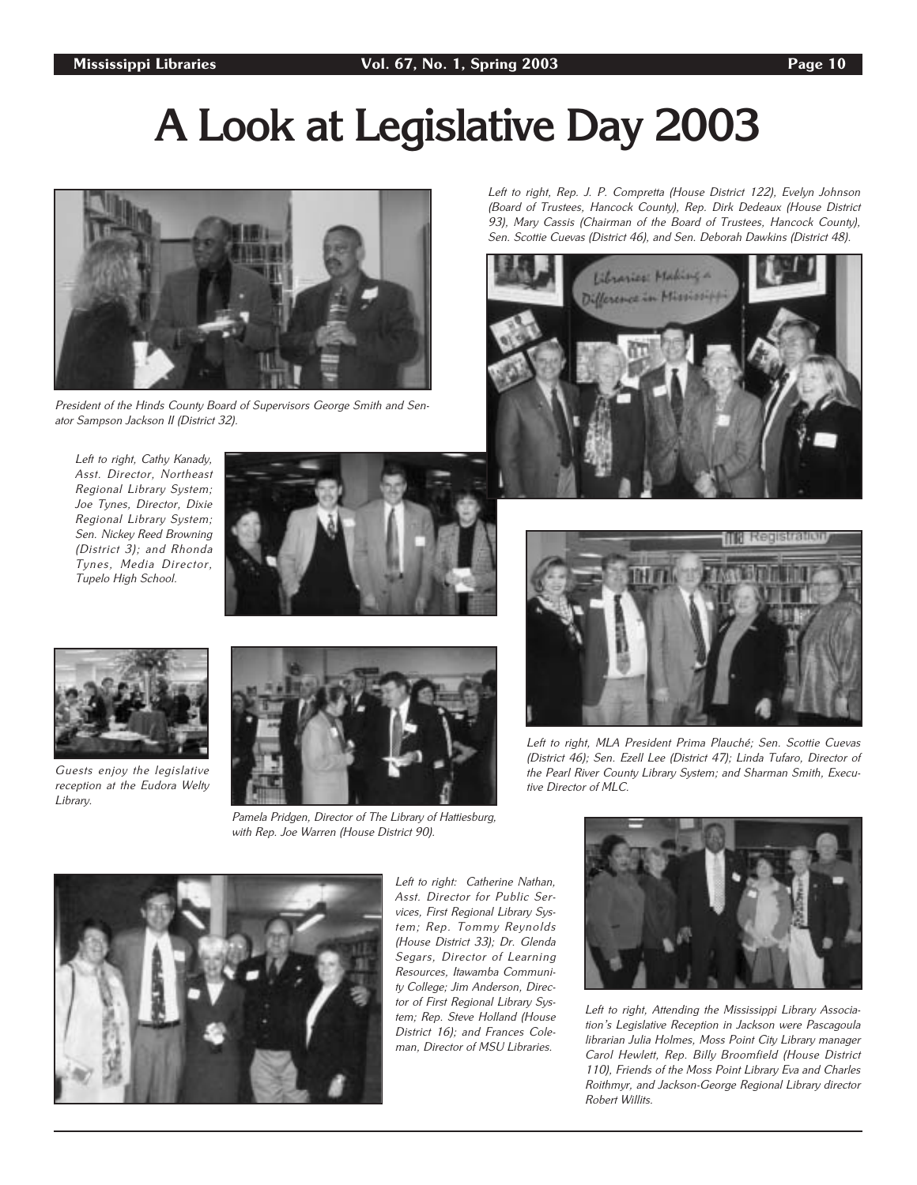# A Look at Legislative Day 2003

*President of the Hinds County Board of Supervisors George Smith and Senator Sampson Jackson II (District 32).*

*Left to right, Rep. J. P. Compretta (House District 122), Evelyn Johnson (Board of Trustees, Hancock County), Rep. Dirk Dedeaux (House District 93), Mary Cassis (Chairman of the Board of Trustees, Hancock County), Sen. Scottie Cuevas (District 46), and Sen. Deborah Dawkins (District 48).*

*Left to right, Cathy Kanady, Asst. Director, Northeast Regional Library System; Joe Tynes, Director, Dixie Regional Library System; Sen. Nickey Reed Browning (District 3); and Rhonda Tynes, Media Director, Tupelo High School.*

*Guests enjoy the legislative reception at the Eudora Welty Library.*

*Pamela Pridgen, Director of The Library of Hattiesburg, with Rep. Joe Warren (House District 90).*

*Left to right, MLA President Prima Plauché; Sen. Scottie Cuevas (District 46); Sen. Ezell Lee (District 47); Linda Tufaro, Director of the Pearl River County Library System; and Sharman Smith, Executive Director of MLC.*

*Left to right: Catherine Nathan, Asst. Director for Public Services, First Regional Library System; Rep. Tommy Reynolds (House District 33); Dr. Glenda Segars, Director of Learning Resources, Itawamba Community College; Jim Anderson, Director of First Regional Library System; Rep. Steve Holland (House District 16); and Frances Coleman, Director of MSU Libraries.*

*Left to right, Attending the Mississippi Library Association's Legislative Reception in Jackson were Pascagoula librarian Julia Holmes, Moss Point City Library manager Carol Hewlett, Rep. Billy Broomfield (House District 110), Friends of the Moss Point Library Eva and Charles Roithmyr, and Jackson-George Regional Library director Robert Willits.*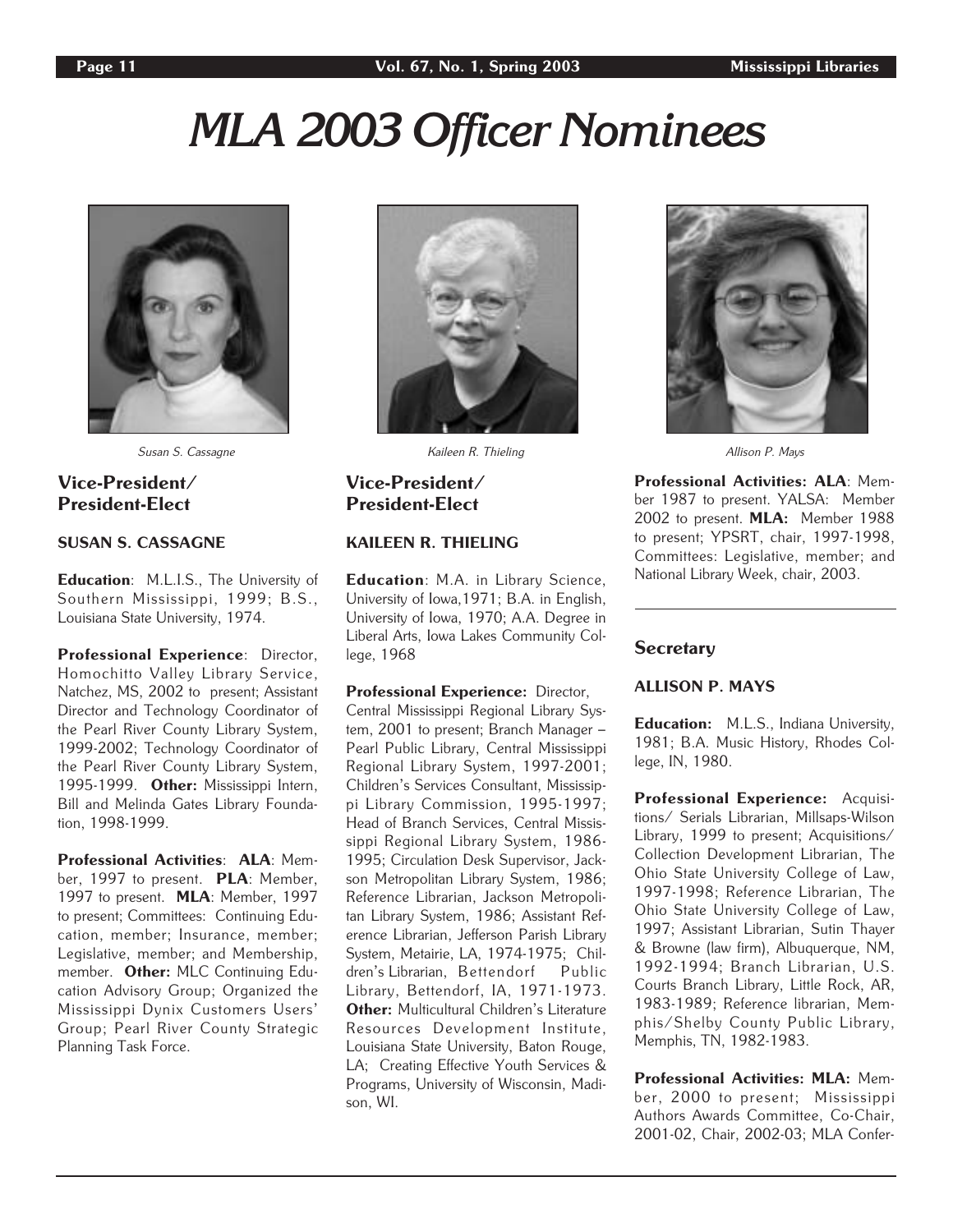# MLA 2003 Officer Nominees

*Susan S. Cassagne*

*Kaileen R. Thieling*

*Allison P. Mays*

## Vice-President/ President-Elect

### SUSAN S. CASSAGNE

**Education**: M.L.I.S., The University of Southern Mississippi, 1999; B.S., Louisiana State University, 1974.

**Professional Experience**: Director, Homochitto Valley Library Service, Natchez, MS, 2002 to present; Assistant Director and Technology Coordinator of the Pearl River County Library System, 1999-2002; Technology Coordinator of the Pearl River County Library System, 1995-1999. **Other:** Mississippi Intern, Bill and Melinda Gates Library Foundation, 1998-1999.

**Professional Activities**: **ALA**: Member, 1997 to present. **PLA**: Member, 1997 to present. **MLA**: Member, 1997 to present; Committees: Continuing Education, member; Insurance, member; Legislative, member; and Membership, member. **Other:** MLC Continuing Education Advisory Group; Organized the Mississippi Dynix Customers Users' Group; Pearl River County Strategic Planning Task Force.

## Vice-President/ President-Elect

### KAILEEN R. THIELING

**Education**: M.A. in Library Science, University of Iowa,1971; B.A. in English, University of Iowa, 1970; A.A. Degree in Liberal Arts, Iowa Lakes Community College, 1968

**Professional Experience:** Director, Central Mississippi Regional Library System, 2001 to present; Branch Manager – Pearl Public Library, Central Mississippi Regional Library System, 1997-2001; Children's Services Consultant, Mississippi Library Commission, 1995-1997; Head of Branch Services, Central Mississippi Regional Library System, 1986-1995; Circulation Desk Supervisor, Jackson Metropolitan Library System, 1986; Reference Librarian, Jackson Metropolitan Library System, 1986; Assistant Reference Librarian, Jefferson Parish Library System, Metairie, LA, 1974-1975; Children's Librarian, Bettendorf Public Library, Bettendorf, IA, 1971-1973. **Other:** Multicultural Children's Literature Resources Development Institute, Louisiana State University, Baton Rouge, LA; Creating Effective Youth Services & Programs, University of Wisconsin, Madison, WI.

**Professional Activities: ALA**: Member 1987 to present. YALSA: Member 2002 to present. **MLA:** Member 1988 to present; YPSRT, chair, 1997-1998, Committees: Legislative, member; and National Library Week, chair, 2003.

---

## Secretary

### ALLISON P. MAYS

**Education:** M.L.S., Indiana University, 1981; B.A. Music History, Rhodes College, IN, 1980.

**Professional Experience:** Acquisitions/ Serials Librarian, Millsaps-Wilson Library, 1999 to present; Acquisitions/ Collection Development Librarian, The Ohio State University College of Law, 1997-1998; Reference Librarian, The Ohio State University College of Law, 1997; Assistant Librarian, Sutin Thayer & Browne (law firm), Albuquerque, NM, 1992-1994; Branch Librarian, U.S. Courts Branch Library, Little Rock, AR, 1983-1989; Reference librarian, Memphis/Shelby County Public Library, Memphis, TN, 1982-1983.

**Professional Activities: MLA:** Member, 2000 to present; Mississippi Authors Awards Committee, Co-Chair, 2001-02, Chair, 2002-03; MLA Confer-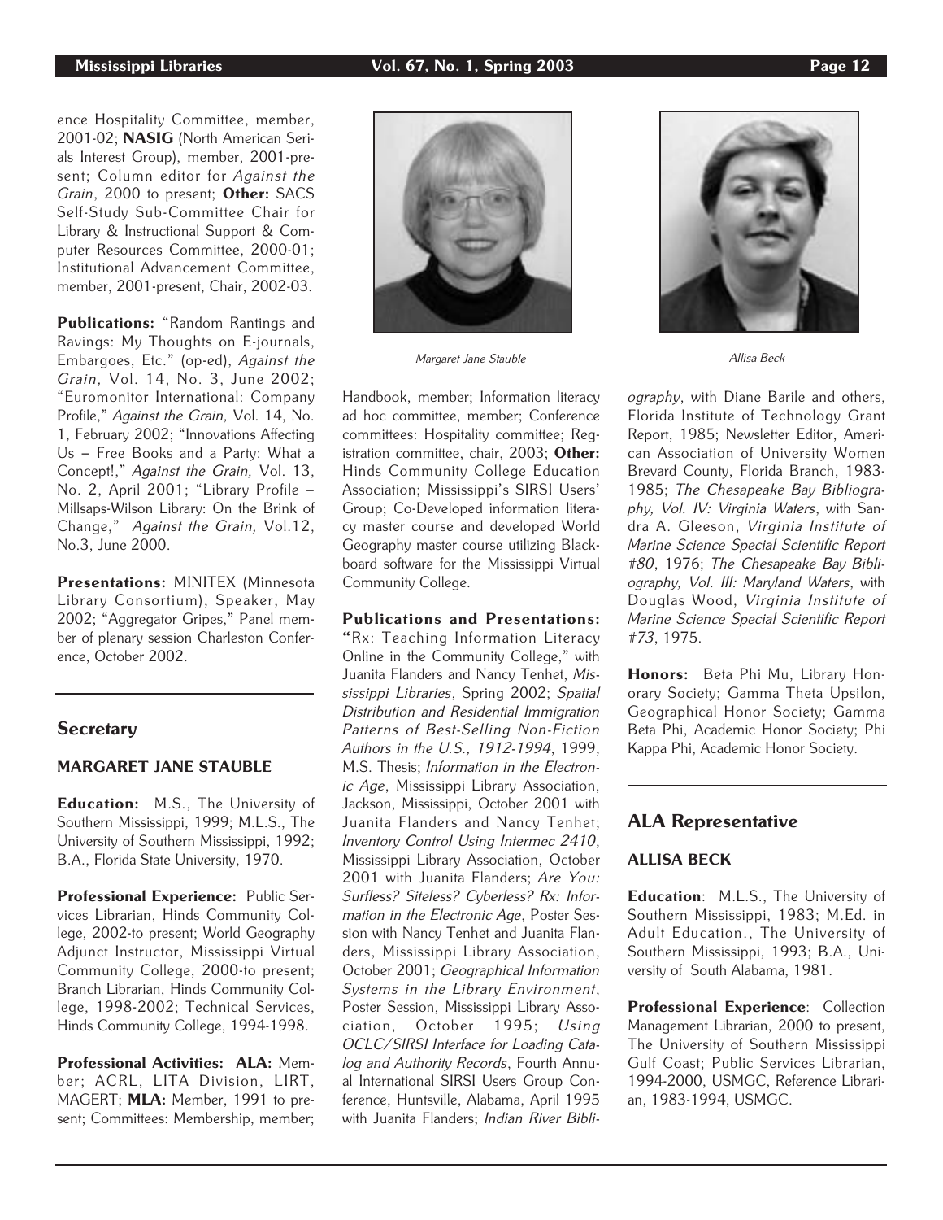ence Hospitality Committee, member, 2001-02; **NASIG** (North American Serials Interest Group), member, 2001-present; Column editor for *Against the Grain*, 2000 to present; **Other:** SACS Self-Study Sub-Committee Chair for Library & Instructional Support & Computer Resources Committee, 2000-01; Institutional Advancement Committee, member, 2001-present, Chair, 2002-03.

**Publications:** "Random Rantings and Ravings: My Thoughts on E-journals, Embargoes, Etc." (op-ed), *Against the Grain,* Vol. 14, No. 3, June 2002; "Euromonitor International: Company Profile," *Against the Grain,* Vol. 14, No. 1, February 2002; "Innovations Affecting Us – Free Books and a Party: What a Concept!," *Against the Grain,* Vol. 13, No. 2, April 2001; "Library Profile – Millsaps-Wilson Library: On the Brink of Change," *Against the Grain,* Vol.12, No.3, June 2000.

**Presentations:** MINITEX (Minnesota Library Consortium), Speaker, May 2002; "Aggregator Gripes," Panel member of plenary session Charleston Conference, October 2002.

## Secretary

### MARGARET JANE STAUBLE

Margaret Jane Stauble

**Education:** M.S., The University of Southern Mississippi, 1999; M.L.S., The University of Southern Mississippi, 1992; B.A., Florida State University, 1970.

**Professional Experience:** Public Services Librarian, Hinds Community College, 2002-to present; World Geography Adjunct Instructor, Mississippi Virtual Community College, 2000-to present; Branch Librarian, Hinds Community College, 1998-2002; Technical Services, Hinds Community College, 1994-1998.

**Professional Activities: ALA:** Member; ACRL, LITA Division, LIRT, MAGERT; **MLA:** Member, 1991 to present; Committees: Membership, member; Handbook, member; Information literacy ad hoc committee, member; Conference committees: Hospitality committee; Registration committee, chair, 2003; **Other:** Hinds Community College Education Association; Mississippi's SIRSI Users' Group; Co-Developed information literacy master course and developed World Geography master course utilizing Blackboard software for the Mississippi Virtual Community College.

**Publications and Presentations:** "Rx: Teaching Information Literacy Online in the Community College," with Juanita Flanders and Nancy Tenhet, *Mississippi Libraries*, Spring 2002; *Spatial Distribution and Residential Immigration Patterns of Best-Selling Non-Fiction Authors in the U.S., 1912-1994*, 1999, M.S. Thesis; *Information in the Electronic Age*, Mississippi Library Association, Jackson, Mississippi, October 2001 with Juanita Flanders and Nancy Tenhet; *Inventory Control Using Intermec 2410*, Mississippi Library Association, October 2001 with Juanita Flanders; *Are You: Surfless? Siteless? Cyberless? Rx: Information in the Electronic Age*, Poster Session with Nancy Tenhet and Juanita Flanders, Mississippi Library Association, October 2001; *Geographical Information Systems in the Library Environment*, Poster Session, Mississippi Library Association, October 1995; *Using OCLC/SIRSI Interface for Loading Catalog and Authority Records*, Fourth Annual International SIRSI Users Group Conference, Huntsville, Alabama, April 1995 with Juanita Flanders; *Indian River Bibliography*, with Diane Barile and others, Florida Institute of Technology Grant Report, 1985; Newsletter Editor, American Association of University Women Brevard County, Florida Branch, 1983-1985; *The Chesapeake Bay Bibliography, Vol. IV: Virginia Waters*, with Sandra A. Gleeson, *Virginia Institute of Marine Science Special Scientific Report #80*, 1976; *The Chesapeake Bay Bibliography, Vol. III: Maryland Waters*, with Douglas Wood, *Virginia Institute of Marine Science Special Scientific Report #73*, 1975.

**Honors:** Beta Phi Mu, Library Honorary Society; Gamma Theta Upsilon, Geographical Honor Society; Gamma Beta Phi, Academic Honor Society; Phi Kappa Phi, Academic Honor Society.

## ALA Representative

### ALLISA BECK

Allisa Beck

**Education**: M.L.S., The University of Southern Mississippi, 1983; M.Ed. in Adult Education., The University of Southern Mississippi, 1993; B.A., University of South Alabama, 1981.

**Professional Experience**: Collection Management Librarian, 2000 to present, The University of Southern Mississippi Gulf Coast; Public Services Librarian, 1994-2000, USMGC, Reference Librarian, 1983-1994, USMGC.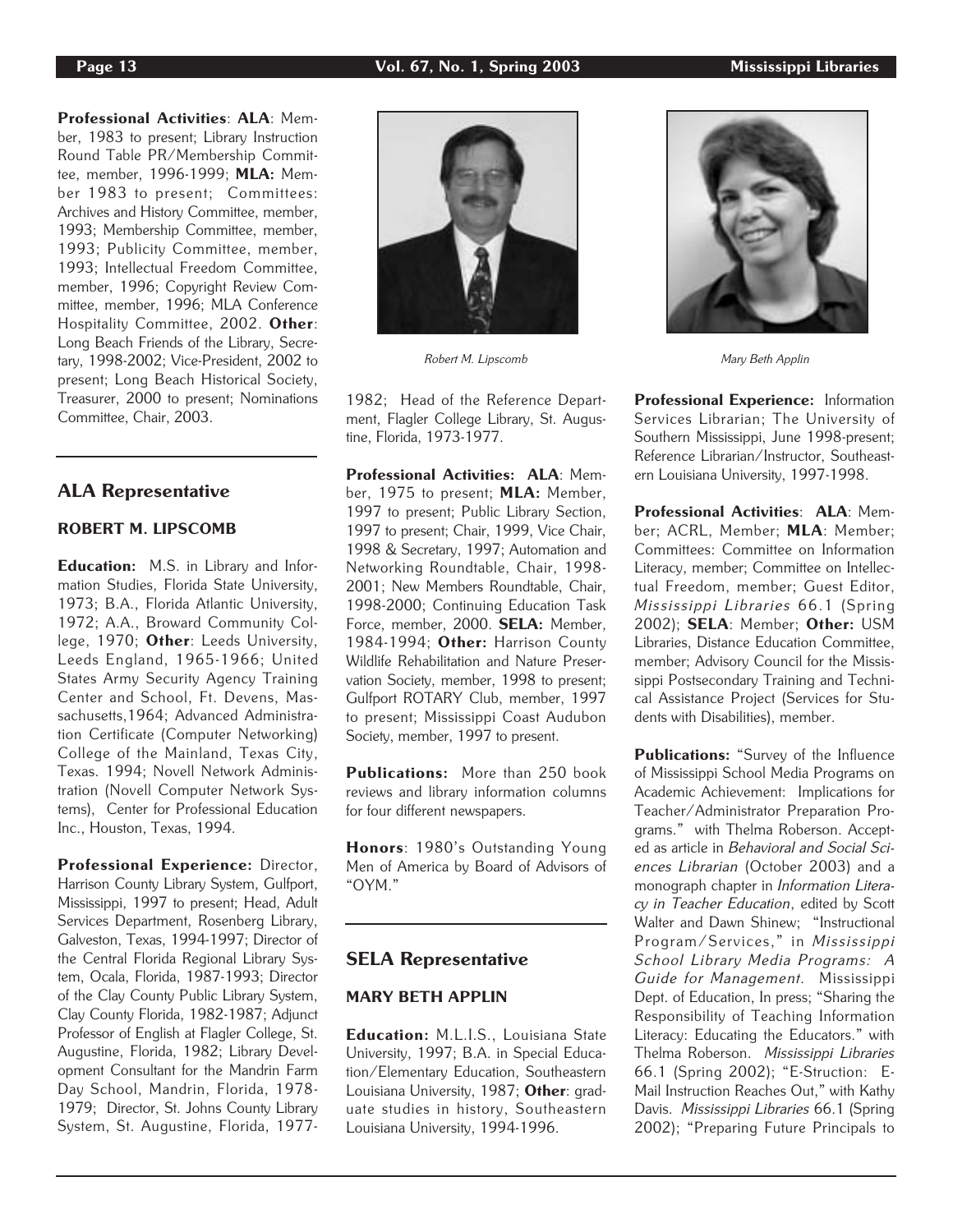**Professional Activities**: **ALA**: Member, 1983 to present; Library Instruction Round Table PR/Membership Committee, member, 1996-1999; **MLA:** Member 1983 to present; Committees: Archives and History Committee, member, 1993; Membership Committee, member, 1993; Publicity Committee, member, 1993; Intellectual Freedom Committee, member, 1996; Copyright Review Committee, member, 1996; MLA Conference Hospitality Committee, 2002. **Other**: Long Beach Friends of the Library, Secretary, 1998-2002; Vice-President, 2002 to present; Long Beach Historical Society, Treasurer, 2000 to present; Nominations Committee, Chair, 2003.

## ALA Representative

### ROBERT M. LIPSCOMB

*Robert M. Lipscomb*

**Education:** M.S. in Library and Information Studies, Florida State University, 1973; B.A., Florida Atlantic University, 1972; A.A., Broward Community College, 1970; **Other**: Leeds University, Leeds England, 1965-1966; United States Army Security Agency Training Center and School, Ft. Devens, Massachusetts,1964; Advanced Administration Certificate (Computer Networking) College of the Mainland, Texas City, Texas. 1994; Novell Network Administration (Novell Computer Network Systems), Center for Professional Education Inc., Houston, Texas, 1994.

**Professional Experience:** Director, Harrison County Library System, Gulfport, Mississippi, 1997 to present; Head, Adult Services Department, Rosenberg Library, Galveston, Texas, 1994-1997; Director of the Central Florida Regional Library System, Ocala, Florida, 1987-1993; Director of the Clay County Public Library System, Clay County Florida, 1982-1987; Adjunct Professor of English at Flagler College, St. Augustine, Florida, 1982; Library Development Consultant for the Mandrin Farm Day School, Mandrin, Florida, 1978-1979; Director, St. Johns County Library System, St. Augustine, Florida, 1977-1982; Head of the Reference Department, Flagler College Library, St. Augustine, Florida, 1973-1977.

**Professional Activities: ALA**: Member, 1975 to present; **MLA:** Member, 1997 to present; Public Library Section, 1997 to present; Chair, 1999, Vice Chair, 1998 & Secretary, 1997; Automation and Networking Roundtable, Chair, 1998-2001; New Members Roundtable, Chair, 1998-2000; Continuing Education Task Force, member, 2000. **SELA:** Member, 1984-1994; **Other:** Harrison County Wildlife Rehabilitation and Nature Preservation Society, member, 1998 to present; Gulfport ROTARY Club, member, 1997 to present; Mississippi Coast Audubon Society, member, 1997 to present.

**Publications:** More than 250 book reviews and library information columns for four different newspapers.

**Honors**: 1980's Outstanding Young Men of America by Board of Advisors of "OYM."

## SELA Representative

### MARY BETH APPLIN

*Mary Beth Applin*

**Education:** M.L.I.S., Louisiana State University, 1997; B.A. in Special Education/Elementary Education, Southeastern Louisiana University, 1987; **Other**: graduate studies in history, Southeastern Louisiana University, 1994-1996.

**Professional Experience:** Information Services Librarian; The University of Southern Mississippi, June 1998-present; Reference Librarian/Instructor, Southeastern Louisiana University, 1997-1998.

**Professional Activities**: **ALA**: Member; ACRL, Member; **MLA**: Member; Committees: Committee on Information Literacy, member; Committee on Intellectual Freedom, member; Guest Editor, *Mississippi Libraries* 66.1 (Spring 2002); **SELA**: Member; **Other:** USM Libraries, Distance Education Committee, member; Advisory Council for the Mississippi Postsecondary Training and Technical Assistance Project (Services for Students with Disabilities), member.

**Publications:** "Survey of the Influence of Mississippi School Media Programs on Academic Achievement: Implications for Teacher/Administrator Preparation Programs." with Thelma Roberson. Accepted as article in *Behavioral and Social Sciences Librarian* (October 2003) and a monograph chapter in *Information Literacy in Teacher Education*, edited by Scott Walter and Dawn Shinew; "Instructional Program/Services," in *Mississippi School Library Media Programs: A Guide for Management.* Mississippi Dept. of Education, In press; "Sharing the Responsibility of Teaching Information Literacy: Educating the Educators." with Thelma Roberson. *Mississippi Libraries* 66.1 (Spring 2002); "E-Struction: E-Mail Instruction Reaches Out," with Kathy Davis. *Mississippi Libraries* 66.1 (Spring 2002); "Preparing Future Principals to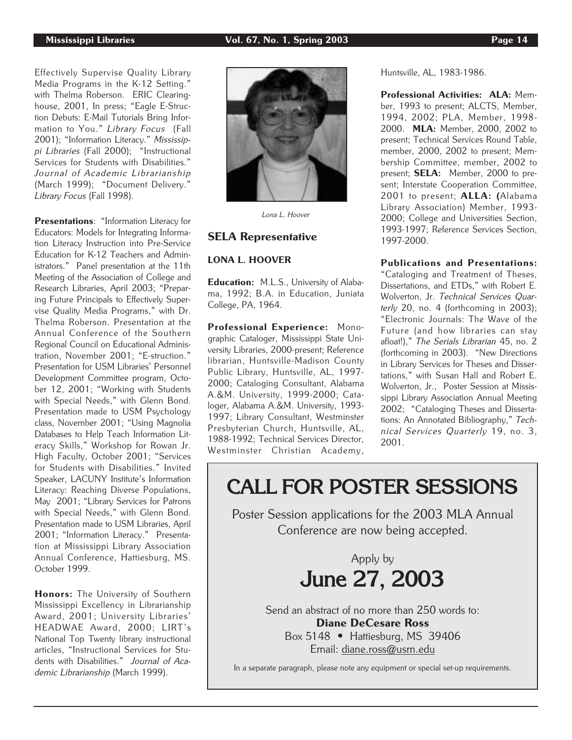Effectively Supervise Quality Library Media Programs in the K-12 Setting." with Thelma Roberson. ERIC Clearinghouse, 2001, In press; "Eagle E-Struction Debuts: E-Mail Tutorials Bring Information to You." *Library Focus* (Fall 2001); "Information Literacy." *Mississippi Libraries* (Fall 2000); "Instructional Services for Students with Disabilities." *Journal of Academic Librarianship* (March 1999); "Document Delivery." *Library Focus* (Fall 1998).

**Presentations**: "Information Literacy for Educators: Models for Integrating Information Literacy Instruction into Pre-Service Education for K-12 Teachers and Administrators." Panel presentation at the 11th Meeting of the Association of College and Research Libraries, April 2003; "Preparing Future Principals to Effectively Supervise Quality Media Programs," with Dr. Thelma Roberson. Presentation at the Annual Conference of the Southern Regional Council on Educational Administration, November 2001; "E-struction." Presentation for USM Libraries' Personnel Development Committee program, October 12, 2001; "Working with Students with Special Needs," with Glenn Bond. Presentation made to USM Psychology class, November 2001; "Using Magnolia Databases to Help Teach Information Literacy Skills," Workshop for Rowan Jr. High Faculty, October 2001; "Services for Students with Disabilities." Invited Speaker, LACUNY Institute's Information Literacy: Reaching Diverse Populations, May 2001; "Library Services for Patrons with Special Needs," with Glenn Bond. Presentation made to USM Libraries, April 2001; "Information Literacy." Presentation at Mississippi Library Association Annual Conference, Hattiesburg, MS. October 1999.

**Honors:** The University of Southern Mississippi Excellency in Librarianship Award, 2001; University Libraries' HEADWAE Award, 2000; LIRT's National Top Twenty library instructional articles, "Instructional Services for Students with Disabilities." *Journal of Academic Librarianship* (March 1999).

*Lona L. Hoover*

### SELA Representative

**LONA L. HOOVER**

**Education:** M.L.S., University of Alabama, 1992; B.A. in Education, Juniata College, PA, 1964.

**Professional Experience:** Monographic Cataloger, Mississippi State University Libraries, 2000-present; Reference librarian, Huntsville-Madison County Public Library, Huntsville, AL, 1997-2000; Cataloging Consultant, Alabama A.&M. University, 1999-2000; Cataloger, Alabama A.&M. University, 1993-1997; Library Consultant, Westminster Presbyterian Church, Huntsville, AL, 1988-1992; Technical Services Director, Westminster Christian Academy, Huntsville, AL, 1983-1986.

**Professional Activities: ALA:** Member, 1993 to present; ALCTS, Member, 1994, 2002; PLA, Member, 1998-2000. **MLA:** Member, 2000, 2002 to present; Technical Services Round Table, member, 2000, 2002 to present; Membership Committee, member, 2002 to present; **SELA:** Member, 2000 to present; Interstate Cooperation Committee, 2001 to present; **ALLA: (**Alabama Library Association) Member, 1993-2000; College and Universities Section, 1993-1997; Reference Services Section, 1997-2000.

**Publications and Presentations:** "Cataloging and Treatment of Theses, Dissertations, and ETDs," with Robert E. Wolverton, Jr. *Technical Services Quarterly* 20, no. 4 (forthcoming in 2003); "Electronic Journals: The Wave of the Future (and how libraries can stay afloat!)," *The Serials Librarian* 45, no. 2 (forthcoming in 2003). "New Directions in Library Services for Theses and Dissertations," with Susan Hall and Robert E. Wolverton, Jr., Poster Session at Mississippi Library Association Annual Meeting 2002; "Cataloging Theses and Dissertations: An Annotated Bibliography," *Technical Services Quarterly* 19, no. 3, 2001.

## CALL FOR POSTER SESSIONS

Poster Session applications for the 2003 MLA Annual Conference are now being accepted.

Apply by

**June 27, 2003**

Send an abstract of no more than 250 words to:
**Diane DeCesare Ross**
Box 5148 • Hattiesburg, MS 39406
Email: diane.ross@usm.edu

In a separate paragraph, please note any equipment or special set-up requirements.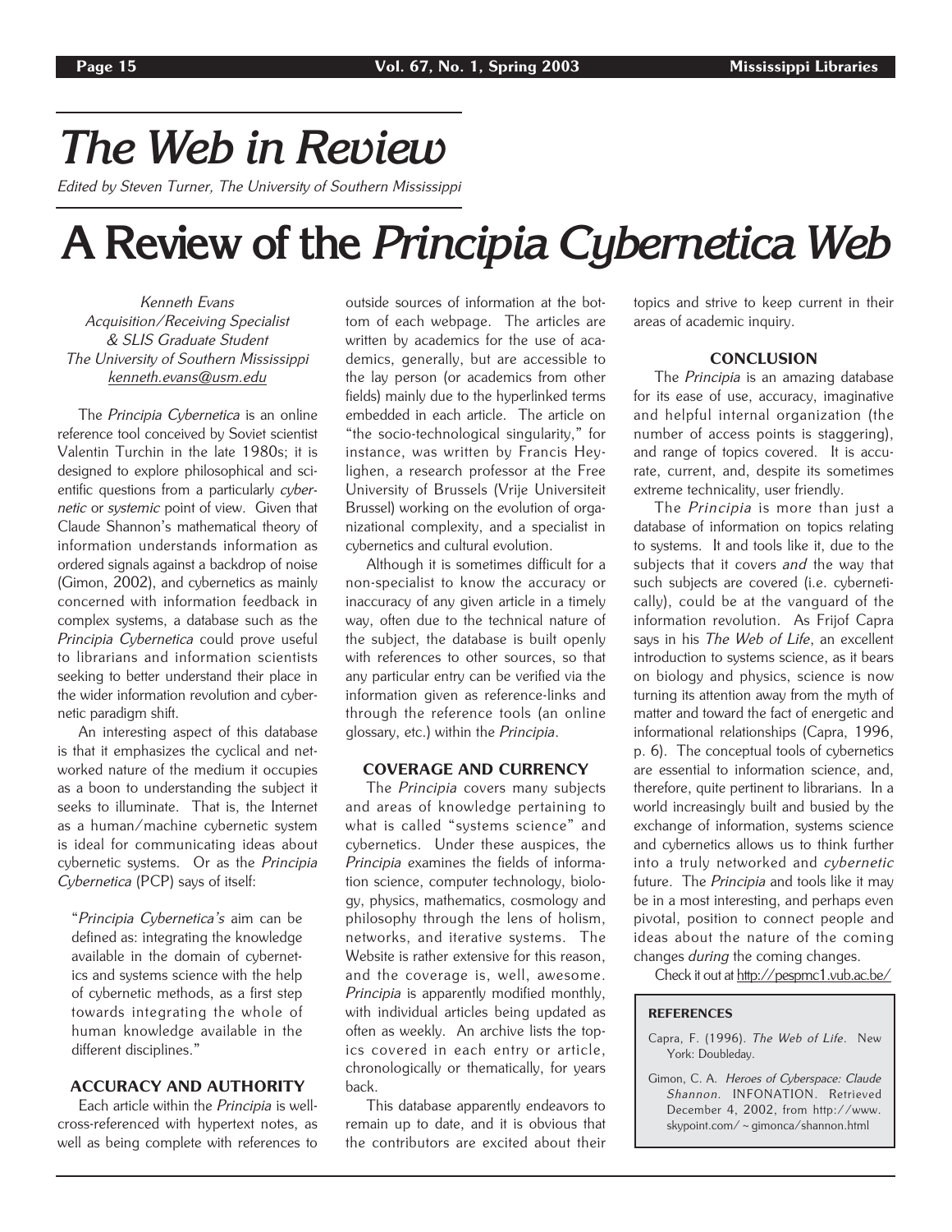# *The Web in Review*

*Edited by Steven Turner, The University of Southern Mississippi*

# A Review of the *Principia Cybernetica Web*

*Kenneth Evans*
*Acquisition/Receiving Specialist*
*& SLIS Graduate Student*
*The University of Southern Mississippi*
*kenneth.evans@usm.edu*

The *Principia Cybernetica* is an online reference tool conceived by Soviet scientist Valentin Turchin in the late 1980s; it is designed to explore philosophical and scientific questions from a particularly *cybernetic* or *systemic* point of view. Given that Claude Shannon's mathematical theory of information understands information as ordered signals against a backdrop of noise (Gimon, 2002), and cybernetics as mainly concerned with information feedback in complex systems, a database such as the *Principia Cybernetica* could prove useful to librarians and information scientists seeking to better understand their place in the wider information revolution and cybernetic paradigm shift.

An interesting aspect of this database is that it emphasizes the cyclical and networked nature of the medium it occupies as a boon to understanding the subject it seeks to illuminate. That is, the Internet as a human/machine cybernetic system is ideal for communicating ideas about cybernetic systems. Or as the *Principia Cybernetica* (PCP) says of itself:

> "*Principia Cybernetica's* aim can be defined as: integrating the knowledge available in the domain of cybernetics and systems science with the help of cybernetic methods, as a first step towards integrating the whole of human knowledge available in the different disciplines."

### ACCURACY AND AUTHORITY

Each article within the *Principia* is well-cross-referenced with hypertext notes, as well as being complete with references to outside sources of information at the bottom of each webpage. The articles are written by academics for the use of academics, generally, but are accessible to the lay person (or academics from other fields) mainly due to the hyperlinked terms embedded in each article. The article on "the socio-technological singularity," for instance, was written by Francis Heylighen, a research professor at the Free University of Brussels (Vrije Universiteit Brussel) working on the evolution of organizational complexity, and a specialist in cybernetics and cultural evolution.

Although it is sometimes difficult for a non-specialist to know the accuracy or inaccuracy of any given article in a timely way, often due to the technical nature of the subject, the database is built openly with references to other sources, so that any particular entry can be verified via the information given as reference-links and through the reference tools (an online glossary, etc.) within the *Principia*.

### COVERAGE AND CURRENCY

The *Principia* covers many subjects and areas of knowledge pertaining to what is called "systems science" and cybernetics. Under these auspices, the *Principia* examines the fields of information science, computer technology, biology, physics, mathematics, cosmology and philosophy through the lens of holism, networks, and iterative systems. The Website is rather extensive for this reason, and the coverage is, well, awesome. *Principia* is apparently modified monthly, with individual articles being updated as often as weekly. An archive lists the topics covered in each entry or article, chronologically or thematically, for years back.

This database apparently endeavors to remain up to date, and it is obvious that the contributors are excited about their topics and strive to keep current in their areas of academic inquiry.

### CONCLUSION

The *Principia* is an amazing database for its ease of use, accuracy, imaginative and helpful internal organization (the number of access points is staggering), and range of topics covered. It is accurate, current, and, despite its sometimes extreme technicality, user friendly.

The *Principia* is more than just a database of information on topics relating to systems. It and tools like it, due to the subjects that it covers *and* the way that such subjects are covered (i.e. cybernetically), could be at the vanguard of the information revolution. As Frijof Capra says in his *The Web of Life*, an excellent introduction to systems science, as it bears on biology and physics, science is now turning its attention away from the myth of matter and toward the fact of energetic and informational relationships (Capra, 1996, p. 6). The conceptual tools of cybernetics are essential to information science, and, therefore, quite pertinent to librarians. In a world increasingly built and busied by the exchange of information, systems science and cybernetics allows us to think further into a truly networked and *cybernetic* future. The *Principia* and tools like it may be in a most interesting, and perhaps even pivotal, position to connect people and ideas about the nature of the coming changes *during* the coming changes.

Check it out at http://pespmc1.vub.ac.be/

#### REFERENCES

Capra, F. (1996). *The Web of Life*. New York: Doubleday.

Gimon, C. A. *Heroes of Cyberspace: Claude Shannon*. INFONATION. Retrieved December 4, 2002, from http://www.skypoint.com/~gimonca/shannon.html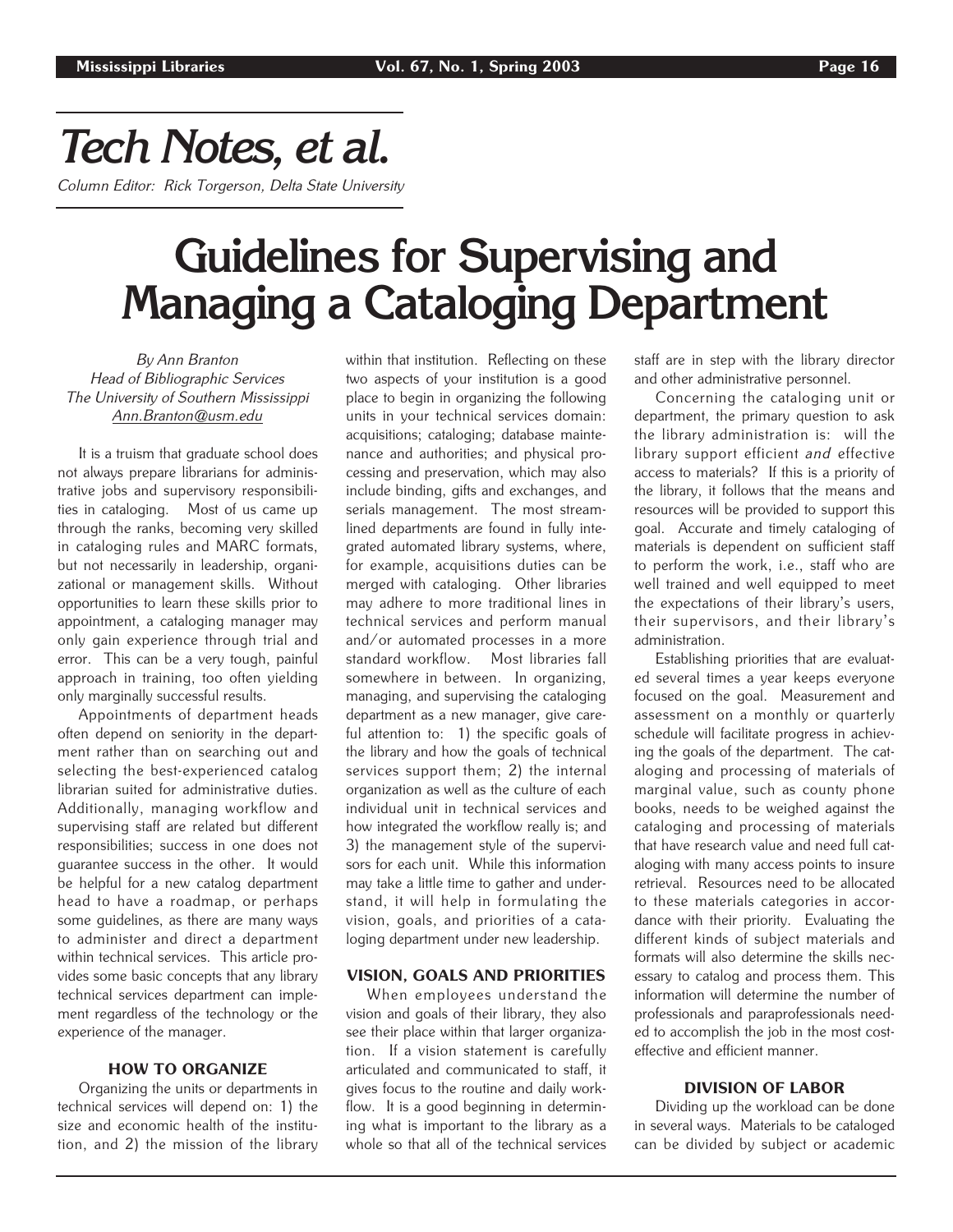# Tech Notes, et al.

*Column Editor: Rick Torgerson, Delta State University*

# Guidelines for Supervising and Managing a Cataloging Department

*By Ann Branton*
*Head of Bibliographic Services*
*The University of Southern Mississippi*
*Ann.Branton@usm.edu*

It is a truism that graduate school does not always prepare librarians for administrative jobs and supervisory responsibilities in cataloging. Most of us came up through the ranks, becoming very skilled in cataloging rules and MARC formats, but not necessarily in leadership, organizational or management skills. Without opportunities to learn these skills prior to appointment, a cataloging manager may only gain experience through trial and error. This can be a very tough, painful approach in training, too often yielding only marginally successful results.

Appointments of department heads often depend on seniority in the department rather than on searching out and selecting the best-experienced catalog librarian suited for administrative duties. Additionally, managing workflow and supervising staff are related but different responsibilities; success in one does not guarantee success in the other. It would be helpful for a new catalog department head to have a roadmap, or perhaps some guidelines, as there are many ways to administer and direct a department within technical services. This article provides some basic concepts that any library technical services department can implement regardless of the technology or the experience of the manager.

### HOW TO ORGANIZE

Organizing the units or departments in technical services will depend on: 1) the size and economic health of the institution, and 2) the mission of the library within that institution. Reflecting on these two aspects of your institution is a good place to begin in organizing the following units in your technical services domain: acquisitions; cataloging; database maintenance and authorities; and physical processing and preservation, which may also include binding, gifts and exchanges, and serials management. The most streamlined departments are found in fully integrated automated library systems, where, for example, acquisitions duties can be merged with cataloging. Other libraries may adhere to more traditional lines in technical services and perform manual and/or automated processes in a more standard workflow. Most libraries fall somewhere in between. In organizing, managing, and supervising the cataloging department as a new manager, give careful attention to: 1) the specific goals of the library and how the goals of technical services support them; 2) the internal organization as well as the culture of each individual unit in technical services and how integrated the workflow really is; and 3) the management style of the supervisors for each unit. While this information may take a little time to gather and understand, it will help in formulating the vision, goals, and priorities of a cataloging department under new leadership.

### VISION, GOALS AND PRIORITIES

When employees understand the vision and goals of their library, they also see their place within that larger organization. If a vision statement is carefully articulated and communicated to staff, it gives focus to the routine and daily workflow. It is a good beginning in determining what is important to the library as a whole so that all of the technical services staff are in step with the library director and other administrative personnel.

Concerning the cataloging unit or department, the primary question to ask the library administration is: will the library support efficient *and* effective access to materials? If this is a priority of the library, it follows that the means and resources will be provided to support this goal. Accurate and timely cataloging of materials is dependent on sufficient staff to perform the work, i.e., staff who are well trained and well equipped to meet the expectations of their library's users, their supervisors, and their library's administration.

Establishing priorities that are evaluated several times a year keeps everyone focused on the goal. Measurement and assessment on a monthly or quarterly schedule will facilitate progress in achieving the goals of the department. The cataloging and processing of materials of marginal value, such as county phone books, needs to be weighed against the cataloging and processing of materials that have research value and need full cataloging with many access points to insure retrieval. Resources need to be allocated to these materials categories in accordance with their priority. Evaluating the different kinds of subject materials and formats will also determine the skills necessary to catalog and process them. This information will determine the number of professionals and paraprofessionals needed to accomplish the job in the most cost-effective and efficient manner.

### DIVISION OF LABOR

Dividing up the workload can be done in several ways. Materials to be cataloged can be divided by subject or academic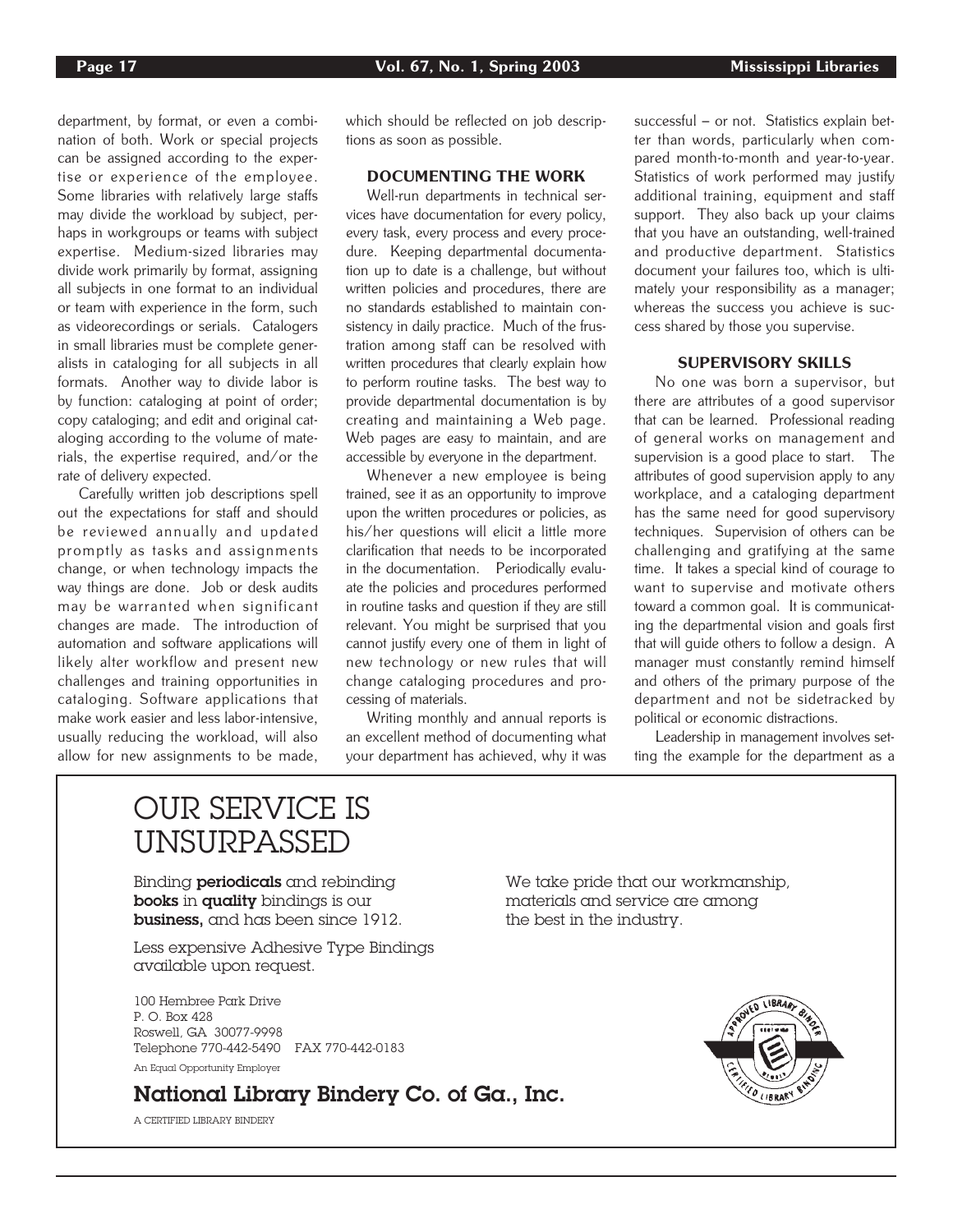department, by format, or even a combination of both. Work or special projects can be assigned according to the expertise or experience of the employee. Some libraries with relatively large staffs may divide the workload by subject, perhaps in workgroups or teams with subject expertise. Medium-sized libraries may divide work primarily by format, assigning all subjects in one format to an individual or team with experience in the form, such as videorecordings or serials. Catalogers in small libraries must be complete generalists in cataloging for all subjects in all formats. Another way to divide labor is by function: cataloging at point of order; copy cataloging; and edit and original cataloging according to the volume of materials, the expertise required, and/or the rate of delivery expected.

Carefully written job descriptions spell out the expectations for staff and should be reviewed annually and updated promptly as tasks and assignments change, or when technology impacts the way things are done. Job or desk audits may be warranted when significant changes are made. The introduction of automation and software applications will likely alter workflow and present new challenges and training opportunities in cataloging. Software applications that make work easier and less labor-intensive, usually reducing the workload, will also allow for new assignments to be made, which should be reflected on job descriptions as soon as possible.

### DOCUMENTING THE WORK

Well-run departments in technical services have documentation for every policy, every task, every process and every procedure. Keeping departmental documentation up to date is a challenge, but without written policies and procedures, there are no standards established to maintain consistency in daily practice. Much of the frustration among staff can be resolved with written procedures that clearly explain how to perform routine tasks. The best way to provide departmental documentation is by creating and maintaining a Web page. Web pages are easy to maintain, and are accessible by everyone in the department.

Whenever a new employee is being trained, see it as an opportunity to improve upon the written procedures or policies, as his/her questions will elicit a little more clarification that needs to be incorporated in the documentation. Periodically evaluate the policies and procedures performed in routine tasks and question if they are still relevant. You might be surprised that you cannot justify every one of them in light of new technology or new rules that will change cataloging procedures and processing of materials.

Writing monthly and annual reports is an excellent method of documenting what your department has achieved, why it was successful – or not. Statistics explain better than words, particularly when compared month-to-month and year-to-year. Statistics of work performed may justify additional training, equipment and staff support. They also back up your claims that you have an outstanding, well-trained and productive department. Statistics document your failures too, which is ultimately your responsibility as a manager; whereas the success you achieve is success shared by those you supervise.

### SUPERVISORY SKILLS

No one was born a supervisor, but there are attributes of a good supervisor that can be learned. Professional reading of general works on management and supervision is a good place to start. The attributes of good supervision apply to any workplace, and a cataloging department has the same need for good supervisory techniques. Supervision of others can be challenging and gratifying at the same time. It takes a special kind of courage to want to supervise and motivate others toward a common goal. It is communicating the departmental vision and goals first that will guide others to follow a design. A manager must constantly remind himself and others of the primary purpose of the department and not be sidetracked by political or economic distractions.

Leadership in management involves setting the example for the department as a

---

# OUR SERVICE IS UNSURPASSED

Binding **periodicals** and rebinding **books** in **quality** bindings is our **business,** and has been since 1912.

Less expensive Adhesive Type Bindings available upon request.

We take pride that our workmanship, materials and service are among the best in the industry.

100 Hembree Park Drive
P. O. Box 428
Roswell, GA 30077-9998
Telephone 770-442-5490 FAX 770-442-0183

An Equal Opportunity Employer

**National Library Bindery Co. of Ga., Inc.**

A CERTIFIED LIBRARY BINDERY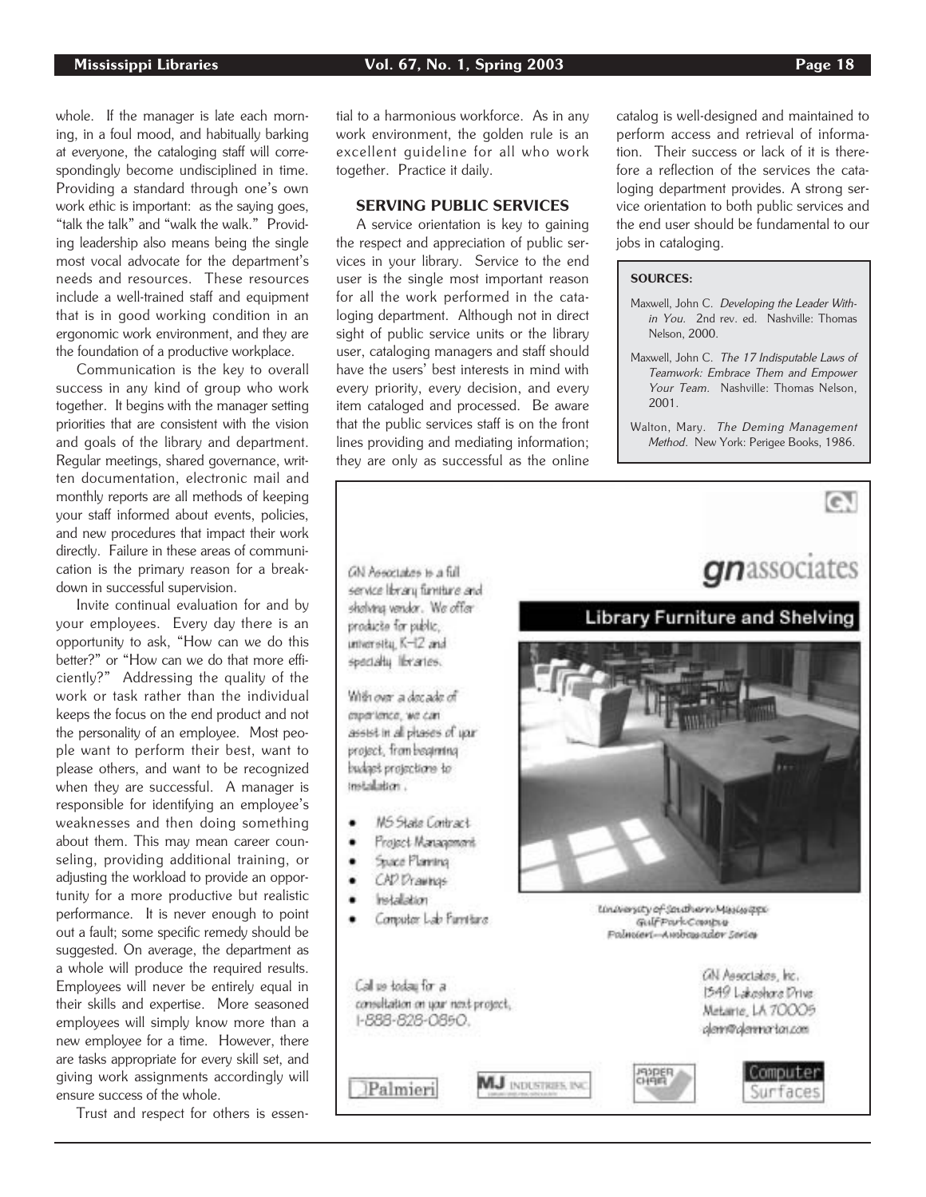whole. If the manager is late each morning, in a foul mood, and habitually barking at everyone, the cataloging staff will correspondingly become undisciplined in time. Providing a standard through one's own work ethic is important: as the saying goes, "talk the talk" and "walk the walk." Providing leadership also means being the single most vocal advocate for the department's needs and resources. These resources include a well-trained staff and equipment that is in good working condition in an ergonomic work environment, and they are the foundation of a productive workplace.

Communication is the key to overall success in any kind of group who work together. It begins with the manager setting priorities that are consistent with the vision and goals of the library and department. Regular meetings, shared governance, written documentation, electronic mail and monthly reports are all methods of keeping your staff informed about events, policies, and new procedures that impact their work directly. Failure in these areas of communication is the primary reason for a breakdown in successful supervision.

Invite continual evaluation for and by your employees. Every day there is an opportunity to ask, "How can we do this better?" or "How can we do that more efficiently?" Addressing the quality of the work or task rather than the individual keeps the focus on the end product and not the personality of an employee. Most people want to perform their best, want to please others, and want to be recognized when they are successful. A manager is responsible for identifying an employee's weaknesses and then doing something about them. This may mean career counseling, providing additional training, or adjusting the workload to provide an opportunity for a more productive but realistic performance. It is never enough to point out a fault; some specific remedy should be suggested. On average, the department as a whole will produce the required results. Employees will never be entirely equal in their skills and expertise. More seasoned employees will simply know more than a new employee for a time. However, there are tasks appropriate for every skill set, and giving work assignments accordingly will ensure success of the whole.

Trust and respect for others is essential to a harmonious workforce. As in any work environment, the golden rule is an excellent guideline for all who work together. Practice it daily.

## SERVING PUBLIC SERVICES

A service orientation is key to gaining the respect and appreciation of public services in your library. Service to the end user is the single most important reason for all the work performed in the cataloging department. Although not in direct sight of public service units or the library user, cataloging managers and staff should have the users' best interests in mind with every priority, every decision, and every item cataloged and processed. Be aware that the public services staff is on the front lines providing and mediating information; they are only as successful as the online catalog is well-designed and maintained to perform access and retrieval of information. Their success or lack of it is therefore a reflection of the services the cataloging department provides. A strong service orientation to both public services and the end user should be fundamental to our jobs in cataloging.

**SOURCES:**

Maxwell, John C. *Developing the Leader Within You.* 2nd rev. ed. Nashville: Thomas Nelson, 2000.

Maxwell, John C. *The 17 Indisputable Laws of Teamwork: Embrace Them and Empower Your Team.* Nashville: Thomas Nelson, 2001.

Walton, Mary. *The Deming Management Method.* New York: Perigee Books, 1986.

---

**gnassociates**

**Library Furniture and Shelving**

GN Associates is a full service library furniture and shelving vendor. We offer products for public, university, K–12 and specialty libraries.

With over a decade of experience, we can assist in all phases of your project, from beginning budget projections to installation.

- MS State Contract
- Project Management
- Space Planning
- CAD Drawings
- Installation
- Computer Lab Furniture

University of Southern Mississippi Gulf Park Campus Palmieri—Ambassador Series

Call us today for a consultation on your next project, 1-888-828-0850.

GN Associates, Inc.
1549 Lakeshore Drive
Metairie, LA 70005
glenn@glennmorton.com

Palmieri · MJ Industries, Inc. · Jasper Chair · Computer Surfaces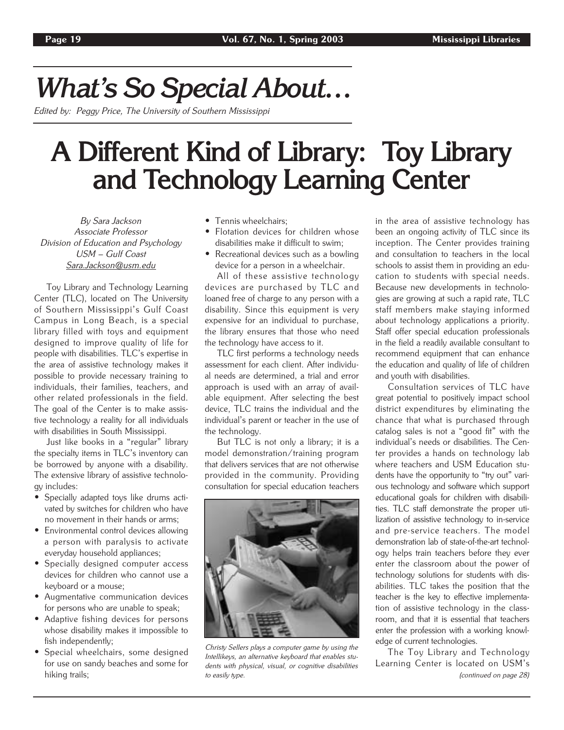# What's So Special About…

*Edited by: Peggy Price, The University of Southern Mississippi*

# A Different Kind of Library: Toy Library and Technology Learning Center

*By Sara Jackson*
*Associate Professor*
*Division of Education and Psychology*
*USM – Gulf Coast*
*Sara.Jackson@usm.edu*

Toy Library and Technology Learning Center (TLC), located on The University of Southern Mississippi's Gulf Coast Campus in Long Beach, is a special library filled with toys and equipment designed to improve quality of life for people with disabilities. TLC's expertise in the area of assistive technology makes it possible to provide necessary training to individuals, their families, teachers, and other related professionals in the field. The goal of the Center is to make assistive technology a reality for all individuals with disabilities in South Mississippi.

Just like books in a "regular" library the specialty items in TLC's inventory can be borrowed by anyone with a disability. The extensive library of assistive technology includes:

- Specially adapted toys like drums activated by switches for children who have no movement in their hands or arms;
- Environmental control devices allowing a person with paralysis to activate everyday household appliances;
- Specially designed computer access devices for children who cannot use a keyboard or a mouse;
- Augmentative communication devices for persons who are unable to speak;
- Adaptive fishing devices for persons whose disability makes it impossible to fish independently;
- Special wheelchairs, some designed for use on sandy beaches and some for hiking trails;
- Tennis wheelchairs;
- Flotation devices for children whose disabilities make it difficult to swim;
- Recreational devices such as a bowling device for a person in a wheelchair.

All of these assistive technology devices are purchased by TLC and loaned free of charge to any person with a disability. Since this equipment is very expensive for an individual to purchase, the library ensures that those who need the technology have access to it.

TLC first performs a technology needs assessment for each client. After individual needs are determined, a trial and error approach is used with an array of available equipment. After selecting the best device, TLC trains the individual and the individual's parent or teacher in the use of the technology.

But TLC is not only a library; it is a model demonstration/training program that delivers services that are not otherwise provided in the community. Providing consultation for special education teachers in the area of assistive technology has been an ongoing activity of TLC since its inception. The Center provides training and consultation to teachers in the local schools to assist them in providing an education to students with special needs. Because new developments in technologies are growing at such a rapid rate, TLC staff members make staying informed about technology applications a priority. Staff offer special education professionals in the field a readily available consultant to recommend equipment that can enhance the education and quality of life of children and youth with disabilities.

*Christy Sellers plays a computer game by using the Intellikeys, an alternative keyboard that enables students with physical, visual, or cognitive disabilities to easily type.*

Consultation services of TLC have great potential to positively impact school district expenditures by eliminating the chance that what is purchased through catalog sales is not a "good fit" with the individual's needs or disabilities. The Center provides a hands on technology lab where teachers and USM Education students have the opportunity to "try out" various technology and software which support educational goals for children with disabilities. TLC staff demonstrate the proper utilization of assistive technology to in-service and pre-service teachers. The model demonstration lab of state-of-the-art technology helps train teachers before they ever enter the classroom about the power of technology solutions for students with disabilities. TLC takes the position that the teacher is the key to effective implementation of assistive technology in the classroom, and that it is essential that teachers enter the profession with a working knowledge of current technologies.

The Toy Library and Technology Learning Center is located on USM's

*(continued on page 28)*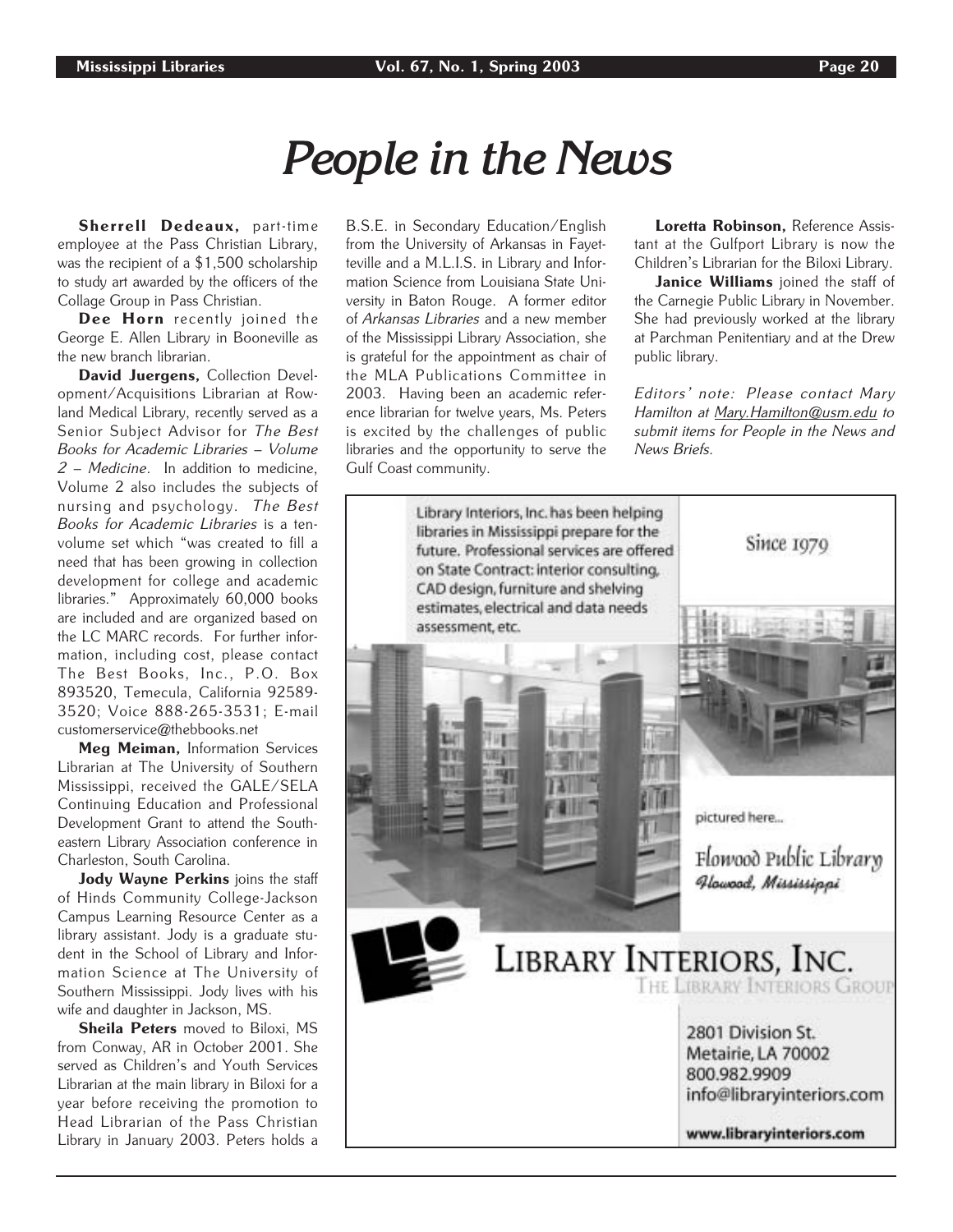# People in the News

**Sherrell Dedeaux,** part-time employee at the Pass Christian Library, was the recipient of a $1,500 scholarship to study art awarded by the officers of the Collage Group in Pass Christian.

**Dee Horn** recently joined the George E. Allen Library in Booneville as the new branch librarian.

**David Juergens,** Collection Development/Acquisitions Librarian at Rowland Medical Library, recently served as a Senior Subject Advisor for *The Best Books for Academic Libraries – Volume 2 – Medicine*. In addition to medicine, Volume 2 also includes the subjects of nursing and psychology. *The Best Books for Academic Libraries* is a ten-volume set which "was created to fill a need that has been growing in collection development for college and academic libraries." Approximately 60,000 books are included and are organized based on the LC MARC records. For further information, including cost, please contact The Best Books, Inc., P.O. Box 893520, Temecula, California 92589-3520; Voice 888-265-3531; E-mail customerservice@thebbooks.net

**Meg Meiman,** Information Services Librarian at The University of Southern Mississippi, received the GALE/SELA Continuing Education and Professional Development Grant to attend the Southeastern Library Association conference in Charleston, South Carolina.

**Jody Wayne Perkins** joins the staff of Hinds Community College-Jackson Campus Learning Resource Center as a library assistant. Jody is a graduate student in the School of Library and Information Science at The University of Southern Mississippi. Jody lives with his wife and daughter in Jackson, MS.

**Sheila Peters** moved to Biloxi, MS from Conway, AR in October 2001. She served as Children's and Youth Services Librarian at the main library in Biloxi for a year before receiving the promotion to Head Librarian of the Pass Christian Library in January 2003. Peters holds a B.S.E. in Secondary Education/English from the University of Arkansas in Fayetteville and a M.L.I.S. in Library and Information Science from Louisiana State University in Baton Rouge. A former editor of *Arkansas Libraries* and a new member of the Mississippi Library Association, she is grateful for the appointment as chair of the MLA Publications Committee in 2003. Having been an academic reference librarian for twelve years, Ms. Peters is excited by the challenges of public libraries and the opportunity to serve the Gulf Coast community.

**Loretta Robinson,** Reference Assistant at the Gulfport Library is now the Children's Librarian for the Biloxi Library.

**Janice Williams** joined the staff of the Carnegie Public Library in November. She had previously worked at the library at Parchman Penitentiary and at the Drew public library.

*Editors' note: Please contact Mary Hamilton at Mary.Hamilton@usm.edu to submit items for People in the News and News Briefs.*

Library Interiors, Inc. has been helping libraries in Mississippi prepare for the future. Professional services are offered on State Contract: interior consulting, CAD design, furniture and shelving estimates, electrical and data needs assessment, etc.

Since 1979

pictured here...

Flowood Public Library
Flowood, Mississippi

LIBRARY INTERIORS, INC.
THE LIBRARY INTERIORS GROUP

2801 Division St.
Metairie, LA 70002
800.982.9909
info@libraryinteriors.com

www.libraryinteriors.com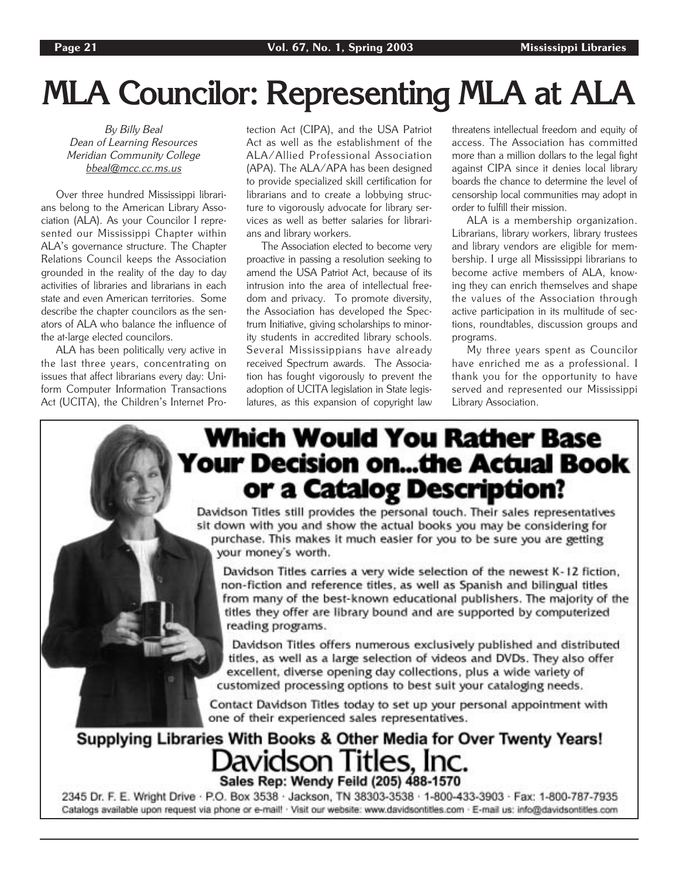# MLA Councilor: Representing MLA at ALA

*By Billy Beal*
*Dean of Learning Resources*
*Meridian Community College*
*bbeal@mcc.cc.ms.us*

Over three hundred Mississippi librarians belong to the American Library Association (ALA). As your Councilor I represented our Mississippi Chapter within ALA's governance structure. The Chapter Relations Council keeps the Association grounded in the reality of the day to day activities of libraries and librarians in each state and even American territories. Some describe the chapter councilors as the senators of ALA who balance the influence of the at-large elected councilors.

ALA has been politically very active in the last three years, concentrating on issues that affect librarians every day: Uniform Computer Information Transactions Act (UCITA), the Children's Internet Protection Act (CIPA), and the USA Patriot Act as well as the establishment of the ALA/Allied Professional Association (APA). The ALA/APA has been designed to provide specialized skill certification for librarians and to create a lobbying structure to vigorously advocate for library services as well as better salaries for librarians and library workers.

The Association elected to become very proactive in passing a resolution seeking to amend the USA Patriot Act, because of its intrusion into the area of intellectual freedom and privacy. To promote diversity, the Association has developed the Spectrum Initiative, giving scholarships to minority students in accredited library schools. Several Mississippians have already received Spectrum awards. The Association has fought vigorously to prevent the adoption of UCITA legislation in State legislatures, as this expansion of copyright law threatens intellectual freedom and equity of access. The Association has committed more than a million dollars to the legal fight against CIPA since it denies local library boards the chance to determine the level of censorship local communities may adopt in order to fulfill their mission.

ALA is a membership organization. Librarians, library workers, library trustees and library vendors are eligible for membership. I urge all Mississippi librarians to become active members of ALA, knowing they can enrich themselves and shape the values of the Association through active participation in its multitude of sections, roundtables, discussion groups and programs.

My three years spent as Councilor have enriched me as a professional. I thank you for the opportunity to have served and represented our Mississippi Library Association.

---

## Which Would You Rather Base Your Decision on...the Actual Book or a Catalog Description?

Davidson Titles still provides the personal touch. Their sales representatives sit down with you and show the actual books you may be considering for purchase. This makes it much easier for you to be sure you are getting your money's worth.

Davidson Titles carries a very wide selection of the newest K-12 fiction, non-fiction and reference titles, as well as Spanish and bilingual titles from many of the best-known educational publishers. The majority of the titles they offer are library bound and are supported by computerized reading programs.

Davidson Titles offers numerous exclusively published and distributed titles, as well as a large selection of videos and DVDs. They also offer excellent, diverse opening day collections, plus a wide variety of customized processing options to best suit your cataloging needs.

Contact Davidson Titles today to set up your personal appointment with one of their experienced sales representatives.

**Supplying Libraries With Books & Other Media for Over Twenty Years!**

**Davidson Titles, Inc.**

**Sales Rep: Wendy Feild (205) 488-1570**

2345 Dr. F. E. Wright Drive · P.O. Box 3538 · Jackson, TN 38303-3538 · 1-800-433-3903 · Fax: 1-800-787-7935

Catalogs available upon request via phone or e-mail! · Visit our website: www.davidsontitles.com · E-mail us: info@davidsontitles.com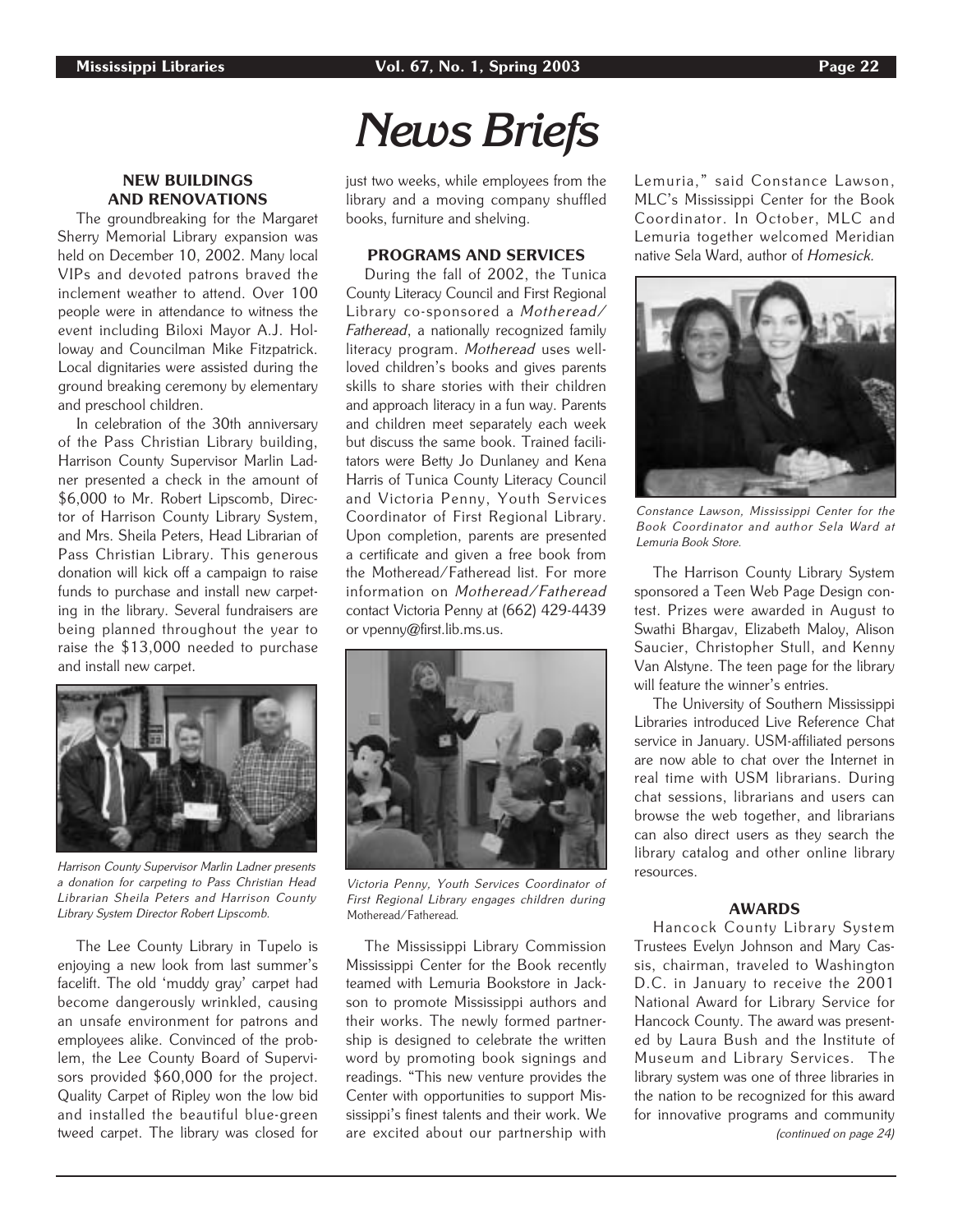// News Briefs

# News Briefs

## NEW BUILDINGS AND RENOVATIONS

The groundbreaking for the Margaret Sherry Memorial Library expansion was held on December 10, 2002. Many local VIPs and devoted patrons braved the inclement weather to attend. Over 100 people were in attendance to witness the event including Biloxi Mayor A.J. Holloway and Councilman Mike Fitzpatrick. Local dignitaries were assisted during the ground breaking ceremony by elementary and preschool children.

In celebration of the 30th anniversary of the Pass Christian Library building, Harrison County Supervisor Marlin Ladner presented a check in the amount of $6,000 to Mr. Robert Lipscomb, Director of Harrison County Library System, and Mrs. Sheila Peters, Head Librarian of Pass Christian Library. This generous donation will kick off a campaign to raise funds to purchase and install new carpeting in the library. Several fundraisers are being planned throughout the year to raise the $13,000 needed to purchase and install new carpet.

*Harrison County Supervisor Marlin Ladner presents a donation for carpeting to Pass Christian Head Librarian Sheila Peters and Harrison County Library System Director Robert Lipscomb.*

The Lee County Library in Tupelo is enjoying a new look from last summer's facelift. The old 'muddy gray' carpet had become dangerously wrinkled, causing an unsafe environment for patrons and employees alike. Convinced of the problem, the Lee County Board of Supervisors provided $60,000 for the project. Quality Carpet of Ripley won the low bid and installed the beautiful blue-green tweed carpet. The library was closed for just two weeks, while employees from the library and a moving company shuffled books, furniture and shelving.

## PROGRAMS AND SERVICES

During the fall of 2002, the Tunica County Literacy Council and First Regional Library co-sponsored a *Motheread/Fatheread*, a nationally recognized family literacy program. *Motheread* uses well-loved children's books and gives parents skills to share stories with their children and approach literacy in a fun way. Parents and children meet separately each week but discuss the same book. Trained facilitators were Betty Jo Dunlaney and Kena Harris of Tunica County Literacy Council and Victoria Penny, Youth Services Coordinator of First Regional Library. Upon completion, parents are presented a certificate and given a free book from the Motheread/Fatheread list. For more information on *Motheread/Fatheread* contact Victoria Penny at (662) 429-4439 or vpenny@first.lib.ms.us.

*Victoria Penny, Youth Services Coordinator of First Regional Library engages children during* Motheread/Fatheread.

The Mississippi Library Commission Mississippi Center for the Book recently teamed with Lemuria Bookstore in Jackson to promote Mississippi authors and their works. The newly formed partnership is designed to celebrate the written word by promoting book signings and readings. "This new venture provides the Center with opportunities to support Mississippi's finest talents and their work. We are excited about our partnership with Lemuria," said Constance Lawson, MLC's Mississippi Center for the Book Coordinator. In October, MLC and Lemuria together welcomed Meridian native Sela Ward, author of *Homesick.*

*Constance Lawson, Mississippi Center for the Book Coordinator and author Sela Ward at Lemuria Book Store.*

The Harrison County Library System sponsored a Teen Web Page Design contest. Prizes were awarded in August to Swathi Bhargav, Elizabeth Maloy, Alison Saucier, Christopher Stull, and Kenny Van Alstyne. The teen page for the library will feature the winner's entries.

The University of Southern Mississippi Libraries introduced Live Reference Chat service in January. USM-affiliated persons are now able to chat over the Internet in real time with USM librarians. During chat sessions, librarians and users can browse the web together, and librarians can also direct users as they search the library catalog and other online library resources.

## AWARDS

Hancock County Library System Trustees Evelyn Johnson and Mary Cassis, chairman, traveled to Washington D.C. in January to receive the 2001 National Award for Library Service for Hancock County. The award was presented by Laura Bush and the Institute of Museum and Library Services. The library system was one of three libraries in the nation to be recognized for this award for innovative programs and community

*(continued on page 24)*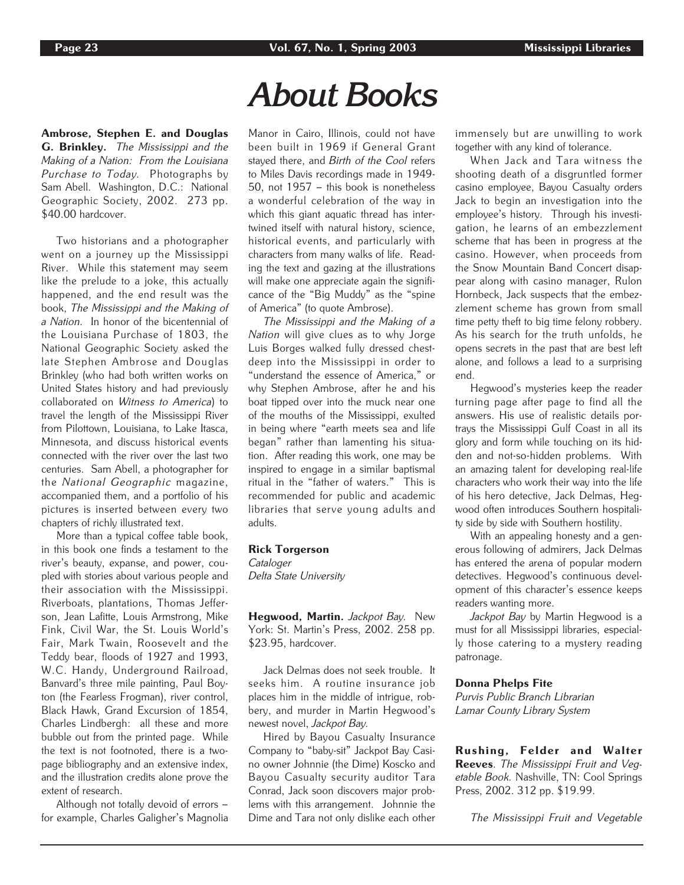# About Books

**Ambrose, Stephen E. and Douglas G. Brinkley.** *The Mississippi and the Making of a Nation: From the Louisiana Purchase to Today.* Photographs by Sam Abell. Washington, D.C.: National Geographic Society, 2002. 273 pp. $40.00 hardcover.

Two historians and a photographer went on a journey up the Mississippi River. While this statement may seem like the prelude to a joke, this actually happened, and the end result was the book, *The Mississippi and the Making of a Nation.* In honor of the bicentennial of the Louisiana Purchase of 1803, the National Geographic Society asked the late Stephen Ambrose and Douglas Brinkley (who had both written works on United States history and had previously collaborated on *Witness to America*) to travel the length of the Mississippi River from Pilottown, Louisiana, to Lake Itasca, Minnesota, and discuss historical events connected with the river over the last two centuries. Sam Abell, a photographer for the *National Geographic* magazine, accompanied them, and a portfolio of his pictures is inserted between every two chapters of richly illustrated text.

More than a typical coffee table book, in this book one finds a testament to the river's beauty, expanse, and power, coupled with stories about various people and their association with the Mississippi. Riverboats, plantations, Thomas Jefferson, Jean Lafitte, Louis Armstrong, Mike Fink, Civil War, the St. Louis World's Fair, Mark Twain, Roosevelt and the Teddy bear, floods of 1927 and 1993, W.C. Handy, Underground Railroad, Banvard's three mile painting, Paul Boyton (the Fearless Frogman), river control, Black Hawk, Grand Excursion of 1854, Charles Lindbergh: all these and more bubble out from the printed page. While the text is not footnoted, there is a two-page bibliography and an extensive index, and the illustration credits alone prove the extent of research.

Although not totally devoid of errors – for example, Charles Galigher's Magnolia Manor in Cairo, Illinois, could not have been built in 1969 if General Grant stayed there, and *Birth of the Cool* refers to Miles Davis recordings made in 1949-50, not 1957 – this book is nonetheless a wonderful celebration of the way in which this giant aquatic thread has intertwined itself with natural history, science, historical events, and particularly with characters from many walks of life. Reading the text and gazing at the illustrations will make one appreciate again the significance of the "Big Muddy" as the "spine of America" (to quote Ambrose).

*The Mississippi and the Making of a Nation* will give clues as to why Jorge Luis Borges walked fully dressed chest-deep into the Mississippi in order to "understand the essence of America," or why Stephen Ambrose, after he and his boat tipped over into the muck near one of the mouths of the Mississippi, exulted in being where "earth meets sea and life began" rather than lamenting his situation. After reading this work, one may be inspired to engage in a similar baptismal ritual in the "father of waters." This is recommended for public and academic libraries that serve young adults and adults.

**Rick Torgerson**
*Cataloger*
*Delta State University*

**Hegwood, Martin.** *Jackpot Bay.* New York: St. Martin's Press, 2002. 258 pp. $23.95, hardcover.

Jack Delmas does not seek trouble. It seeks him. A routine insurance job places him in the middle of intrigue, robbery, and murder in Martin Hegwood's newest novel, *Jackpot Bay.*

Hired by Bayou Casualty Insurance Company to "baby-sit" Jackpot Bay Casino owner Johnnie (the Dime) Koscko and Bayou Casualty security auditor Tara Conrad, Jack soon discovers major problems with this arrangement. Johnnie the Dime and Tara not only dislike each other immensely but are unwilling to work together with any kind of tolerance.

When Jack and Tara witness the shooting death of a disgruntled former casino employee, Bayou Casualty orders Jack to begin an investigation into the employee's history. Through his investigation, he learns of an embezzlement scheme that has been in progress at the casino. However, when proceeds from the Snow Mountain Band Concert disappear along with casino manager, Rulon Hornbeck, Jack suspects that the embezzlement scheme has grown from small time petty theft to big time felony robbery. As his search for the truth unfolds, he opens secrets in the past that are best left alone, and follows a lead to a surprising end.

Hegwood's mysteries keep the reader turning page after page to find all the answers. His use of realistic details portrays the Mississippi Gulf Coast in all its glory and form while touching on its hidden and not-so-hidden problems. With an amazing talent for developing real-life characters who work their way into the life of his hero detective, Jack Delmas, Hegwood often introduces Southern hospitality side by side with Southern hostility.

With an appealing honesty and a generous following of admirers, Jack Delmas has entered the arena of popular modern detectives. Hegwood's continuous development of this character's essence keeps readers wanting more.

*Jackpot Bay* by Martin Hegwood is a must for all Mississippi libraries, especially those catering to a mystery reading patronage.

**Donna Phelps Fite**
*Purvis Public Branch Librarian*
*Lamar County Library System*

**Rushing, Felder and Walter Reeves**. *The Mississippi Fruit and Vegetable Book.* Nashville, TN: Cool Springs Press, 2002. 312 pp. $19.99.

*The Mississippi Fruit and Vegetable*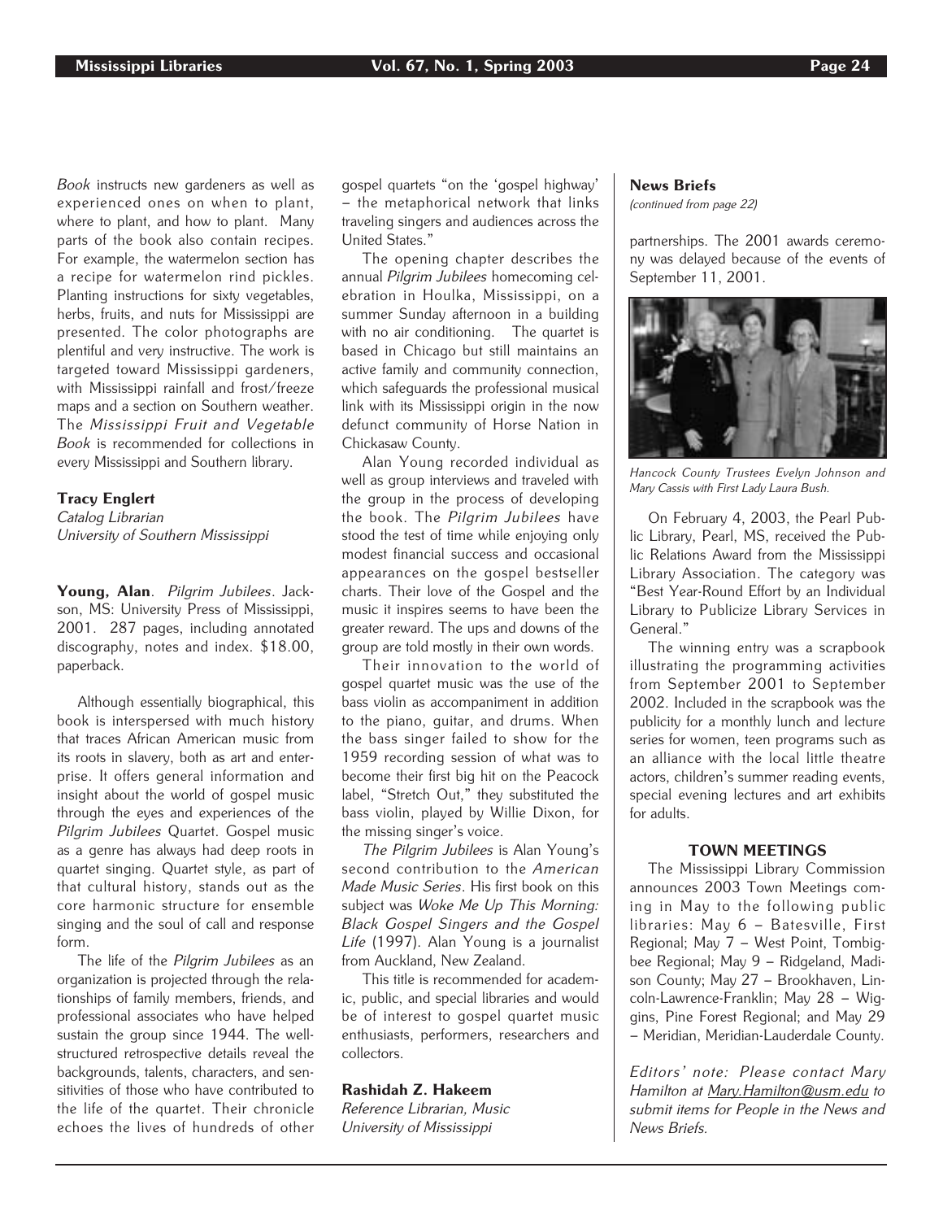*Book* instructs new gardeners as well as experienced ones on when to plant, where to plant, and how to plant. Many parts of the book also contain recipes. For example, the watermelon section has a recipe for watermelon rind pickles. Planting instructions for sixty vegetables, herbs, fruits, and nuts for Mississippi are presented. The color photographs are plentiful and very instructive. The work is targeted toward Mississippi gardeners, with Mississippi rainfall and frost/freeze maps and a section on Southern weather. The *Mississippi Fruit and Vegetable Book* is recommended for collections in every Mississippi and Southern library.

**Tracy Englert**
*Catalog Librarian*
*University of Southern Mississippi*

**Young, Alan**. *Pilgrim Jubilees*. Jackson, MS: University Press of Mississippi, 2001. 287 pages, including annotated discography, notes and index. $18.00, paperback.

Although essentially biographical, this book is interspersed with much history that traces African American music from its roots in slavery, both as art and enterprise. It offers general information and insight about the world of gospel music through the eyes and experiences of the *Pilgrim Jubilees* Quartet. Gospel music as a genre has always had deep roots in quartet singing. Quartet style, as part of that cultural history, stands out as the core harmonic structure for ensemble singing and the soul of call and response form.

The life of the *Pilgrim Jubilees* as an organization is projected through the relationships of family members, friends, and professional associates who have helped sustain the group since 1944. The well-structured retrospective details reveal the backgrounds, talents, characters, and sensitivities of those who have contributed to the life of the quartet. Their chronicle echoes the lives of hundreds of other gospel quartets "on the 'gospel highway' – the metaphorical network that links traveling singers and audiences across the United States."

The opening chapter describes the annual *Pilgrim Jubilees* homecoming celebration in Houlka, Mississippi, on a summer Sunday afternoon in a building with no air conditioning. The quartet is based in Chicago but still maintains an active family and community connection, which safeguards the professional musical link with its Mississippi origin in the now defunct community of Horse Nation in Chickasaw County.

Alan Young recorded individual as well as group interviews and traveled with the group in the process of developing the book. The *Pilgrim Jubilees* have stood the test of time while enjoying only modest financial success and occasional appearances on the gospel bestseller charts. Their love of the Gospel and the music it inspires seems to have been the greater reward. The ups and downs of the group are told mostly in their own words.

Their innovation to the world of gospel quartet music was the use of the bass violin as accompaniment in addition to the piano, guitar, and drums. When the bass singer failed to show for the 1959 recording session of what was to become their first big hit on the Peacock label, "Stretch Out," they substituted the bass violin, played by Willie Dixon, for the missing singer's voice.

*The Pilgrim Jubilees* is Alan Young's second contribution to the *American Made Music Series*. His first book on this subject was *Woke Me Up This Morning: Black Gospel Singers and the Gospel Life* (1997). Alan Young is a journalist from Auckland, New Zealand.

This title is recommended for academic, public, and special libraries and would be of interest to gospel quartet music enthusiasts, performers, researchers and collectors.

**Rashidah Z. Hakeem**
*Reference Librarian, Music*
*University of Mississippi*

**News Briefs**
*(continued from page 22)*

partnerships. The 2001 awards ceremony was delayed because of the events of September 11, 2001.

*Hancock County Trustees Evelyn Johnson and Mary Cassis with First Lady Laura Bush.*

On February 4, 2003, the Pearl Public Library, Pearl, MS, received the Public Relations Award from the Mississippi Library Association. The category was "Best Year-Round Effort by an Individual Library to Publicize Library Services in General."

The winning entry was a scrapbook illustrating the programming activities from September 2001 to September 2002. Included in the scrapbook was the publicity for a monthly lunch and lecture series for women, teen programs such as an alliance with the local little theatre actors, children's summer reading events, special evening lectures and art exhibits for adults.

**TOWN MEETINGS**

The Mississippi Library Commission announces 2003 Town Meetings coming in May to the following public libraries: May 6 – Batesville, First Regional; May 7 – West Point, Tombigbee Regional; May 9 – Ridgeland, Madison County; May 27 – Brookhaven, Lincoln-Lawrence-Franklin; May 28 – Wiggins, Pine Forest Regional; and May 29 – Meridian, Meridian-Lauderdale County.

*Editors' note: Please contact Mary Hamilton at Mary.Hamilton@usm.edu to submit items for People in the News and News Briefs.*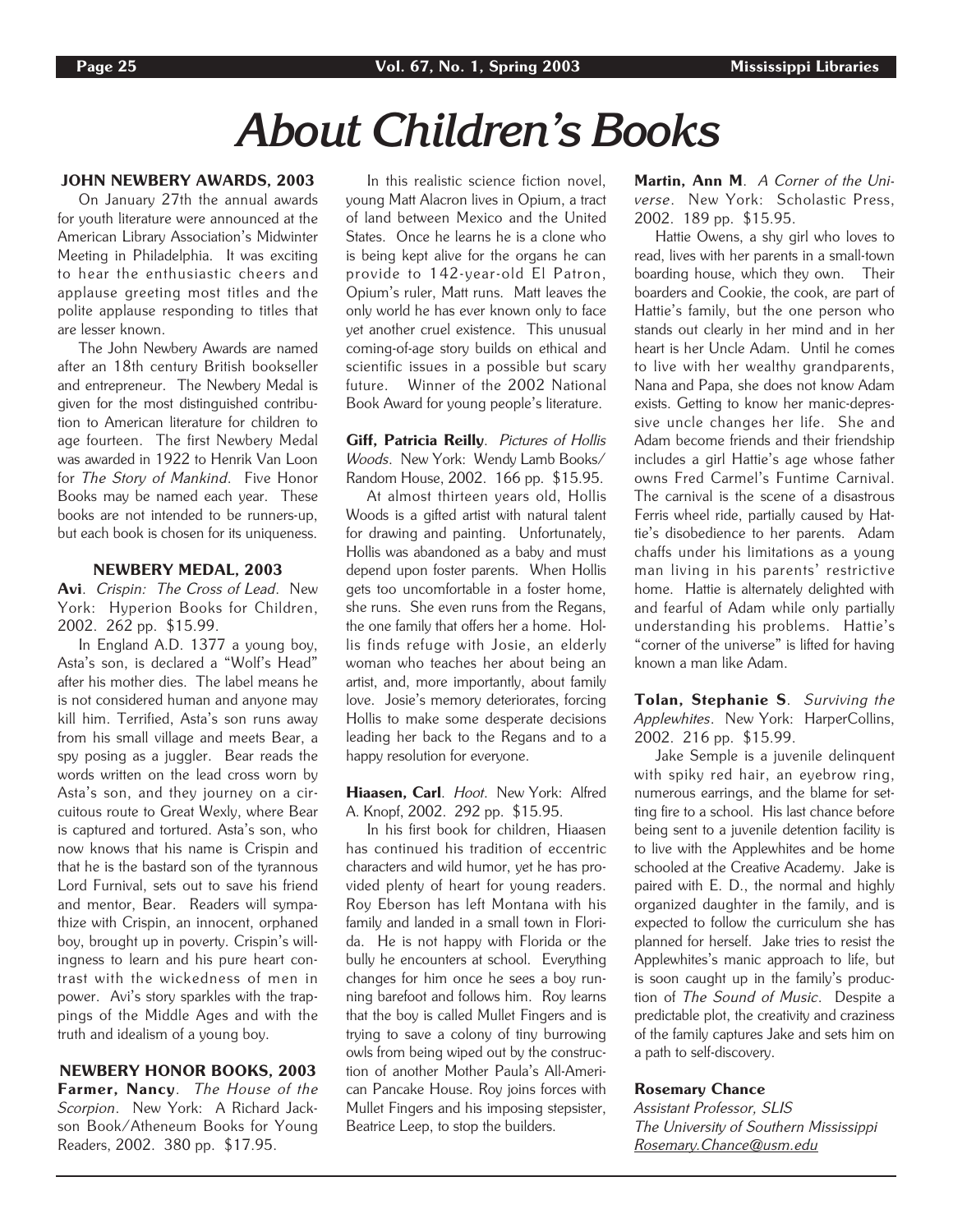# About Children's Books

### JOHN NEWBERY AWARDS, 2003

On January 27th the annual awards for youth literature were announced at the American Library Association's Midwinter Meeting in Philadelphia. It was exciting to hear the enthusiastic cheers and applause greeting most titles and the polite applause responding to titles that are lesser known.

The John Newbery Awards are named after an 18th century British bookseller and entrepreneur. The Newbery Medal is given for the most distinguished contribution to American literature for children to age fourteen. The first Newbery Medal was awarded in 1922 to Henrik Van Loon for *The Story of Mankind*. Five Honor Books may be named each year. These books are not intended to be runners-up, but each book is chosen for its uniqueness.

### NEWBERY MEDAL, 2003

**Avi**. *Crispin: The Cross of Lead*. New York: Hyperion Books for Children, 2002. 262 pp. $15.99.

In England A.D. 1377 a young boy, Asta's son, is declared a "Wolf's Head" after his mother dies. The label means he is not considered human and anyone may kill him. Terrified, Asta's son runs away from his small village and meets Bear, a spy posing as a juggler. Bear reads the words written on the lead cross worn by Asta's son, and they journey on a circuitous route to Great Wexly, where Bear is captured and tortured. Asta's son, who now knows that his name is Crispin and that he is the bastard son of the tyrannous Lord Furnival, sets out to save his friend and mentor, Bear. Readers will sympathize with Crispin, an innocent, orphaned boy, brought up in poverty. Crispin's willingness to learn and his pure heart contrast with the wickedness of men in power. Avi's story sparkles with the trappings of the Middle Ages and with the truth and idealism of a young boy.

### NEWBERY HONOR BOOKS, 2003

**Farmer, Nancy**. *The House of the Scorpion*. New York: A Richard Jackson Book/Atheneum Books for Young Readers, 2002. 380 pp. $17.95.

In this realistic science fiction novel, young Matt Alacron lives in Opium, a tract of land between Mexico and the United States. Once he learns he is a clone who is being kept alive for the organs he can provide to 142-year-old El Patron, Opium's ruler, Matt runs. Matt leaves the only world he has ever known only to face yet another cruel existence. This unusual coming-of-age story builds on ethical and scientific issues in a possible but scary future. Winner of the 2002 National Book Award for young people's literature.

**Giff, Patricia Reilly**. *Pictures of Hollis Woods*. New York: Wendy Lamb Books/ Random House, 2002. 166 pp. $15.95.

At almost thirteen years old, Hollis Woods is a gifted artist with natural talent for drawing and painting. Unfortunately, Hollis was abandoned as a baby and must depend upon foster parents. When Hollis gets too uncomfortable in a foster home, she runs. She even runs from the Regans, the one family that offers her a home. Hollis finds refuge with Josie, an elderly woman who teaches her about being an artist, and, more importantly, about family love. Josie's memory deteriorates, forcing Hollis to make some desperate decisions leading her back to the Regans and to a happy resolution for everyone.

**Hiaasen, Carl**. *Hoot*. New York: Alfred A. Knopf, 2002. 292 pp. $15.95.

In his first book for children, Hiaasen has continued his tradition of eccentric characters and wild humor, yet he has provided plenty of heart for young readers. Roy Eberson has left Montana with his family and landed in a small town in Florida. He is not happy with Florida or the bully he encounters at school. Everything changes for him once he sees a boy running barefoot and follows him. Roy learns that the boy is called Mullet Fingers and is trying to save a colony of tiny burrowing owls from being wiped out by the construction of another Mother Paula's All-American Pancake House. Roy joins forces with Mullet Fingers and his imposing stepsister, Beatrice Leep, to stop the builders.

**Martin, Ann M**. *A Corner of the Universe*. New York: Scholastic Press, 2002. 189 pp. $15.95.

Hattie Owens, a shy girl who loves to read, lives with her parents in a small-town boarding house, which they own. Their boarders and Cookie, the cook, are part of Hattie's family, but the one person who stands out clearly in her mind and in her heart is her Uncle Adam. Until he comes to live with her wealthy grandparents, Nana and Papa, she does not know Adam exists. Getting to know her manic-depressive uncle changes her life. She and Adam become friends and their friendship includes a girl Hattie's age whose father owns Fred Carmel's Funtime Carnival. The carnival is the scene of a disastrous Ferris wheel ride, partially caused by Hattie's disobedience to her parents. Adam chaffs under his limitations as a young man living in his parents' restrictive home. Hattie is alternately delighted with and fearful of Adam while only partially understanding his problems. Hattie's "corner of the universe" is lifted for having known a man like Adam.

**Tolan, Stephanie S**. *Surviving the Applewhites*. New York: HarperCollins, 2002. 216 pp. $15.99.

Jake Semple is a juvenile delinquent with spiky red hair, an eyebrow ring, numerous earrings, and the blame for setting fire to a school. His last chance before being sent to a juvenile detention facility is to live with the Applewhites and be home schooled at the Creative Academy. Jake is paired with E. D., the normal and highly organized daughter in the family, and is expected to follow the curriculum she has planned for herself. Jake tries to resist the Applewhites's manic approach to life, but is soon caught up in the family's production of *The Sound of Music*. Despite a predictable plot, the creativity and craziness of the family captures Jake and sets him on a path to self-discovery.

**Rosemary Chance**
*Assistant Professor, SLIS*
*The University of Southern Mississippi*
*Rosemary.Chance@usm.edu*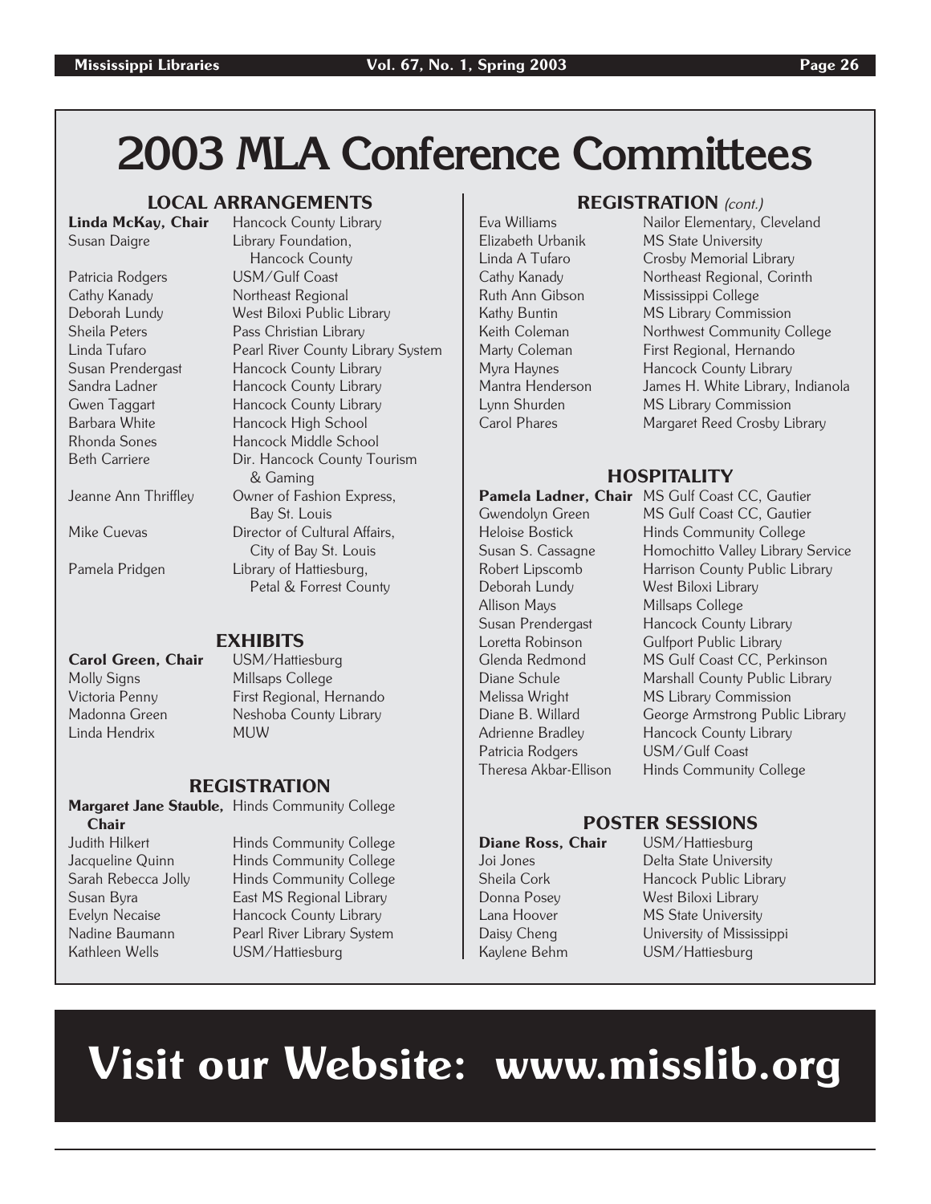# 2003 MLA Conference Committees

## LOCAL ARRANGEMENTS

| | |
|---|---|
| **Linda McKay, Chair** | Hancock County Library |
| Susan Daigre | Library Foundation, Hancock County |
| Patricia Rodgers | USM/Gulf Coast |
| Cathy Kanady | Northeast Regional |
| Deborah Lundy | West Biloxi Public Library |
| Sheila Peters | Pass Christian Library |
| Linda Tufaro | Pearl River County Library System |
| Susan Prendergast | Hancock County Library |
| Sandra Ladner | Hancock County Library |
| Gwen Taggart | Hancock County Library |
| Barbara White | Hancock High School |
| Rhonda Sones | Hancock Middle School |
| Beth Carriere | Dir. Hancock County Tourism & Gaming |
| Jeanne Ann Thriffley | Owner of Fashion Express, Bay St. Louis |
| Mike Cuevas | Director of Cultural Affairs, City of Bay St. Louis |
| Pamela Pridgen | Library of Hattiesburg, Petal & Forrest County |

## EXHIBITS

| | |
|---|---|
| **Carol Green, Chair** | USM/Hattiesburg |
| Molly Signs | Millsaps College |
| Victoria Penny | First Regional, Hernando |
| Madonna Green | Neshoba County Library |
| Linda Hendrix | MUW |

## REGISTRATION

| | |
|---|---|
| **Margaret Jane Stauble, Chair** | Hinds Community College |
| Judith Hilkert | Hinds Community College |
| Jacqueline Quinn | Hinds Community College |
| Sarah Rebecca Jolly | Hinds Community College |
| Susan Byra | East MS Regional Library |
| Evelyn Necaise | Hancock County Library |
| Nadine Baumann | Pearl River Library System |
| Kathleen Wells | USM/Hattiesburg |
| Eva Williams | Nailor Elementary, Cleveland |
| Elizabeth Urbanik | MS State University |
| Linda A Tufaro | Crosby Memorial Library |
| Cathy Kanady | Northeast Regional, Corinth |
| Ruth Ann Gibson | Mississippi College |
| Kathy Buntin | MS Library Commission |
| Keith Coleman | Northwest Community College |
| Marty Coleman | First Regional, Hernando |
| Myra Haynes | Hancock County Library |
| Mantra Henderson | James H. White Library, Indianola |
| Lynn Shurden | MS Library Commission |
| Carol Phares | Margaret Reed Crosby Library |

## HOSPITALITY

| | |
|---|---|
| **Pamela Ladner, Chair** | MS Gulf Coast CC, Gautier |
| Gwendolyn Green | MS Gulf Coast CC, Gautier |
| Heloise Bostick | Hinds Community College |
| Susan S. Cassagne | Homochitto Valley Library Service |
| Robert Lipscomb | Harrison County Public Library |
| Deborah Lundy | West Biloxi Library |
| Allison Mays | Millsaps College |
| Susan Prendergast | Hancock County Library |
| Loretta Robinson | Gulfport Public Library |
| Glenda Redmond | MS Gulf Coast CC, Perkinson |
| Diane Schule | Marshall County Public Library |
| Melissa Wright | MS Library Commission |
| Diane B. Willard | George Armstrong Public Library |
| Adrienne Bradley | Hancock County Library |
| Patricia Rodgers | USM/Gulf Coast |
| Theresa Akbar-Ellison | Hinds Community College |

## POSTER SESSIONS

| | |
|---|---|
| **Diane Ross, Chair** | USM/Hattiesburg |
| Joi Jones | Delta State University |
| Sheila Cork | Hancock Public Library |
| Donna Posey | West Biloxi Library |
| Lana Hoover | MS State University |
| Daisy Cheng | University of Mississippi |
| Kaylene Behm | USM/Hattiesburg |

# Visit our Website: www.misslib.org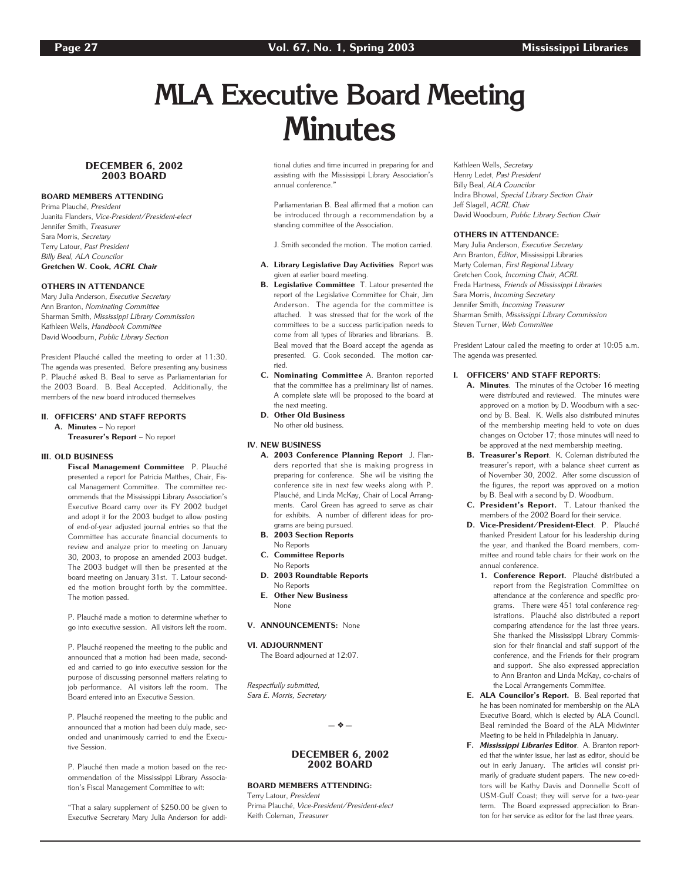# MLA Executive Board Meeting Minutes

## DECEMBER 6, 2002
## 2003 BOARD

**BOARD MEMBERS ATTENDING**

Prima Plauché, *President*
Juanita Flanders, *Vice-President/President-elect*
Jennifer Smith, *Treasurer*
Sara Morris, *Secretary*
Terry Latour, *Past President*
*Billy Beal, ALA Councilor*
**Gretchen W. Cook, *ACRL Chair***

**OTHERS IN ATTENDANCE**

Mary Julia Anderson, *Executive Secretary*
Ann Branton, *Nominating Committee*
Sharman Smith, *Mississippi Library Commission*
Kathleen Wells, *Handbook Committee*
David Woodburn, *Public Library Section*

President Plauché called the meeting to order at 11:30. The agenda was presented. Before presenting any business P. Plauché asked B. Beal to serve as Parliamentarian for the 2003 Board. B. Beal Accepted. Additionally, the members of the new board introduced themselves

**II. OFFICERS' AND STAFF REPORTS**

**A. Minutes** – No report
**Treasurer's Report** – No report

**III. OLD BUSINESS**

**Fiscal Management Committee** P. Plauché presented a report for Patricia Matthes, Chair, Fiscal Management Committee. The committee recommends that the Mississippi Library Association's Executive Board carry over its FY 2002 budget and adopt it for the 2003 budget to allow posting of end-of-year adjusted journal entries so that the Committee has accurate financial documents to review and analyze prior to meeting on January 30, 2003, to propose an amended 2003 budget. The 2003 budget will then be presented at the board meeting on January 31st. T. Latour seconded the motion brought forth by the committee. The motion passed.

P. Plauché made a motion to determine whether to go into executive session. All visitors left the room.

P. Plauché reopened the meeting to the public and announced that a motion had been made, seconded and carried to go into executive session for the purpose of discussing personnel matters relating to job performance. All visitors left the room. The Board entered into an Executive Session.

P. Plauché reopened the meeting to the public and announced that a motion had been duly made, seconded and unanimously carried to end the Executive Session.

P. Plauché then made a motion based on the recommendation of the Mississippi Library Association's Fiscal Management Committee to wit:

"That a salary supplement of $250.00 be given to Executive Secretary Mary Julia Anderson for additional duties and time incurred in preparing for and assisting with the Mississippi Library Association's annual conference."

Parliamentarian B. Beal affirmed that a motion can be introduced through a recommendation by a standing committee of the Association.

J. Smith seconded the motion. The motion carried.

**A. Library Legislative Day Activities** Report was given at earlier board meeting.

**B. Legislative Committee** T. Latour presented the report of the Legislative Committee for Chair, Jim Anderson. The agenda for the committee is attached. It was stressed that for the work of the committees to be a success participation needs to come from all types of libraries and librarians. B. Beal moved that the Board accept the agenda as presented. G. Cook seconded. The motion carried.

**C. Nominating Committee** A. Branton reported that the committee has a preliminary list of names. A complete slate will be proposed to the board at the next meeting.

**D. Other Old Business**
No other old business.

**IV. NEW BUSINESS**

**A. 2003 Conference Planning Report** J. Flanders reported that she is making progress in preparing for conference. She will be visiting the conference site in next few weeks along with P. Plauché, and Linda McKay, Chair of Local Arrangements. Carol Green has agreed to serve as chair for exhibits. A number of different ideas for programs are being pursued.

**B. 2003 Section Reports**
No Reports

**C. Committee Reports**
No Reports

**D. 2003 Roundtable Reports**
No Reports

**E. Other New Business**
None

**V. ANNOUNCEMENTS:** None

**VI. ADJOURNMENT**
The Board adjourned at 12:07.

*Respectfully submitted,*
*Sara E. Morris, Secretary*

— ❖ —

## DECEMBER 6, 2002
## 2002 BOARD

**BOARD MEMBERS ATTENDING:**

Terry Latour, *President*
Prima Plauché, *Vice-President/President-elect*
Keith Coleman, *Treasurer*
Kathleen Wells, *Secretary*
Henry Ledet, *Past President*
Billy Beal, *ALA Councilor*
Indira Bhowal, *Special Library Section Chair*
Jeff Slagell, *ACRL Chair*
David Woodburn, *Public Library Section Chair*

**OTHERS IN ATTENDANCE:**

Mary Julia Anderson, *Executive Secretary*
Ann Branton, *Editor*, Mississippi Libraries
Marty Coleman, *First Regional Library*
Gretchen Cook, *Incoming Chair, ACRL*
Freda Hartness, *Friends of Mississippi Libraries*
Sara Morris, *Incoming Secretary*
Jennifer Smith, *Incoming Treasurer*
Sharman Smith, *Mississippi Library Commission*
Steven Turner, *Web Committee*

President Latour called the meeting to order at 10:05 a.m. The agenda was presented.

**I. OFFICERS' AND STAFF REPORTS:**

**A. Minutes**. The minutes of the October 16 meeting were distributed and reviewed. The minutes were approved on a motion by D. Woodburn with a second by B. Beal. K. Wells also distributed minutes of the membership meeting held to vote on dues changes on October 17; those minutes will need to be approved at the next membership meeting.

**B. Treasurer's Report**. K. Coleman distributed the treasurer's report, with a balance sheet current as of November 30, 2002. After some discussion of the figures, the report was approved on a motion by B. Beal with a second by D. Woodburn.

**C. President's Report.** T. Latour thanked the members of the 2002 Board for their service.

**D. Vice-President/President-Elect**. P. Plauché thanked President Latour for his leadership during the year, and thanked the Board members, committee and round table chairs for their work on the annual conference.

1. **Conference Report.** Plauché distributed a report from the Registration Committee on attendance at the conference and specific programs. There were 451 total conference registrations. Plauché also distributed a report comparing attendance for the last three years. She thanked the Mississippi Library Commission for their financial and staff support of the conference, and the Friends for their program and support. She also expressed appreciation to Ann Branton and Linda McKay, co-chairs of the Local Arrangements Committee.

**E. ALA Councilor's Report.** B. Beal reported that he has been nominated for membership on the ALA Executive Board, which is elected by ALA Council. Beal reminded the Board of the ALA Midwinter Meeting to be held in Philadelphia in January.

**F. *Mississippi Libraries* Editor**. A. Branton reported that the winter issue, her last as editor, should be out in early January. The articles will consist primarily of graduate student papers. The new co-editors will be Kathy Davis and Donnelle Scott of USM-Gulf Coast; they will serve for a two-year term. The Board expressed appreciation to Branton for her service as editor for the last three years.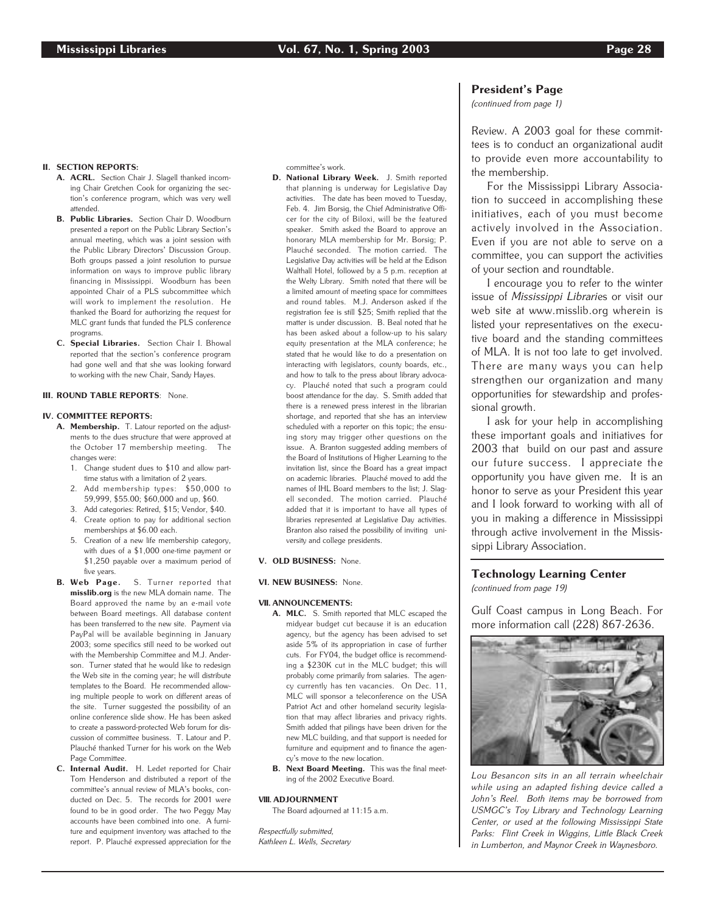**II. SECTION REPORTS:**

**A. ACRL.** Section Chair J. Slagell thanked incoming Chair Gretchen Cook for organizing the section's conference program, which was very well attended.

**B. Public Libraries.** Section Chair D. Woodburn presented a report on the Public Library Section's annual meeting, which was a joint session with the Public Library Directors' Discussion Group. Both groups passed a joint resolution to pursue information on ways to improve public library financing in Mississippi. Woodburn has been appointed Chair of a PLS subcommittee which will work to implement the resolution. He thanked the Board for authorizing the request for MLC grant funds that funded the PLS conference programs.

**C. Special Libraries.** Section Chair I. Bhowal reported that the section's conference program had gone well and that she was looking forward to working with the new Chair, Sandy Hayes.

**III. ROUND TABLE REPORTS**: None.

**IV. COMMITTEE REPORTS:**

**A. Membership.** T. Latour reported on the adjustments to the dues structure that were approved at the October 17 membership meeting. The changes were:

1. Change student dues to $10 and allow part-time status with a limitation of 2 years.
2. Add membership types: $50,000 to 59,999, $55.00; $60,000 and up, $60.
3. Add categories: Retired, $15; Vendor, $40.
4. Create option to pay for additional section memberships at $6.00 each.
5. Creation of a new life membership category, with dues of a $1,000 one-time payment or $1,250 payable over a maximum period of five years.

**B. Web Page.** S. Turner reported that **misslib.org** is the new MLA domain name. The Board approved the name by an e-mail vote between Board meetings. All database content has been transferred to the new site. Payment via PayPal will be available beginning in January 2003; some specifics still need to be worked out with the Membership Committee and M.J. Anderson. Turner stated that he would like to redesign the Web site in the coming year; he will distribute templates to the Board. He recommended allowing multiple people to work on different areas of the site. Turner suggested the possibility of an online conference slide show. He has been asked to create a password-protected Web forum for discussion of committee business. T. Latour and P. Plauché thanked Turner for his work on the Web Page Committee.

**C. Internal Audit.** H. Ledet reported for Chair Tom Henderson and distributed a report of the committee's annual review of MLA's books, conducted on Dec. 5. The records for 2001 were found to be in good order. The two Peggy May accounts have been combined into one. A furniture and equipment inventory was attached to the report. P. Plauché expressed appreciation for the committee's work.

**D. National Library Week.** J. Smith reported that planning is underway for Legislative Day activities. The date has been moved to Tuesday, Feb. 4. Jim Borsig, the Chief Administrative Officer for the city of Biloxi, will be the featured speaker. Smith asked the Board to approve an honorary MLA membership for Mr. Borsig; P. Plauché seconded. The motion carried. The Legislative Day activities will be held at the Edison Walthall Hotel, followed by a 5 p.m. reception at the Welty Library. Smith noted that there will be a limited amount of meeting space for committees and round tables. M.J. Anderson asked if the registration fee is still $25; Smith replied that the matter is under discussion. B. Beal noted that he has been asked about a follow-up to his salary equity presentation at the MLA conference; he stated that he would like to do a presentation on interacting with legislators, county boards, etc., and how to talk to the press about library advocacy. Plauché noted that such a program could boost attendance for the day. S. Smith added that there is a renewed press interest in the librarian shortage, and reported that she has an interview scheduled with a reporter on this topic; the ensuing story may trigger other questions on the issue. A. Branton suggested adding members of the Board of Institutions of Higher Learning to the invitation list, since the Board has a great impact on academic libraries. Plauché moved to add the names of IHL Board members to the list; J. Slagell seconded. The motion carried. Plauché added that it is important to have all types of libraries represented at Legislative Day activities. Branton also raised the possibility of inviting university and college presidents.

**V. OLD BUSINESS:** None.

**VI. NEW BUSINESS:** None.

**VII. ANNOUNCEMENTS:**

**A. MLC.** S. Smith reported that MLC escaped the midyear budget cut because it is an education agency, but the agency has been advised to set aside 5% of its appropriation in case of further cuts. For FY04, the budget office is recommending a $230K cut in the MLC budget; this will probably come primarily from salaries. The agency currently has ten vacancies. On Dec. 11, MLC will sponsor a teleconference on the USA Patriot Act and other homeland security legislation that may affect libraries and privacy rights. Smith added that pilings have been driven for the new MLC building, and that support is needed for furniture and equipment and to finance the agency's move to the new location.

**B. Next Board Meeting.** This was the final meeting of the 2002 Executive Board.

**VIII. ADJOURNMENT**

The Board adjourned at 11:15 a.m.

*Respectfully submitted,*
*Kathleen L. Wells, Secretary*

## President's Page

*(continued from page 1)*

Review. A 2003 goal for these committees is to conduct an organizational audit to provide even more accountability to the membership.

For the Mississippi Library Association to succeed in accomplishing these initiatives, each of you must become actively involved in the Association. Even if you are not able to serve on a committee, you can support the activities of your section and roundtable.

I encourage you to refer to the winter issue of *Mississippi Libraries* or visit our web site at www.misslib.org wherein is listed your representatives on the executive board and the standing committees of MLA. It is not too late to get involved. There are many ways you can help strengthen our organization and many opportunities for stewardship and professional growth.

I ask for your help in accomplishing these important goals and initiatives for 2003 that build on our past and assure our future success. I appreciate the opportunity you have given me. It is an honor to serve as your President this year and I look forward to working with all of you in making a difference in Mississippi through active involvement in the Mississippi Library Association.

## Technology Learning Center

*(continued from page 19)*

Gulf Coast campus in Long Beach. For more information call (228) 867-2636.

*Lou Besancon sits in an all terrain wheelchair while using an adapted fishing device called a John's Reel. Both items may be borrowed from USMGC's Toy Library and Technology Learning Center, or used at the following Mississippi State Parks: Flint Creek in Wiggins, Little Black Creek in Lumberton, and Maynor Creek in Waynesboro.*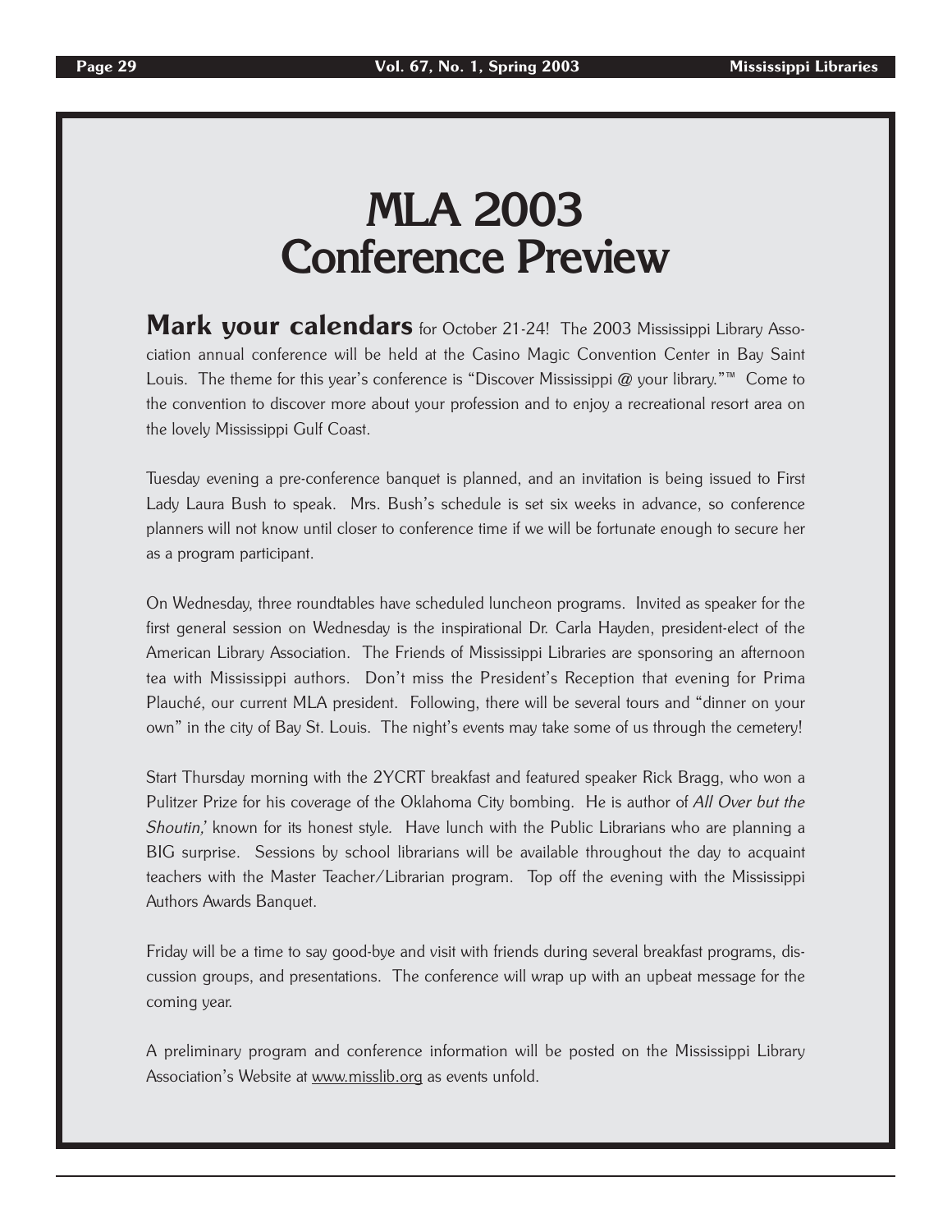# MLA 2003 Conference Preview

**Mark your calendars** for October 21-24! The 2003 Mississippi Library Association annual conference will be held at the Casino Magic Convention Center in Bay Saint Louis. The theme for this year's conference is "Discover Mississippi @ your library."™ Come to the convention to discover more about your profession and to enjoy a recreational resort area on the lovely Mississippi Gulf Coast.

Tuesday evening a pre-conference banquet is planned, and an invitation is being issued to First Lady Laura Bush to speak. Mrs. Bush's schedule is set six weeks in advance, so conference planners will not know until closer to conference time if we will be fortunate enough to secure her as a program participant.

On Wednesday, three roundtables have scheduled luncheon programs. Invited as speaker for the first general session on Wednesday is the inspirational Dr. Carla Hayden, president-elect of the American Library Association. The Friends of Mississippi Libraries are sponsoring an afternoon tea with Mississippi authors. Don't miss the President's Reception that evening for Prima Plauché, our current MLA president. Following, there will be several tours and "dinner on your own" in the city of Bay St. Louis. The night's events may take some of us through the cemetery!

Start Thursday morning with the 2YCRT breakfast and featured speaker Rick Bragg, who won a Pulitzer Prize for his coverage of the Oklahoma City bombing. He is author of *All Over but the Shoutin',* known for its honest style. Have lunch with the Public Librarians who are planning a BIG surprise. Sessions by school librarians will be available throughout the day to acquaint teachers with the Master Teacher/Librarian program. Top off the evening with the Mississippi Authors Awards Banquet.

Friday will be a time to say good-bye and visit with friends during several breakfast programs, discussion groups, and presentations. The conference will wrap up with an upbeat message for the coming year.

A preliminary program and conference information will be posted on the Mississippi Library Association's Website at www.misslib.org as events unfold.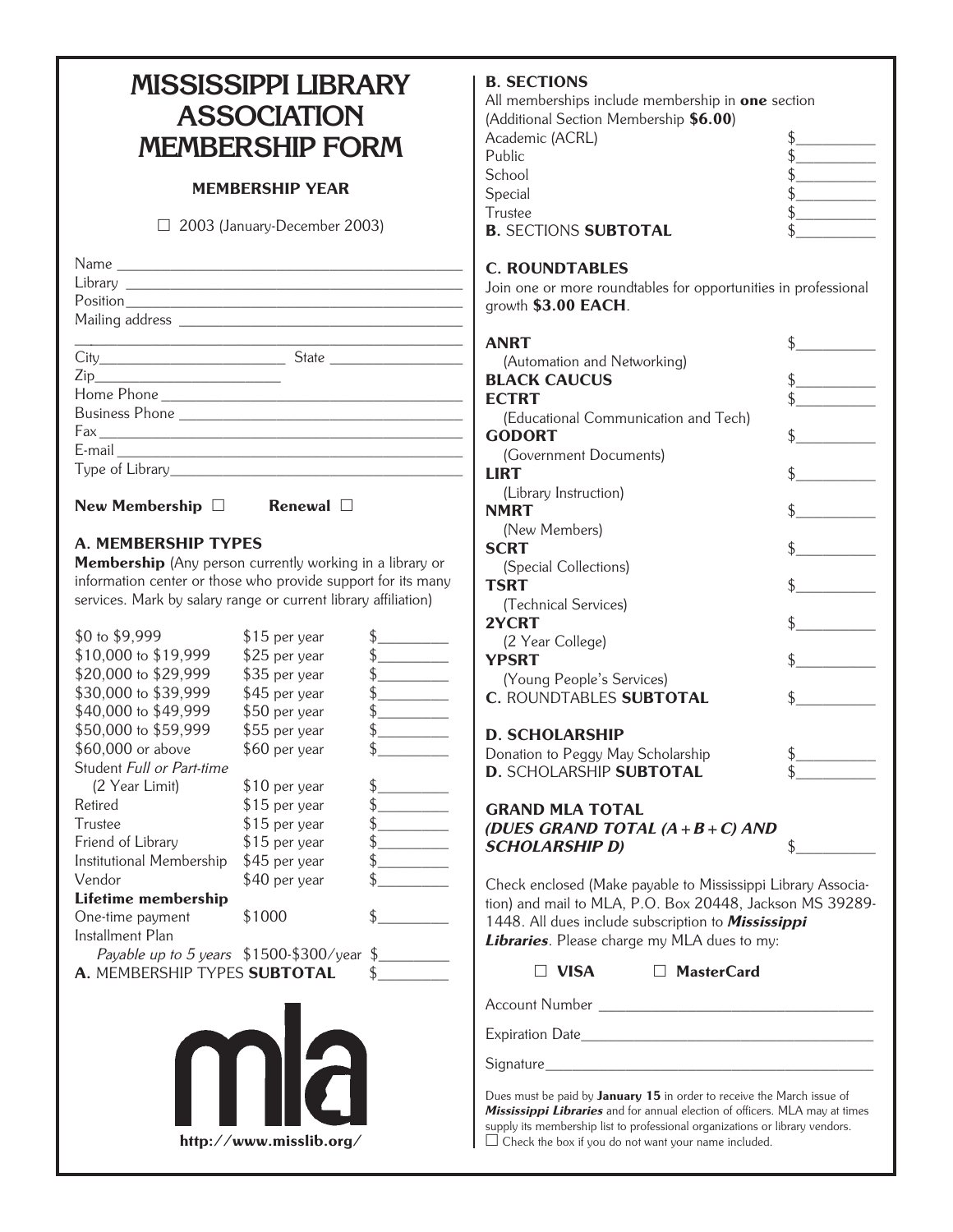# MISSISSIPPI LIBRARY ASSOCIATION MEMBERSHIP FORM

**MEMBERSHIP YEAR**

☐ 2003 (January-December 2003)

Name ______________________________________________

Library ____________________________________________

Position ___________________________________________

Mailing address _____________________________________

__________________________________________________

City_______________________ State _________________

Zip_______________________

Home Phone _________________________________________

Business Phone ______________________________________

Fax _______________________________________________

E-mail _____________________________________________

Type of Library______________________________________

**New Membership** ☐ **Renewal** ☐

## A. MEMBERSHIP TYPES

**Membership** (Any person currently working in a library or information center or those who provide support for its many services. Mark by salary range or current library affiliation)

| | | |
|---|---|---|
| $0 to $9,999 | $15 per year | $_________ |
| $10,000 to $19,999 | $25 per year | $_________ |
| $20,000 to $29,999 | $35 per year | $_________ |
| $30,000 to $39,999 | $45 per year | $_________ |
| $40,000 to $49,999 | $50 per year | $_________ |
| $50,000 to $59,999 | $55 per year | $_________ |
| $60,000 or above | $60 per year | $_________ |
| Student *Full or Part-time* (2 Year Limit) | $10 per year | $_________ |
| Retired | $15 per year | $_________ |
| Trustee | $15 per year | $_________ |
| Friend of Library | $15 per year | $_________ |
| Institutional Membership | $45 per year | $_________ |
| Vendor | $40 per year | $_________ |
| **Lifetime membership** | | |
| One-time payment | $1000 | $_________ |
| Installment Plan *Payable up to 5 years* | $1500-$300/year | $_________ |
| **A.** MEMBERSHIP TYPES **SUBTOTAL** | | $_________ |

mla

**http://www.misslib.org/**

## B. SECTIONS

All memberships include membership in **one** section (Additional Section Membership **$6.00**)

| | |
|---|---|
| Academic (ACRL) | $_________ |
| Public | $_________ |
| School | $_________ |
| Special | $_________ |
| Trustee | $_________ |
| **B.** SECTIONS **SUBTOTAL** | $_________ |

## C. ROUNDTABLES

Join one or more roundtables for opportunities in professional growth **$3.00 EACH**.

| | |
|---|---|
| **ANRT** (Automation and Networking) | $_________ |
| **BLACK CAUCUS** | $_________ |
| **ECTRT** (Educational Communication and Tech) | $_________ |
| **GODORT** (Government Documents) | $_________ |
| **LIRT** (Library Instruction) | $_________ |
| **NMRT** (New Members) | $_________ |
| **SCRT** (Special Collections) | $_________ |
| **TSRT** (Technical Services) | $_________ |
| **2YCRT** (2 Year College) | $_________ |
| **YPSRT** (Young People's Services) | $_________ |
| **C.** ROUNDTABLES **SUBTOTAL** | $_________ |

## D. SCHOLARSHIP

| | |
|---|---|
| Donation to Peggy May Scholarship | $_________ |
| **D.** SCHOLARSHIP **SUBTOTAL** | $_________ |

**GRAND MLA TOTAL**
***(DUES GRAND TOTAL (A+B+C) AND SCHOLARSHIP D)*** $_________

Check enclosed (Make payable to Mississippi Library Association) and mail to MLA, P.O. Box 20448, Jackson MS 39289-1448. All dues include subscription to ***Mississippi Libraries***. Please charge my MLA dues to my:

☐ **VISA** ☐ **MasterCard**

Account Number _________________________________

Expiration Date_________________________________

Signature______________________________________

Dues must be paid by **January 15** in order to receive the March issue of ***Mississippi Libraries*** and for annual election of officers. MLA may at times supply its membership list to professional organizations or library vendors.
☐ Check the box if you do not want your name included.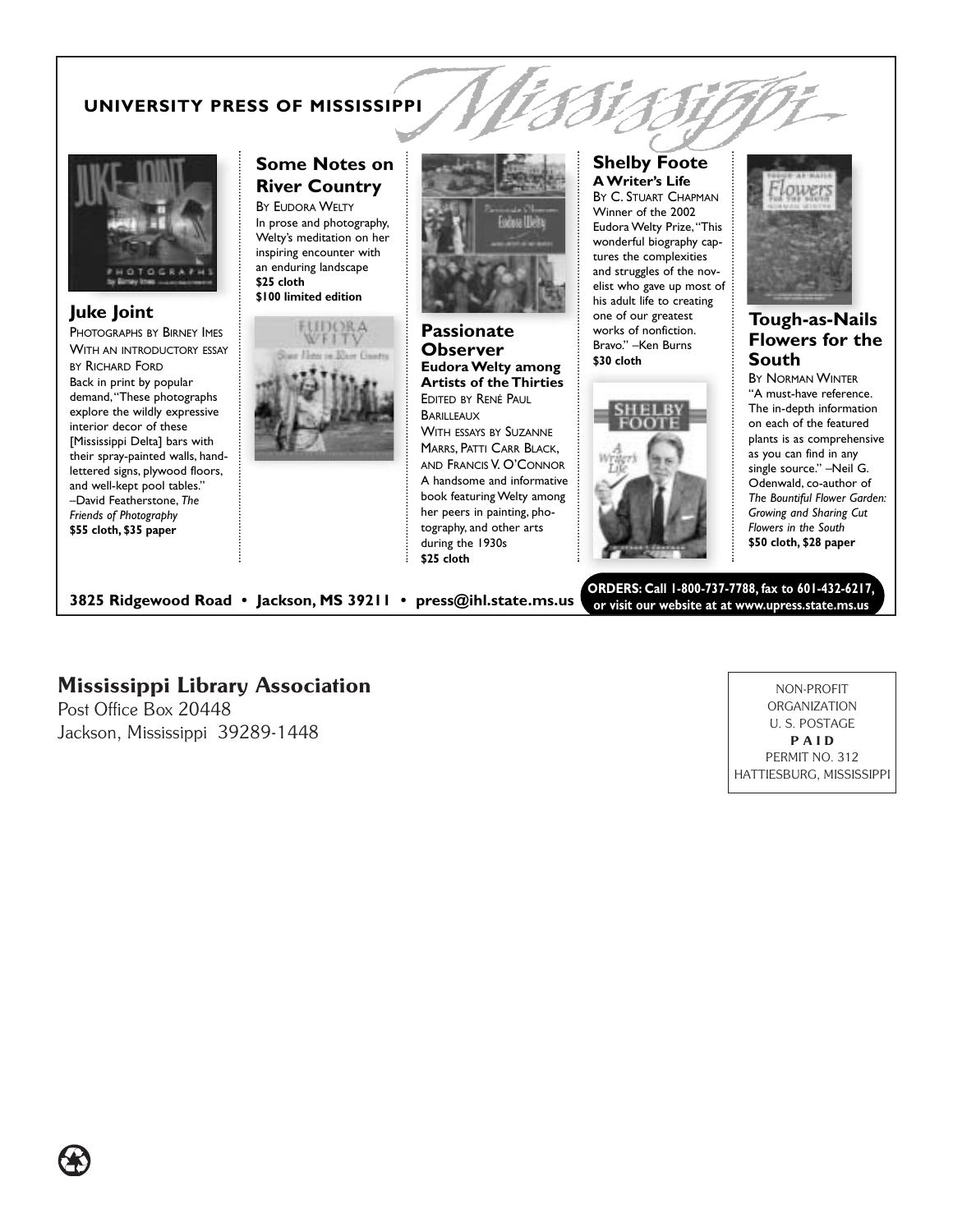## UNIVERSITY PRESS OF MISSISSIPPI

### Juke Joint

PHOTOGRAPHS BY BIRNEY IMES
WITH AN INTRODUCTORY ESSAY BY RICHARD FORD

Back in print by popular demand, "These photographs explore the wildly expressive interior decor of these [Mississippi Delta] bars with their spray-painted walls, hand-lettered signs, plywood floors, and well-kept pool tables." –David Featherstone, *The Friends of Photography*

**$55 cloth, $35 paper**

### Some Notes on River Country

BY EUDORA WELTY

In prose and photography, Welty's meditation on her inspiring encounter with an enduring landscape

**$25 cloth**
**$100 limited edition**

### Passionate Observer

**Eudora Welty among Artists of the Thirties**

EDITED BY RENÉ PAUL BARILLEAUX
WITH ESSAYS BY SUZANNE MARRS, PATTI CARR BLACK, AND FRANCIS V. O'CONNOR

A handsome and informative book featuring Welty among her peers in painting, photography, and other arts during the 1930s

**$25 cloth**

### Shelby Foote

**A Writer's Life**

BY C. STUART CHAPMAN

Winner of the 2002 Eudora Welty Prize, "This wonderful biography captures the complexities and struggles of the novelist who gave up most of his adult life to creating one of our greatest works of nonfiction. Bravo." –Ken Burns

**$30 cloth**

### Tough-as-Nails Flowers for the South

BY NORMAN WINTER

"A must-have reference. The in-depth information on each of the featured plants is as comprehensive as you can find in any single source." –Neil G. Odenwald, co-author of *The Bountiful Flower Garden: Growing and Sharing Cut Flowers in the South*

**$50 cloth, $28 paper**

**3825 Ridgewood Road • Jackson, MS 39211 • press@ihl.state.ms.us**

**ORDERS: Call 1-800-737-7788, fax to 601-432-6217, or visit our website at at www.upress.state.ms.us**

**Mississippi Library Association**
Post Office Box 20448
Jackson, Mississippi 39289-1448

NON-PROFIT
ORGANIZATION
U. S. POSTAGE
**PAID**
PERMIT NO. 312
HATTIESBURG, MISSISSIPPI